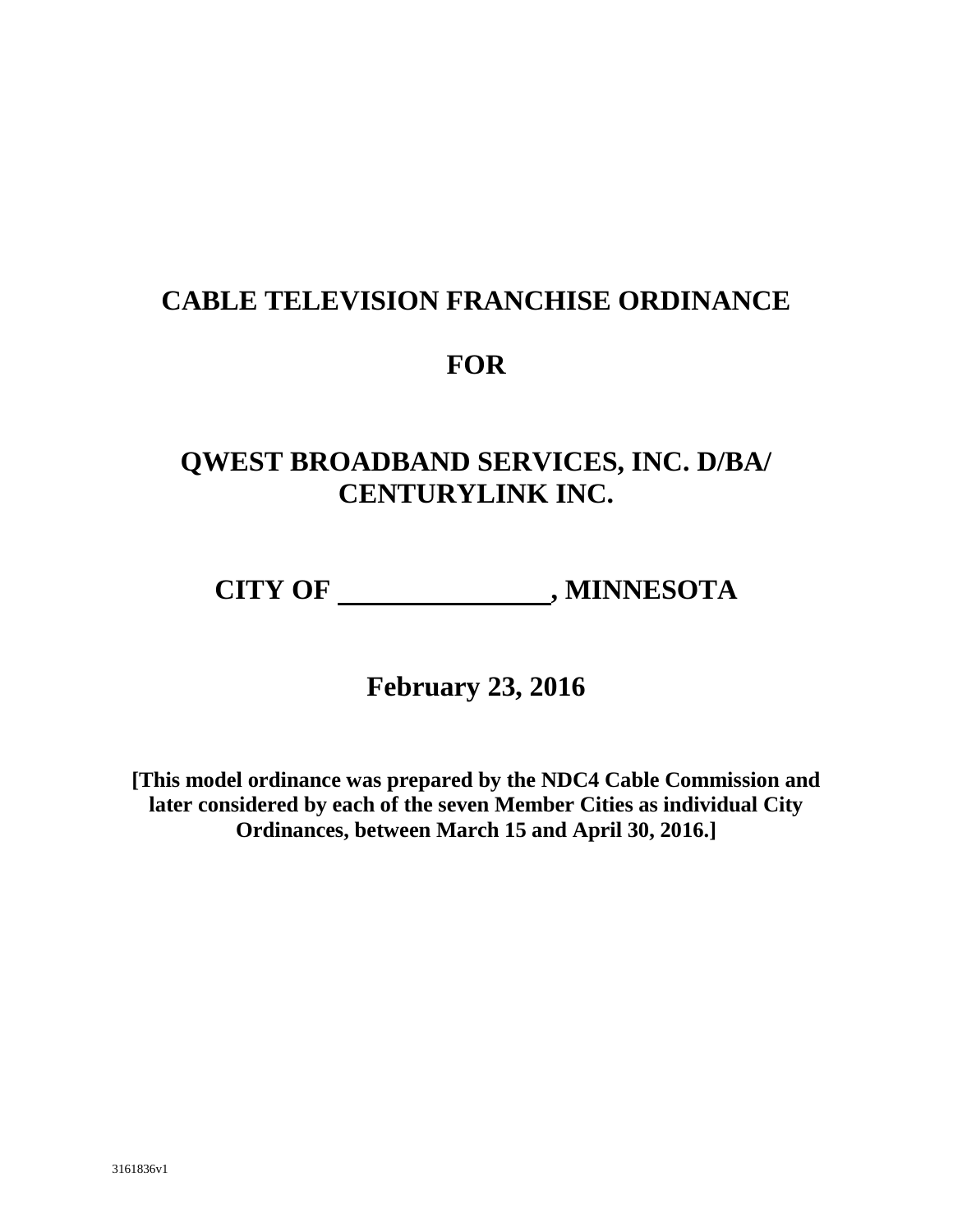# CABLE TELEVISION FRANCHISE ORDINANCE

# FOR

# QWEST BROADBAND SERVICES, INC. D/BA/ CENTURYLINK INC.

# CITY OF ________________, MINNESOTA

## February 23, 2016

**[This model ordinance was prepared by the NDC4 Cable Commission and later considered by each of the seven Member Cities as individual City Ordinances, between March 15 and April 30, 2016.]**

3161836v1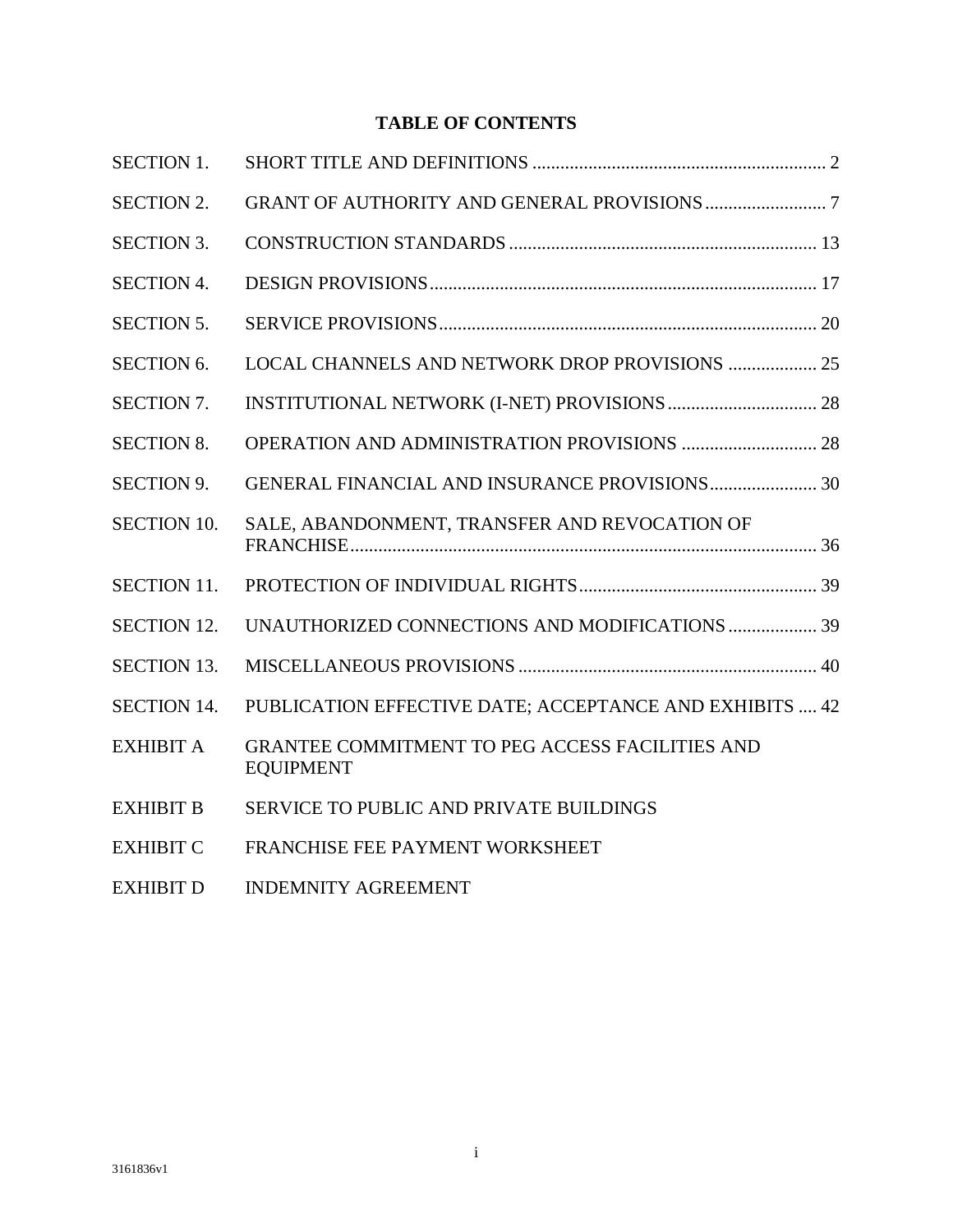# TABLE OF CONTENTS

| | | |
|---|---|---|
| SECTION 1. | SHORT TITLE AND DEFINITIONS | 2 |
| SECTION 2. | GRANT OF AUTHORITY AND GENERAL PROVISIONS | 7 |
| SECTION 3. | CONSTRUCTION STANDARDS | 13 |
| SECTION 4. | DESIGN PROVISIONS | 17 |
| SECTION 5. | SERVICE PROVISIONS | 20 |
| SECTION 6. | LOCAL CHANNELS AND NETWORK DROP PROVISIONS | 25 |
| SECTION 7. | INSTITUTIONAL NETWORK (I-NET) PROVISIONS | 28 |
| SECTION 8. | OPERATION AND ADMINISTRATION PROVISIONS | 28 |
| SECTION 9. | GENERAL FINANCIAL AND INSURANCE PROVISIONS | 30 |
| SECTION 10. | SALE, ABANDONMENT, TRANSFER AND REVOCATION OF FRANCHISE | 36 |
| SECTION 11. | PROTECTION OF INDIVIDUAL RIGHTS | 39 |
| SECTION 12. | UNAUTHORIZED CONNECTIONS AND MODIFICATIONS | 39 |
| SECTION 13. | MISCELLANEOUS PROVISIONS | 40 |
| SECTION 14. | PUBLICATION EFFECTIVE DATE; ACCEPTANCE AND EXHIBITS | 42 |
| EXHIBIT A | GRANTEE COMMITMENT TO PEG ACCESS FACILITIES AND EQUIPMENT | |
| EXHIBIT B | SERVICE TO PUBLIC AND PRIVATE BUILDINGS | |
| EXHIBIT C | FRANCHISE FEE PAYMENT WORKSHEET | |
| EXHIBIT D | INDEMNITY AGREEMENT | |

3161836v1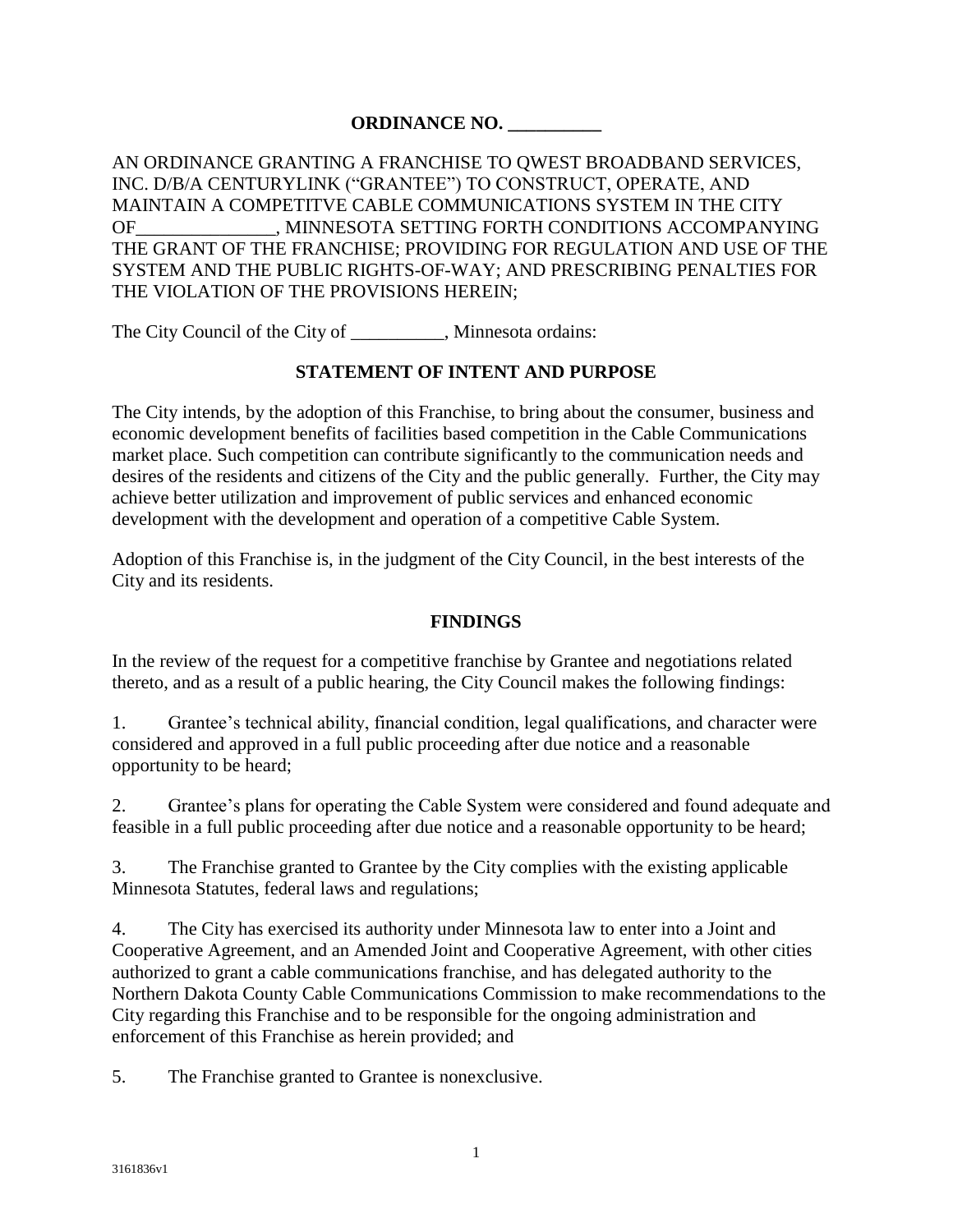# ORDINANCE NO. __________

AN ORDINANCE GRANTING A FRANCHISE TO QWEST BROADBAND SERVICES, INC. D/B/A CENTURYLINK ("GRANTEE") TO CONSTRUCT, OPERATE, AND MAINTAIN A COMPETITVE CABLE COMMUNICATIONS SYSTEM IN THE CITY OF_______________, MINNESOTA SETTING FORTH CONDITIONS ACCOMPANYING THE GRANT OF THE FRANCHISE; PROVIDING FOR REGULATION AND USE OF THE SYSTEM AND THE PUBLIC RIGHTS-OF-WAY; AND PRESCRIBING PENALTIES FOR THE VIOLATION OF THE PROVISIONS HEREIN;

The City Council of the City of __________, Minnesota ordains:

## STATEMENT OF INTENT AND PURPOSE

The City intends, by the adoption of this Franchise, to bring about the consumer, business and economic development benefits of facilities based competition in the Cable Communications market place. Such competition can contribute significantly to the communication needs and desires of the residents and citizens of the City and the public generally. Further, the City may achieve better utilization and improvement of public services and enhanced economic development with the development and operation of a competitive Cable System.

Adoption of this Franchise is, in the judgment of the City Council, in the best interests of the City and its residents.

## FINDINGS

In the review of the request for a competitive franchise by Grantee and negotiations related thereto, and as a result of a public hearing, the City Council makes the following findings:

1. Grantee's technical ability, financial condition, legal qualifications, and character were considered and approved in a full public proceeding after due notice and a reasonable opportunity to be heard;

2. Grantee's plans for operating the Cable System were considered and found adequate and feasible in a full public proceeding after due notice and a reasonable opportunity to be heard;

3. The Franchise granted to Grantee by the City complies with the existing applicable Minnesota Statutes, federal laws and regulations;

4. The City has exercised its authority under Minnesota law to enter into a Joint and Cooperative Agreement, and an Amended Joint and Cooperative Agreement, with other cities authorized to grant a cable communications franchise, and has delegated authority to the Northern Dakota County Cable Communications Commission to make recommendations to the City regarding this Franchise and to be responsible for the ongoing administration and enforcement of this Franchise as herein provided; and

5. The Franchise granted to Grantee is nonexclusive.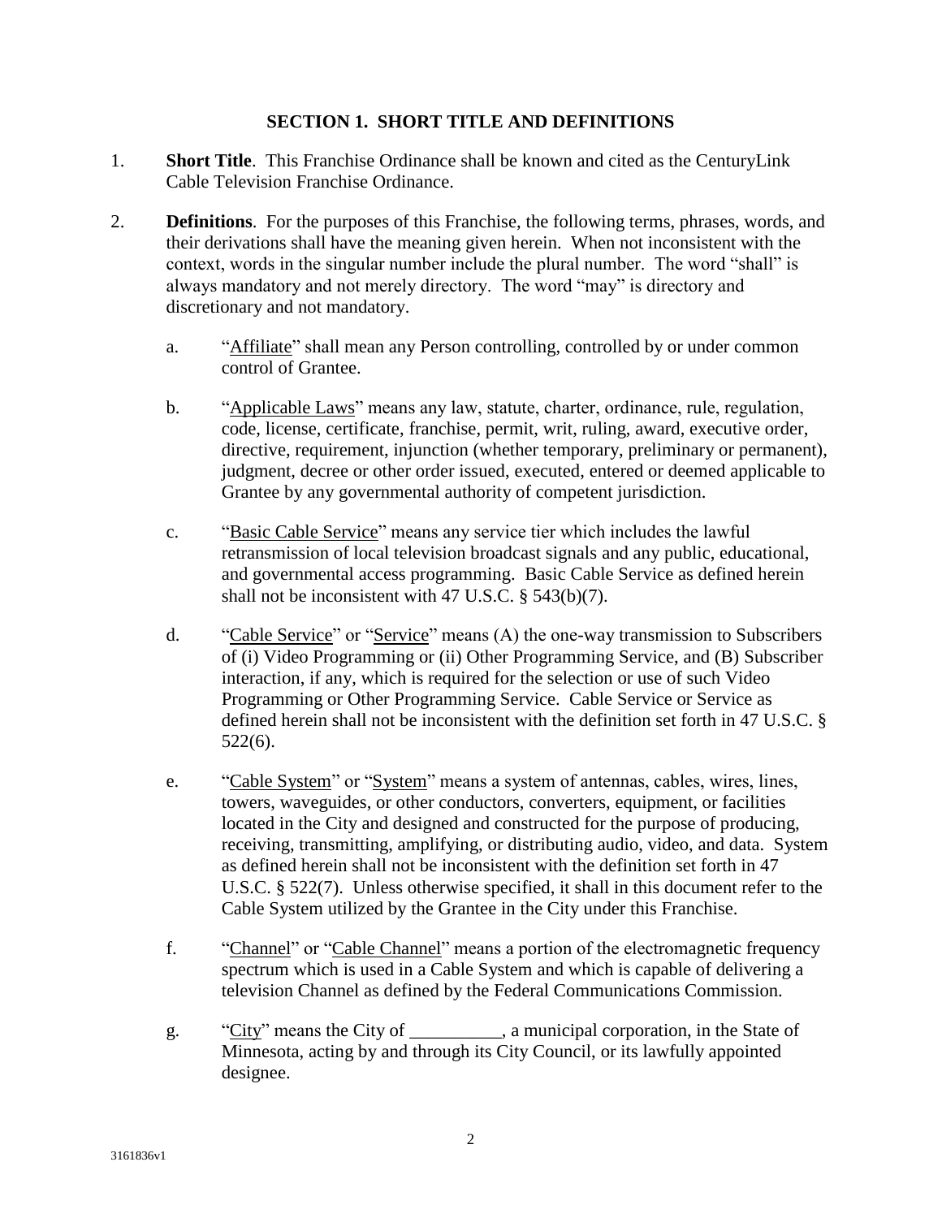## SECTION 1. SHORT TITLE AND DEFINITIONS

1. **Short Title**. This Franchise Ordinance shall be known and cited as the CenturyLink Cable Television Franchise Ordinance.

2. **Definitions**. For the purposes of this Franchise, the following terms, phrases, words, and their derivations shall have the meaning given herein. When not inconsistent with the context, words in the singular number include the plural number. The word "shall" is always mandatory and not merely directory. The word "may" is directory and discretionary and not mandatory.

   a. "<u>Affiliate</u>" shall mean any Person controlling, controlled by or under common control of Grantee.

   b. "<u>Applicable Laws</u>" means any law, statute, charter, ordinance, rule, regulation, code, license, certificate, franchise, permit, writ, ruling, award, executive order, directive, requirement, injunction (whether temporary, preliminary or permanent), judgment, decree or other order issued, executed, entered or deemed applicable to Grantee by any governmental authority of competent jurisdiction.

   c. "<u>Basic Cable Service</u>" means any service tier which includes the lawful retransmission of local television broadcast signals and any public, educational, and governmental access programming. Basic Cable Service as defined herein shall not be inconsistent with 47 U.S.C. § 543(b)(7).

   d. "<u>Cable Service</u>" or "<u>Service</u>" means (A) the one-way transmission to Subscribers of (i) Video Programming or (ii) Other Programming Service, and (B) Subscriber interaction, if any, which is required for the selection or use of such Video Programming or Other Programming Service. Cable Service or Service as defined herein shall not be inconsistent with the definition set forth in 47 U.S.C. § 522(6).

   e. "<u>Cable System</u>" or "<u>System</u>" means a system of antennas, cables, wires, lines, towers, waveguides, or other conductors, converters, equipment, or facilities located in the City and designed and constructed for the purpose of producing, receiving, transmitting, amplifying, or distributing audio, video, and data. System as defined herein shall not be inconsistent with the definition set forth in 47 U.S.C. § 522(7). Unless otherwise specified, it shall in this document refer to the Cable System utilized by the Grantee in the City under this Franchise.

   f. "<u>Channel</u>" or "<u>Cable Channel</u>" means a portion of the electromagnetic frequency spectrum which is used in a Cable System and which is capable of delivering a television Channel as defined by the Federal Communications Commission.

   g. "<u>City</u>" means the City of __________, a municipal corporation, in the State of Minnesota, acting by and through its City Council, or its lawfully appointed designee.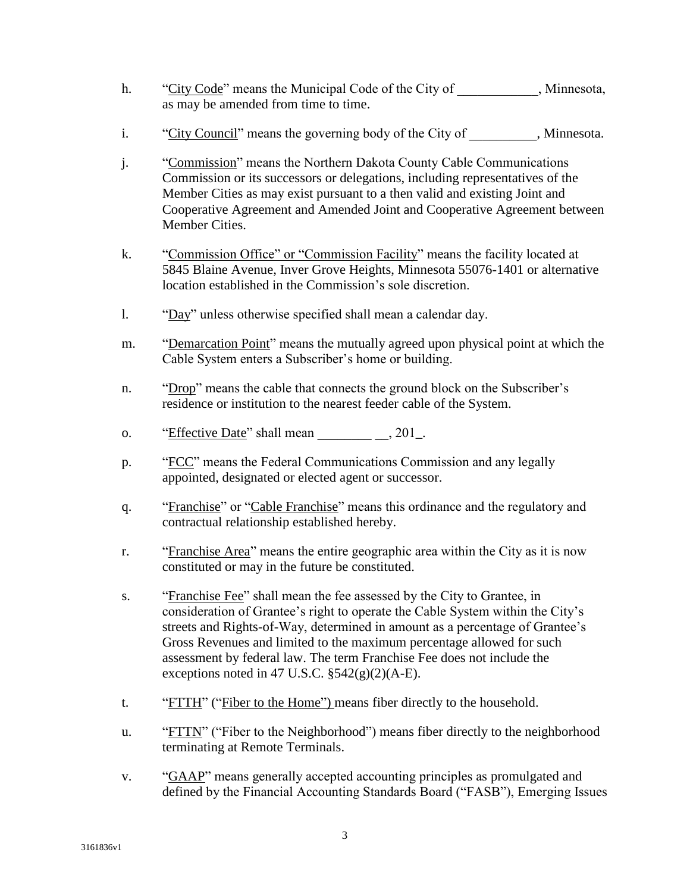h. "City Code" means the Municipal Code of the City of ____________, Minnesota, as may be amended from time to time.

i. "City Council" means the governing body of the City of __________, Minnesota.

j. "Commission" means the Northern Dakota County Cable Communications Commission or its successors or delegations, including representatives of the Member Cities as may exist pursuant to a then valid and existing Joint and Cooperative Agreement and Amended Joint and Cooperative Agreement between Member Cities.

k. "Commission Office" or "Commission Facility" means the facility located at 5845 Blaine Avenue, Inver Grove Heights, Minnesota 55076-1401 or alternative location established in the Commission's sole discretion.

l. "Day" unless otherwise specified shall mean a calendar day.

m. "Demarcation Point" means the mutually agreed upon physical point at which the Cable System enters a Subscriber's home or building.

n. "Drop" means the cable that connects the ground block on the Subscriber's residence or institution to the nearest feeder cable of the System.

o. "Effective Date" shall mean ________ __, 201_.

p. "FCC" means the Federal Communications Commission and any legally appointed, designated or elected agent or successor.

q. "Franchise" or "Cable Franchise" means this ordinance and the regulatory and contractual relationship established hereby.

r. "Franchise Area" means the entire geographic area within the City as it is now constituted or may in the future be constituted.

s. "Franchise Fee" shall mean the fee assessed by the City to Grantee, in consideration of Grantee's right to operate the Cable System within the City's streets and Rights-of-Way, determined in amount as a percentage of Grantee's Gross Revenues and limited to the maximum percentage allowed for such assessment by federal law. The term Franchise Fee does not include the exceptions noted in 47 U.S.C. §542(g)(2)(A-E).

t. "FTTH" ("Fiber to the Home") means fiber directly to the household.

u. "FTTN" ("Fiber to the Neighborhood") means fiber directly to the neighborhood terminating at Remote Terminals.

v. "GAAP" means generally accepted accounting principles as promulgated and defined by the Financial Accounting Standards Board ("FASB"), Emerging Issues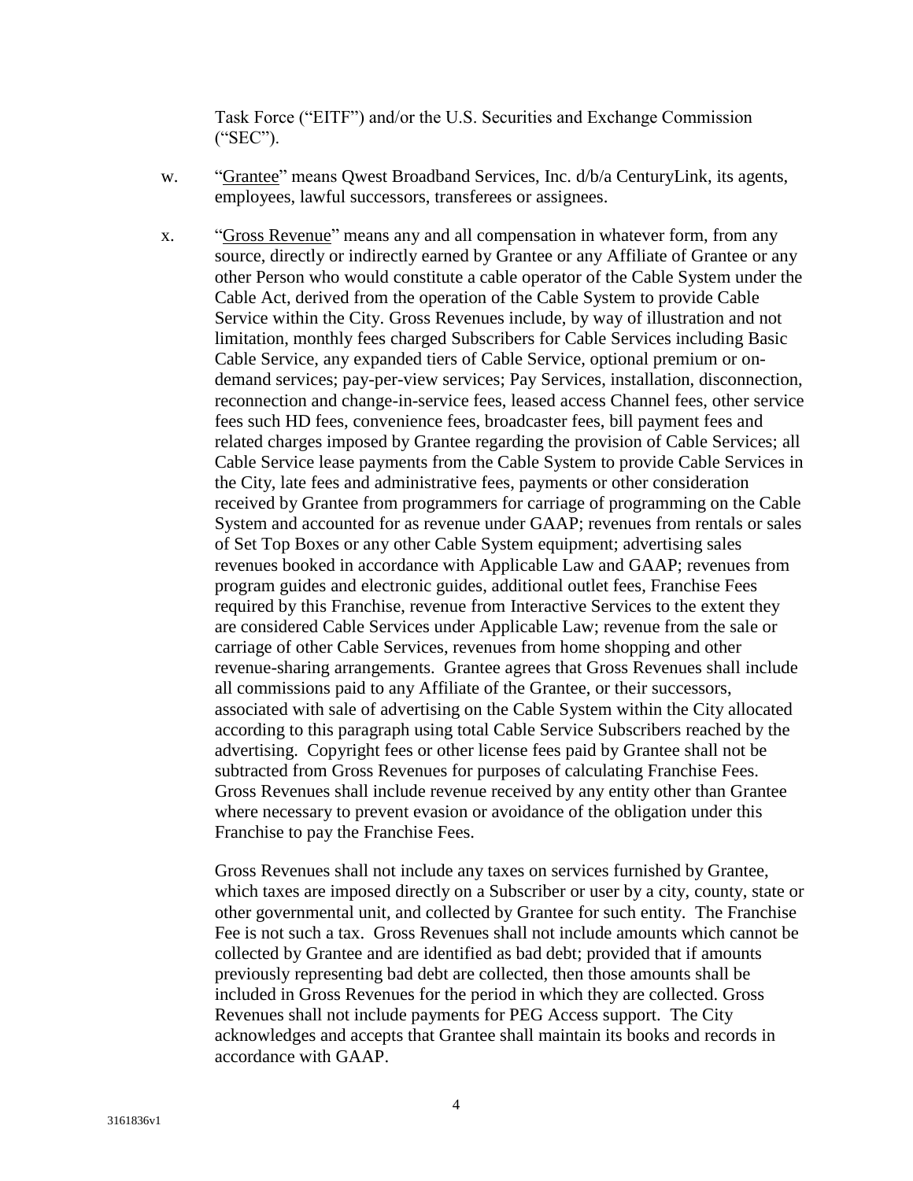Task Force ("EITF") and/or the U.S. Securities and Exchange Commission ("SEC").

w. "Grantee" means Qwest Broadband Services, Inc. d/b/a CenturyLink, its agents, employees, lawful successors, transferees or assignees.

x. "Gross Revenue" means any and all compensation in whatever form, from any source, directly or indirectly earned by Grantee or any Affiliate of Grantee or any other Person who would constitute a cable operator of the Cable System under the Cable Act, derived from the operation of the Cable System to provide Cable Service within the City. Gross Revenues include, by way of illustration and not limitation, monthly fees charged Subscribers for Cable Services including Basic Cable Service, any expanded tiers of Cable Service, optional premium or on-demand services; pay-per-view services; Pay Services, installation, disconnection, reconnection and change-in-service fees, leased access Channel fees, other service fees such HD fees, convenience fees, broadcaster fees, bill payment fees and related charges imposed by Grantee regarding the provision of Cable Services; all Cable Service lease payments from the Cable System to provide Cable Services in the City, late fees and administrative fees, payments or other consideration received by Grantee from programmers for carriage of programming on the Cable System and accounted for as revenue under GAAP; revenues from rentals or sales of Set Top Boxes or any other Cable System equipment; advertising sales revenues booked in accordance with Applicable Law and GAAP; revenues from program guides and electronic guides, additional outlet fees, Franchise Fees required by this Franchise, revenue from Interactive Services to the extent they are considered Cable Services under Applicable Law; revenue from the sale or carriage of other Cable Services, revenues from home shopping and other revenue-sharing arrangements. Grantee agrees that Gross Revenues shall include all commissions paid to any Affiliate of the Grantee, or their successors, associated with sale of advertising on the Cable System within the City allocated according to this paragraph using total Cable Service Subscribers reached by the advertising. Copyright fees or other license fees paid by Grantee shall not be subtracted from Gross Revenues for purposes of calculating Franchise Fees. Gross Revenues shall include revenue received by any entity other than Grantee where necessary to prevent evasion or avoidance of the obligation under this Franchise to pay the Franchise Fees.

Gross Revenues shall not include any taxes on services furnished by Grantee, which taxes are imposed directly on a Subscriber or user by a city, county, state or other governmental unit, and collected by Grantee for such entity. The Franchise Fee is not such a tax. Gross Revenues shall not include amounts which cannot be collected by Grantee and are identified as bad debt; provided that if amounts previously representing bad debt are collected, then those amounts shall be included in Gross Revenues for the period in which they are collected. Gross Revenues shall not include payments for PEG Access support. The City acknowledges and accepts that Grantee shall maintain its books and records in accordance with GAAP.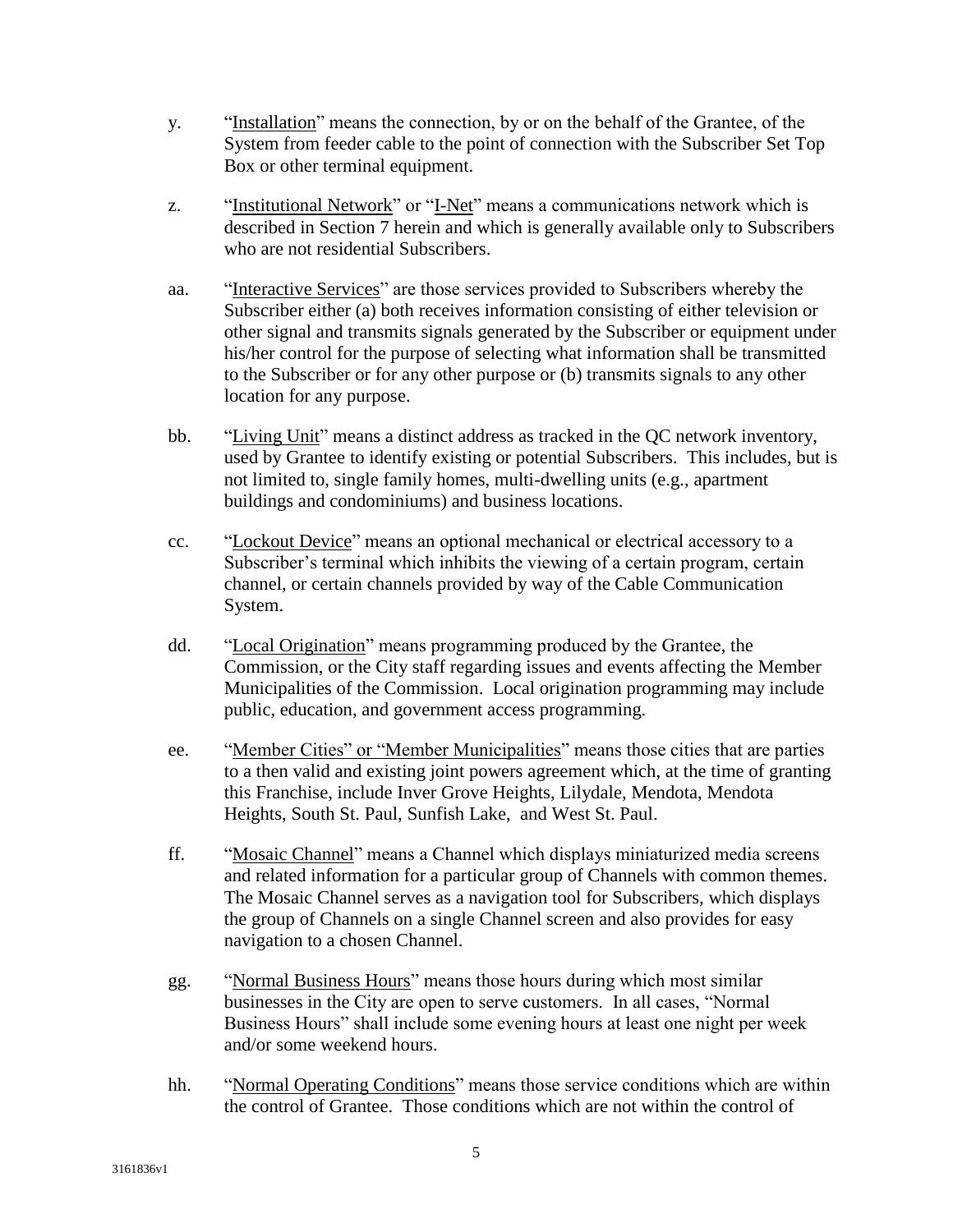y. "Installation" means the connection, by or on the behalf of the Grantee, of the System from feeder cable to the point of connection with the Subscriber Set Top Box or other terminal equipment.

z. "Institutional Network" or "I-Net" means a communications network which is described in Section 7 herein and which is generally available only to Subscribers who are not residential Subscribers.

aa. "Interactive Services" are those services provided to Subscribers whereby the Subscriber either (a) both receives information consisting of either television or other signal and transmits signals generated by the Subscriber or equipment under his/her control for the purpose of selecting what information shall be transmitted to the Subscriber or for any other purpose or (b) transmits signals to any other location for any purpose.

bb. "Living Unit" means a distinct address as tracked in the QC network inventory, used by Grantee to identify existing or potential Subscribers. This includes, but is not limited to, single family homes, multi-dwelling units (e.g., apartment buildings and condominiums) and business locations.

cc. "Lockout Device" means an optional mechanical or electrical accessory to a Subscriber's terminal which inhibits the viewing of a certain program, certain channel, or certain channels provided by way of the Cable Communication System.

dd. "Local Origination" means programming produced by the Grantee, the Commission, or the City staff regarding issues and events affecting the Member Municipalities of the Commission. Local origination programming may include public, education, and government access programming.

ee. "Member Cities" or "Member Municipalities" means those cities that are parties to a then valid and existing joint powers agreement which, at the time of granting this Franchise, include Inver Grove Heights, Lilydale, Mendota, Mendota Heights, South St. Paul, Sunfish Lake, and West St. Paul.

ff. "Mosaic Channel" means a Channel which displays miniaturized media screens and related information for a particular group of Channels with common themes. The Mosaic Channel serves as a navigation tool for Subscribers, which displays the group of Channels on a single Channel screen and also provides for easy navigation to a chosen Channel.

gg. "Normal Business Hours" means those hours during which most similar businesses in the City are open to serve customers. In all cases, "Normal Business Hours" shall include some evening hours at least one night per week and/or some weekend hours.

hh. "Normal Operating Conditions" means those service conditions which are within the control of Grantee. Those conditions which are not within the control of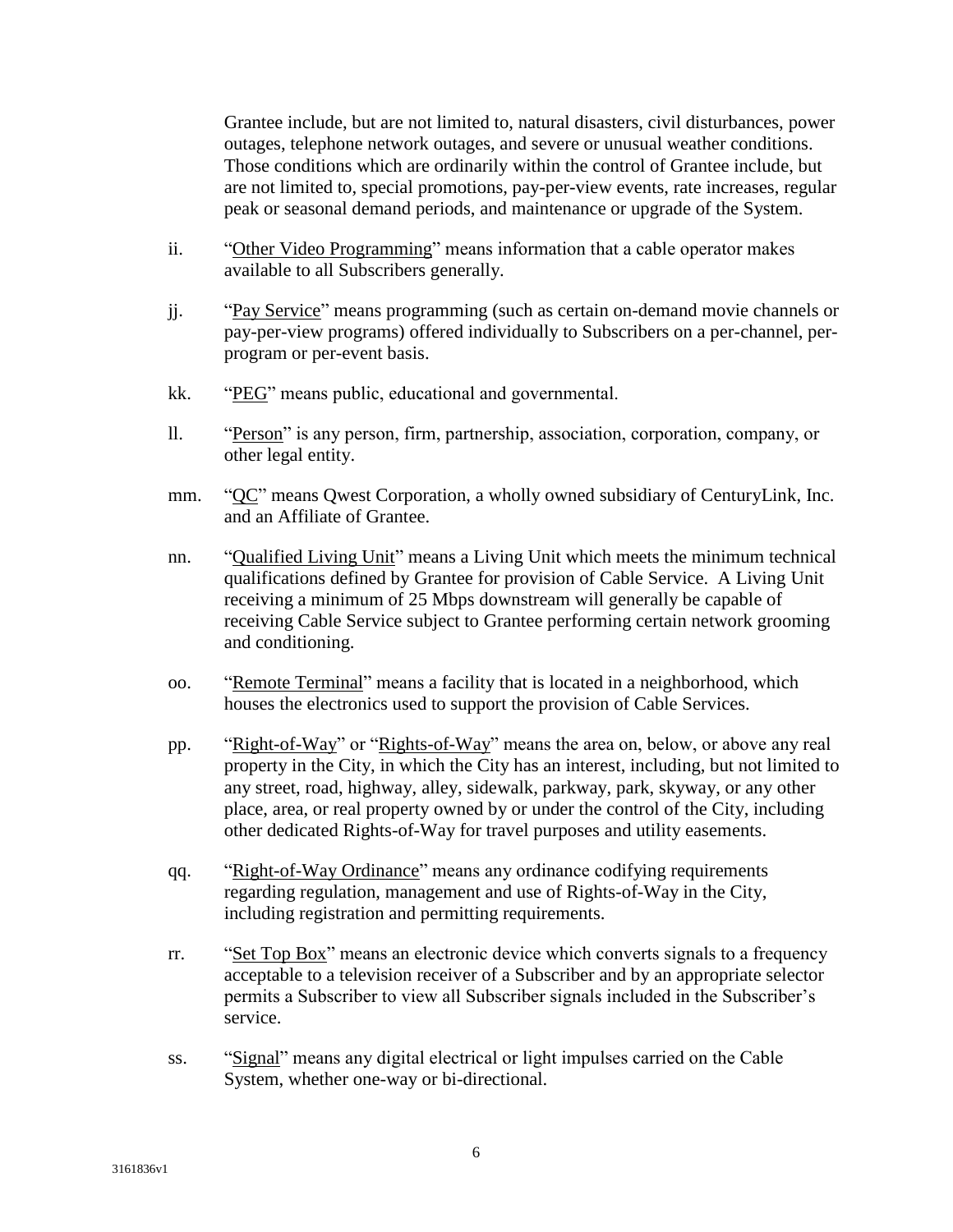Grantee include, but are not limited to, natural disasters, civil disturbances, power outages, telephone network outages, and severe or unusual weather conditions. Those conditions which are ordinarily within the control of Grantee include, but are not limited to, special promotions, pay-per-view events, rate increases, regular peak or seasonal demand periods, and maintenance or upgrade of the System.

ii. "Other Video Programming" means information that a cable operator makes available to all Subscribers generally.

jj. "Pay Service" means programming (such as certain on-demand movie channels or pay-per-view programs) offered individually to Subscribers on a per-channel, per-program or per-event basis.

kk. "PEG" means public, educational and governmental.

ll. "Person" is any person, firm, partnership, association, corporation, company, or other legal entity.

mm. "QC" means Qwest Corporation, a wholly owned subsidiary of CenturyLink, Inc. and an Affiliate of Grantee.

nn. "Qualified Living Unit" means a Living Unit which meets the minimum technical qualifications defined by Grantee for provision of Cable Service. A Living Unit receiving a minimum of 25 Mbps downstream will generally be capable of receiving Cable Service subject to Grantee performing certain network grooming and conditioning.

oo. "Remote Terminal" means a facility that is located in a neighborhood, which houses the electronics used to support the provision of Cable Services.

pp. "Right-of-Way" or "Rights-of-Way" means the area on, below, or above any real property in the City, in which the City has an interest, including, but not limited to any street, road, highway, alley, sidewalk, parkway, park, skyway, or any other place, area, or real property owned by or under the control of the City, including other dedicated Rights-of-Way for travel purposes and utility easements.

qq. "Right-of-Way Ordinance" means any ordinance codifying requirements regarding regulation, management and use of Rights-of-Way in the City, including registration and permitting requirements.

rr. "Set Top Box" means an electronic device which converts signals to a frequency acceptable to a television receiver of a Subscriber and by an appropriate selector permits a Subscriber to view all Subscriber signals included in the Subscriber's service.

ss. "Signal" means any digital electrical or light impulses carried on the Cable System, whether one-way or bi-directional.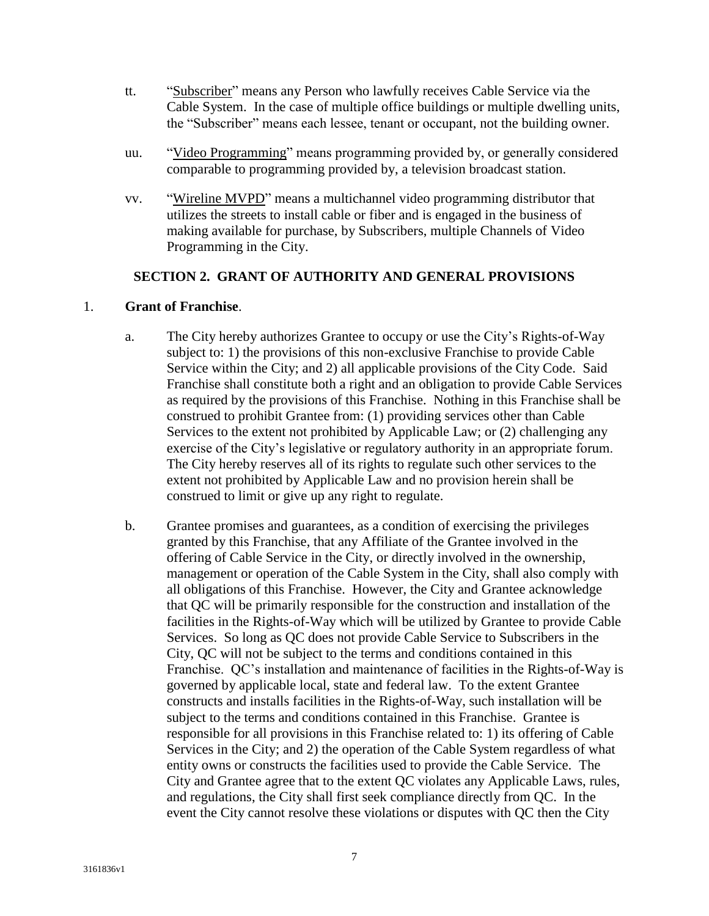tt. "Subscriber" means any Person who lawfully receives Cable Service via the Cable System. In the case of multiple office buildings or multiple dwelling units, the "Subscriber" means each lessee, tenant or occupant, not the building owner.

uu. "Video Programming" means programming provided by, or generally considered comparable to programming provided by, a television broadcast station.

vv. "Wireline MVPD" means a multichannel video programming distributor that utilizes the streets to install cable or fiber and is engaged in the business of making available for purchase, by Subscribers, multiple Channels of Video Programming in the City.

## SECTION 2. GRANT OF AUTHORITY AND GENERAL PROVISIONS

1. **Grant of Franchise**.

   a. The City hereby authorizes Grantee to occupy or use the City's Rights-of-Way subject to: 1) the provisions of this non-exclusive Franchise to provide Cable Service within the City; and 2) all applicable provisions of the City Code. Said Franchise shall constitute both a right and an obligation to provide Cable Services as required by the provisions of this Franchise. Nothing in this Franchise shall be construed to prohibit Grantee from: (1) providing services other than Cable Services to the extent not prohibited by Applicable Law; or (2) challenging any exercise of the City's legislative or regulatory authority in an appropriate forum. The City hereby reserves all of its rights to regulate such other services to the extent not prohibited by Applicable Law and no provision herein shall be construed to limit or give up any right to regulate.

   b. Grantee promises and guarantees, as a condition of exercising the privileges granted by this Franchise, that any Affiliate of the Grantee involved in the offering of Cable Service in the City, or directly involved in the ownership, management or operation of the Cable System in the City, shall also comply with all obligations of this Franchise. However, the City and Grantee acknowledge that QC will be primarily responsible for the construction and installation of the facilities in the Rights-of-Way which will be utilized by Grantee to provide Cable Services. So long as QC does not provide Cable Service to Subscribers in the City, QC will not be subject to the terms and conditions contained in this Franchise. QC's installation and maintenance of facilities in the Rights-of-Way is governed by applicable local, state and federal law. To the extent Grantee constructs and installs facilities in the Rights-of-Way, such installation will be subject to the terms and conditions contained in this Franchise. Grantee is responsible for all provisions in this Franchise related to: 1) its offering of Cable Services in the City; and 2) the operation of the Cable System regardless of what entity owns or constructs the facilities used to provide the Cable Service. The City and Grantee agree that to the extent QC violates any Applicable Laws, rules, and regulations, the City shall first seek compliance directly from QC. In the event the City cannot resolve these violations or disputes with QC then the City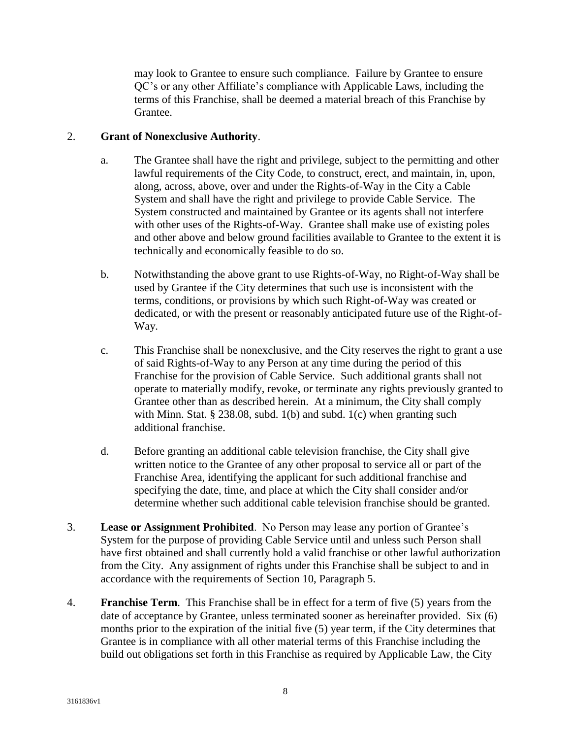may look to Grantee to ensure such compliance. Failure by Grantee to ensure QC's or any other Affiliate's compliance with Applicable Laws, including the terms of this Franchise, shall be deemed a material breach of this Franchise by Grantee.

2. **Grant of Nonexclusive Authority**.

   a. The Grantee shall have the right and privilege, subject to the permitting and other lawful requirements of the City Code, to construct, erect, and maintain, in, upon, along, across, above, over and under the Rights-of-Way in the City a Cable System and shall have the right and privilege to provide Cable Service. The System constructed and maintained by Grantee or its agents shall not interfere with other uses of the Rights-of-Way. Grantee shall make use of existing poles and other above and below ground facilities available to Grantee to the extent it is technically and economically feasible to do so.

   b. Notwithstanding the above grant to use Rights-of-Way, no Right-of-Way shall be used by Grantee if the City determines that such use is inconsistent with the terms, conditions, or provisions by which such Right-of-Way was created or dedicated, or with the present or reasonably anticipated future use of the Right-of-Way.

   c. This Franchise shall be nonexclusive, and the City reserves the right to grant a use of said Rights-of-Way to any Person at any time during the period of this Franchise for the provision of Cable Service. Such additional grants shall not operate to materially modify, revoke, or terminate any rights previously granted to Grantee other than as described herein. At a minimum, the City shall comply with Minn. Stat. § 238.08, subd. 1(b) and subd. 1(c) when granting such additional franchise.

   d. Before granting an additional cable television franchise, the City shall give written notice to the Grantee of any other proposal to service all or part of the Franchise Area, identifying the applicant for such additional franchise and specifying the date, time, and place at which the City shall consider and/or determine whether such additional cable television franchise should be granted.

3. **Lease or Assignment Prohibited**. No Person may lease any portion of Grantee's System for the purpose of providing Cable Service until and unless such Person shall have first obtained and shall currently hold a valid franchise or other lawful authorization from the City. Any assignment of rights under this Franchise shall be subject to and in accordance with the requirements of Section 10, Paragraph 5.

4. **Franchise Term**. This Franchise shall be in effect for a term of five (5) years from the date of acceptance by Grantee, unless terminated sooner as hereinafter provided. Six (6) months prior to the expiration of the initial five (5) year term, if the City determines that Grantee is in compliance with all other material terms of this Franchise including the build out obligations set forth in this Franchise as required by Applicable Law, the City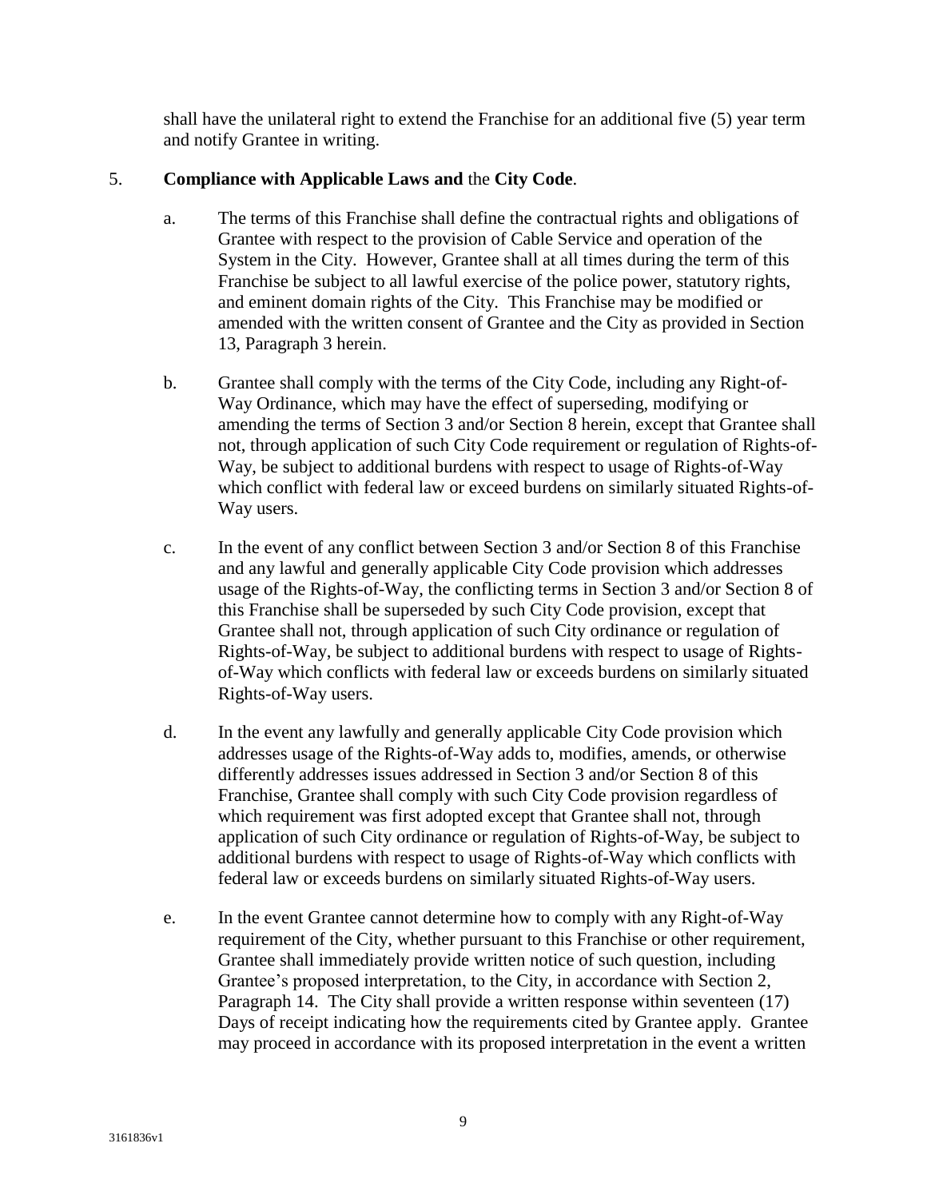shall have the unilateral right to extend the Franchise for an additional five (5) year term and notify Grantee in writing.

5. **Compliance with Applicable Laws and** the **City Code**.

   a. The terms of this Franchise shall define the contractual rights and obligations of Grantee with respect to the provision of Cable Service and operation of the System in the City. However, Grantee shall at all times during the term of this Franchise be subject to all lawful exercise of the police power, statutory rights, and eminent domain rights of the City. This Franchise may be modified or amended with the written consent of Grantee and the City as provided in Section 13, Paragraph 3 herein.

   b. Grantee shall comply with the terms of the City Code, including any Right-of-Way Ordinance, which may have the effect of superseding, modifying or amending the terms of Section 3 and/or Section 8 herein, except that Grantee shall not, through application of such City Code requirement or regulation of Rights-of-Way, be subject to additional burdens with respect to usage of Rights-of-Way which conflict with federal law or exceed burdens on similarly situated Rights-of-Way users.

   c. In the event of any conflict between Section 3 and/or Section 8 of this Franchise and any lawful and generally applicable City Code provision which addresses usage of the Rights-of-Way, the conflicting terms in Section 3 and/or Section 8 of this Franchise shall be superseded by such City Code provision, except that Grantee shall not, through application of such City ordinance or regulation of Rights-of-Way, be subject to additional burdens with respect to usage of Rights-of-Way which conflicts with federal law or exceeds burdens on similarly situated Rights-of-Way users.

   d. In the event any lawfully and generally applicable City Code provision which addresses usage of the Rights-of-Way adds to, modifies, amends, or otherwise differently addresses issues addressed in Section 3 and/or Section 8 of this Franchise, Grantee shall comply with such City Code provision regardless of which requirement was first adopted except that Grantee shall not, through application of such City ordinance or regulation of Rights-of-Way, be subject to additional burdens with respect to usage of Rights-of-Way which conflicts with federal law or exceeds burdens on similarly situated Rights-of-Way users.

   e. In the event Grantee cannot determine how to comply with any Right-of-Way requirement of the City, whether pursuant to this Franchise or other requirement, Grantee shall immediately provide written notice of such question, including Grantee's proposed interpretation, to the City, in accordance with Section 2, Paragraph 14. The City shall provide a written response within seventeen (17) Days of receipt indicating how the requirements cited by Grantee apply. Grantee may proceed in accordance with its proposed interpretation in the event a written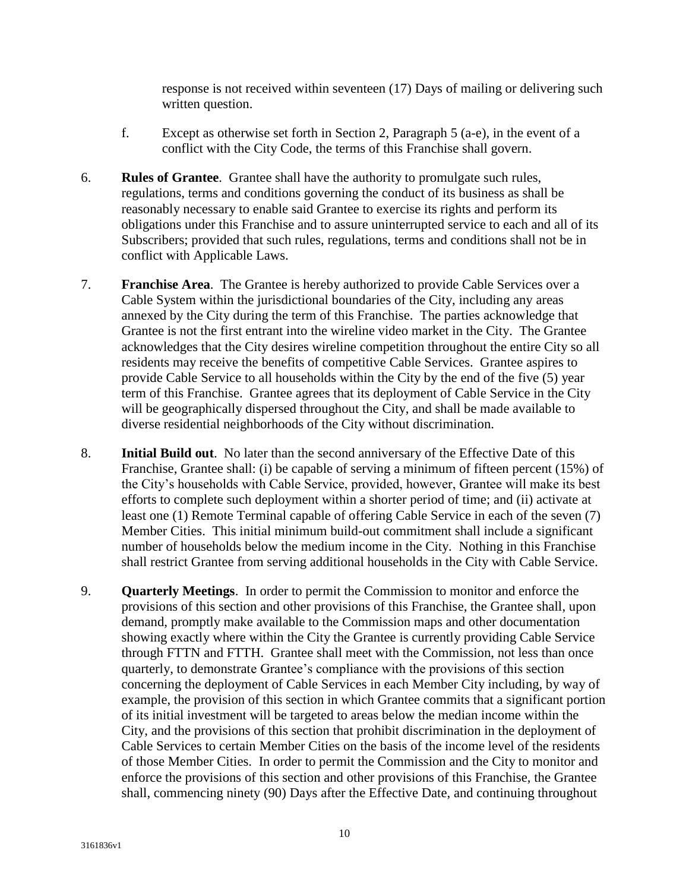response is not received within seventeen (17) Days of mailing or delivering such written question.

f. Except as otherwise set forth in Section 2, Paragraph 5 (a-e), in the event of a conflict with the City Code, the terms of this Franchise shall govern.

6. **Rules of Grantee**. Grantee shall have the authority to promulgate such rules, regulations, terms and conditions governing the conduct of its business as shall be reasonably necessary to enable said Grantee to exercise its rights and perform its obligations under this Franchise and to assure uninterrupted service to each and all of its Subscribers; provided that such rules, regulations, terms and conditions shall not be in conflict with Applicable Laws.

7. **Franchise Area**. The Grantee is hereby authorized to provide Cable Services over a Cable System within the jurisdictional boundaries of the City, including any areas annexed by the City during the term of this Franchise. The parties acknowledge that Grantee is not the first entrant into the wireline video market in the City. The Grantee acknowledges that the City desires wireline competition throughout the entire City so all residents may receive the benefits of competitive Cable Services. Grantee aspires to provide Cable Service to all households within the City by the end of the five (5) year term of this Franchise. Grantee agrees that its deployment of Cable Service in the City will be geographically dispersed throughout the City, and shall be made available to diverse residential neighborhoods of the City without discrimination.

8. **Initial Build out**. No later than the second anniversary of the Effective Date of this Franchise, Grantee shall: (i) be capable of serving a minimum of fifteen percent (15%) of the City's households with Cable Service, provided, however, Grantee will make its best efforts to complete such deployment within a shorter period of time; and (ii) activate at least one (1) Remote Terminal capable of offering Cable Service in each of the seven (7) Member Cities. This initial minimum build-out commitment shall include a significant number of households below the medium income in the City. Nothing in this Franchise shall restrict Grantee from serving additional households in the City with Cable Service.

9. **Quarterly Meetings**. In order to permit the Commission to monitor and enforce the provisions of this section and other provisions of this Franchise, the Grantee shall, upon demand, promptly make available to the Commission maps and other documentation showing exactly where within the City the Grantee is currently providing Cable Service through FTTN and FTTH. Grantee shall meet with the Commission, not less than once quarterly, to demonstrate Grantee's compliance with the provisions of this section concerning the deployment of Cable Services in each Member City including, by way of example, the provision of this section in which Grantee commits that a significant portion of its initial investment will be targeted to areas below the median income within the City, and the provisions of this section that prohibit discrimination in the deployment of Cable Services to certain Member Cities on the basis of the income level of the residents of those Member Cities. In order to permit the Commission and the City to monitor and enforce the provisions of this section and other provisions of this Franchise, the Grantee shall, commencing ninety (90) Days after the Effective Date, and continuing throughout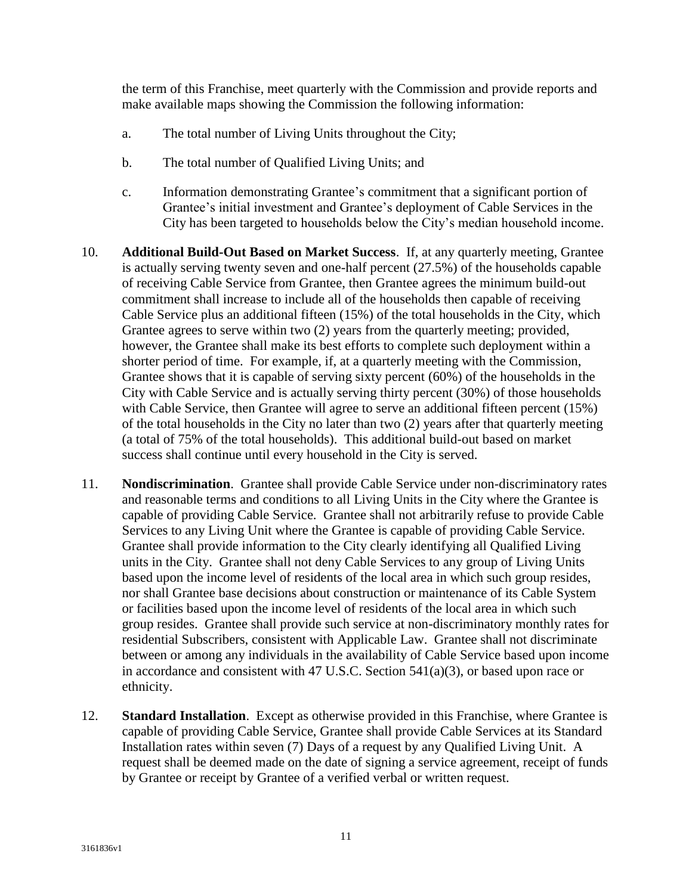the term of this Franchise, meet quarterly with the Commission and provide reports and make available maps showing the Commission the following information:

a. The total number of Living Units throughout the City;

b. The total number of Qualified Living Units; and

c. Information demonstrating Grantee's commitment that a significant portion of Grantee's initial investment and Grantee's deployment of Cable Services in the City has been targeted to households below the City's median household income.

10. **Additional Build-Out Based on Market Success**. If, at any quarterly meeting, Grantee is actually serving twenty seven and one-half percent (27.5%) of the households capable of receiving Cable Service from Grantee, then Grantee agrees the minimum build-out commitment shall increase to include all of the households then capable of receiving Cable Service plus an additional fifteen (15%) of the total households in the City, which Grantee agrees to serve within two (2) years from the quarterly meeting; provided, however, the Grantee shall make its best efforts to complete such deployment within a shorter period of time. For example, if, at a quarterly meeting with the Commission, Grantee shows that it is capable of serving sixty percent (60%) of the households in the City with Cable Service and is actually serving thirty percent (30%) of those households with Cable Service, then Grantee will agree to serve an additional fifteen percent (15%) of the total households in the City no later than two (2) years after that quarterly meeting (a total of 75% of the total households). This additional build-out based on market success shall continue until every household in the City is served.

11. **Nondiscrimination**. Grantee shall provide Cable Service under non-discriminatory rates and reasonable terms and conditions to all Living Units in the City where the Grantee is capable of providing Cable Service. Grantee shall not arbitrarily refuse to provide Cable Services to any Living Unit where the Grantee is capable of providing Cable Service. Grantee shall provide information to the City clearly identifying all Qualified Living units in the City. Grantee shall not deny Cable Services to any group of Living Units based upon the income level of residents of the local area in which such group resides, nor shall Grantee base decisions about construction or maintenance of its Cable System or facilities based upon the income level of residents of the local area in which such group resides. Grantee shall provide such service at non-discriminatory monthly rates for residential Subscribers, consistent with Applicable Law. Grantee shall not discriminate between or among any individuals in the availability of Cable Service based upon income in accordance and consistent with 47 U.S.C. Section 541(a)(3), or based upon race or ethnicity.

12. **Standard Installation**. Except as otherwise provided in this Franchise, where Grantee is capable of providing Cable Service, Grantee shall provide Cable Services at its Standard Installation rates within seven (7) Days of a request by any Qualified Living Unit. A request shall be deemed made on the date of signing a service agreement, receipt of funds by Grantee or receipt by Grantee of a verified verbal or written request.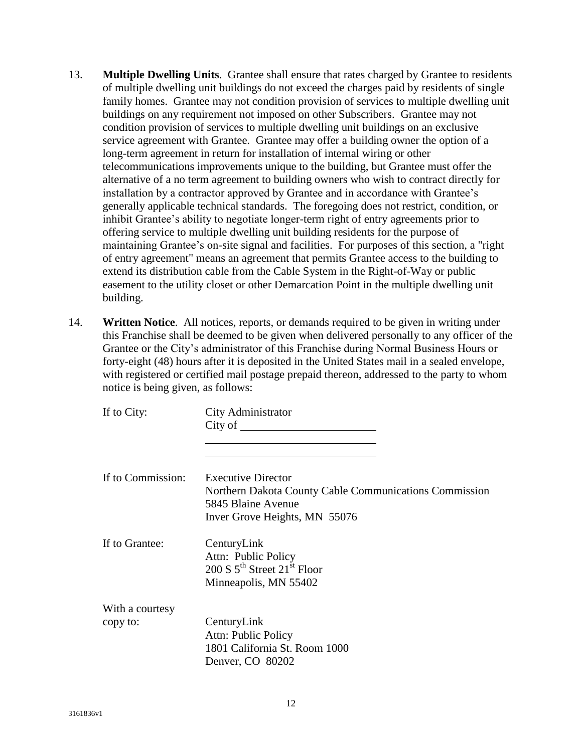13. **Multiple Dwelling Units**. Grantee shall ensure that rates charged by Grantee to residents of multiple dwelling unit buildings do not exceed the charges paid by residents of single family homes. Grantee may not condition provision of services to multiple dwelling unit buildings on any requirement not imposed on other Subscribers. Grantee may not condition provision of services to multiple dwelling unit buildings on an exclusive service agreement with Grantee. Grantee may offer a building owner the option of a long-term agreement in return for installation of internal wiring or other telecommunications improvements unique to the building, but Grantee must offer the alternative of a no term agreement to building owners who wish to contract directly for installation by a contractor approved by Grantee and in accordance with Grantee's generally applicable technical standards. The foregoing does not restrict, condition, or inhibit Grantee's ability to negotiate longer-term right of entry agreements prior to offering service to multiple dwelling unit building residents for the purpose of maintaining Grantee's on-site signal and facilities. For purposes of this section, a "right of entry agreement" means an agreement that permits Grantee access to the building to extend its distribution cable from the Cable System in the Right-of-Way or public easement to the utility closet or other Demarcation Point in the multiple dwelling unit building.

14. **Written Notice**. All notices, reports, or demands required to be given in writing under this Franchise shall be deemed to be given when delivered personally to any officer of the Grantee or the City's administrator of this Franchise during Normal Business Hours or forty-eight (48) hours after it is deposited in the United States mail in a sealed envelope, with registered or certified mail postage prepaid thereon, addressed to the party to whom notice is being given, as follows:

If to City:
City Administrator
City of \_\_\_\_\_\_\_\_\_\_\_\_\_\_\_\_\_\_\_\_\_\_
\_\_\_\_\_\_\_\_\_\_\_\_\_\_\_\_\_\_\_\_\_\_\_\_\_\_\_\_\_\_
\_\_\_\_\_\_\_\_\_\_\_\_\_\_\_\_\_\_\_\_\_\_\_\_\_\_\_\_\_\_

If to Commission:
Executive Director
Northern Dakota County Cable Communications Commission
5845 Blaine Avenue
Inver Grove Heights, MN 55076

If to Grantee:
CenturyLink
Attn: Public Policy
200 S 5th Street 21st Floor
Minneapolis, MN 55402

With a courtesy copy to:
CenturyLink
Attn: Public Policy
1801 California St. Room 1000
Denver, CO 80202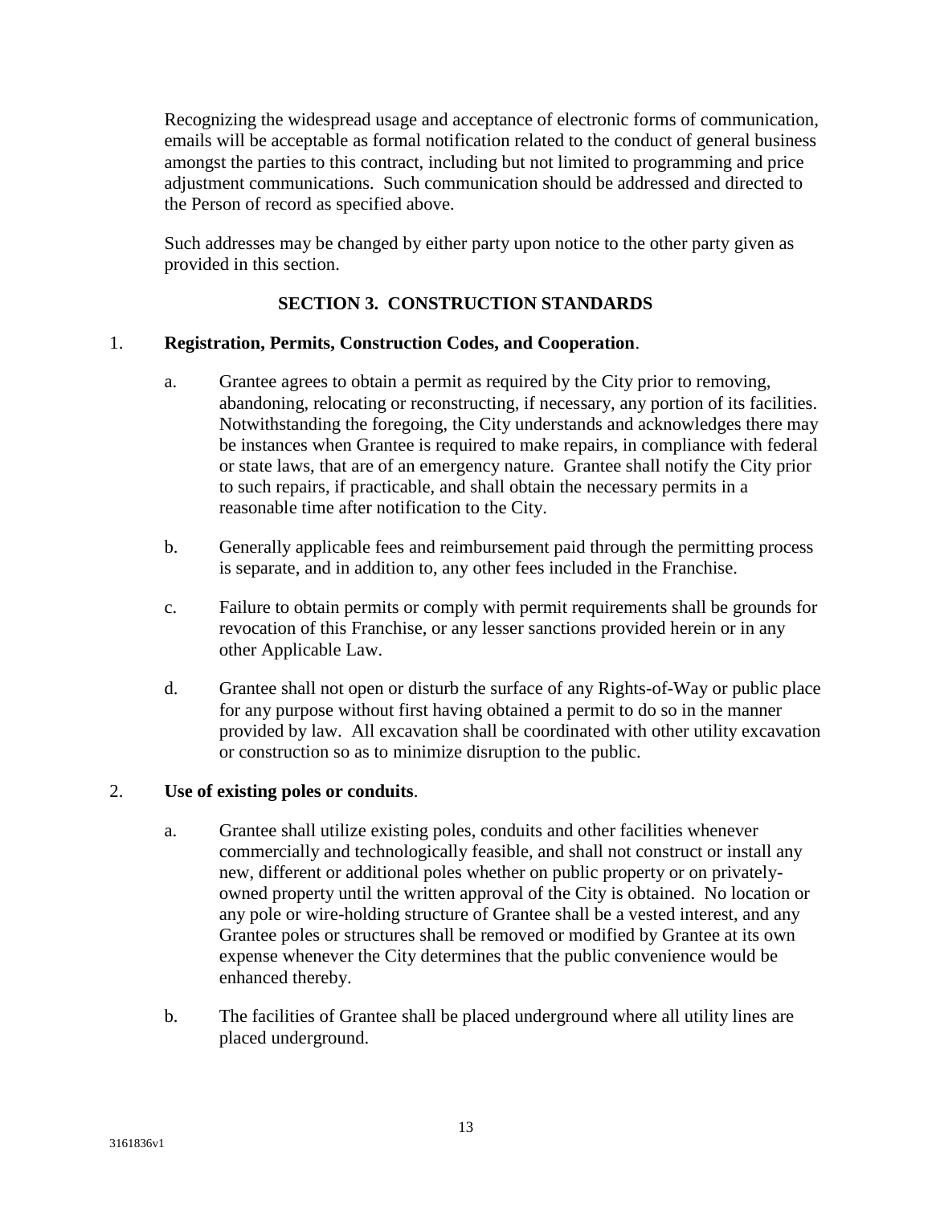Recognizing the widespread usage and acceptance of electronic forms of communication, emails will be acceptable as formal notification related to the conduct of general business amongst the parties to this contract, including but not limited to programming and price adjustment communications. Such communication should be addressed and directed to the Person of record as specified above.

Such addresses may be changed by either party upon notice to the other party given as provided in this section.

## SECTION 3. CONSTRUCTION STANDARDS

1. **Registration, Permits, Construction Codes, and Cooperation**.

   a. Grantee agrees to obtain a permit as required by the City prior to removing, abandoning, relocating or reconstructing, if necessary, any portion of its facilities. Notwithstanding the foregoing, the City understands and acknowledges there may be instances when Grantee is required to make repairs, in compliance with federal or state laws, that are of an emergency nature. Grantee shall notify the City prior to such repairs, if practicable, and shall obtain the necessary permits in a reasonable time after notification to the City.

   b. Generally applicable fees and reimbursement paid through the permitting process is separate, and in addition to, any other fees included in the Franchise.

   c. Failure to obtain permits or comply with permit requirements shall be grounds for revocation of this Franchise, or any lesser sanctions provided herein or in any other Applicable Law.

   d. Grantee shall not open or disturb the surface of any Rights-of-Way or public place for any purpose without first having obtained a permit to do so in the manner provided by law. All excavation shall be coordinated with other utility excavation or construction so as to minimize disruption to the public.

2. **Use of existing poles or conduits**.

   a. Grantee shall utilize existing poles, conduits and other facilities whenever commercially and technologically feasible, and shall not construct or install any new, different or additional poles whether on public property or on privately-owned property until the written approval of the City is obtained. No location or any pole or wire-holding structure of Grantee shall be a vested interest, and any Grantee poles or structures shall be removed or modified by Grantee at its own expense whenever the City determines that the public convenience would be enhanced thereby.

   b. The facilities of Grantee shall be placed underground where all utility lines are placed underground.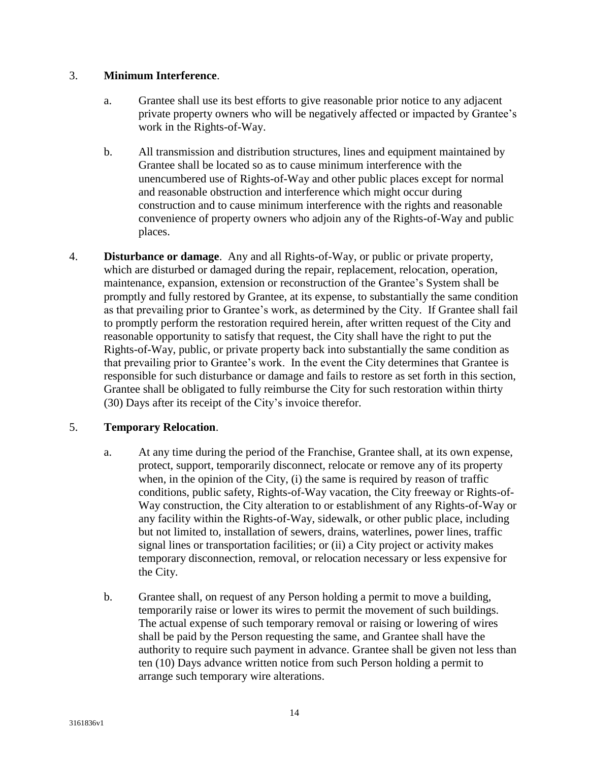3. **Minimum Interference**.

   a. Grantee shall use its best efforts to give reasonable prior notice to any adjacent private property owners who will be negatively affected or impacted by Grantee's work in the Rights-of-Way.

   b. All transmission and distribution structures, lines and equipment maintained by Grantee shall be located so as to cause minimum interference with the unencumbered use of Rights-of-Way and other public places except for normal and reasonable obstruction and interference which might occur during construction and to cause minimum interference with the rights and reasonable convenience of property owners who adjoin any of the Rights-of-Way and public places.

4. **Disturbance or damage**. Any and all Rights-of-Way, or public or private property, which are disturbed or damaged during the repair, replacement, relocation, operation, maintenance, expansion, extension or reconstruction of the Grantee's System shall be promptly and fully restored by Grantee, at its expense, to substantially the same condition as that prevailing prior to Grantee's work, as determined by the City. If Grantee shall fail to promptly perform the restoration required herein, after written request of the City and reasonable opportunity to satisfy that request, the City shall have the right to put the Rights-of-Way, public, or private property back into substantially the same condition as that prevailing prior to Grantee's work. In the event the City determines that Grantee is responsible for such disturbance or damage and fails to restore as set forth in this section, Grantee shall be obligated to fully reimburse the City for such restoration within thirty (30) Days after its receipt of the City's invoice therefor.

5. **Temporary Relocation**.

   a. At any time during the period of the Franchise, Grantee shall, at its own expense, protect, support, temporarily disconnect, relocate or remove any of its property when, in the opinion of the City, (i) the same is required by reason of traffic conditions, public safety, Rights-of-Way vacation, the City freeway or Rights-of-Way construction, the City alteration to or establishment of any Rights-of-Way or any facility within the Rights-of-Way, sidewalk, or other public place, including but not limited to, installation of sewers, drains, waterlines, power lines, traffic signal lines or transportation facilities; or (ii) a City project or activity makes temporary disconnection, removal, or relocation necessary or less expensive for the City.

   b. Grantee shall, on request of any Person holding a permit to move a building, temporarily raise or lower its wires to permit the movement of such buildings. The actual expense of such temporary removal or raising or lowering of wires shall be paid by the Person requesting the same, and Grantee shall have the authority to require such payment in advance. Grantee shall be given not less than ten (10) Days advance written notice from such Person holding a permit to arrange such temporary wire alterations.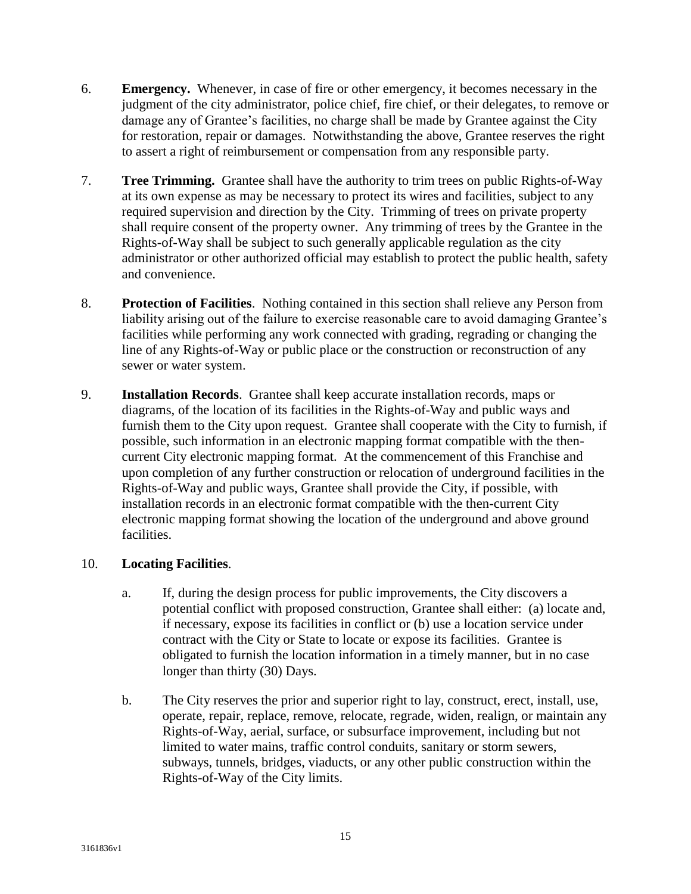6. **Emergency.** Whenever, in case of fire or other emergency, it becomes necessary in the judgment of the city administrator, police chief, fire chief, or their delegates, to remove or damage any of Grantee's facilities, no charge shall be made by Grantee against the City for restoration, repair or damages. Notwithstanding the above, Grantee reserves the right to assert a right of reimbursement or compensation from any responsible party.

7. **Tree Trimming.** Grantee shall have the authority to trim trees on public Rights-of-Way at its own expense as may be necessary to protect its wires and facilities, subject to any required supervision and direction by the City. Trimming of trees on private property shall require consent of the property owner. Any trimming of trees by the Grantee in the Rights-of-Way shall be subject to such generally applicable regulation as the city administrator or other authorized official may establish to protect the public health, safety and convenience.

8. **Protection of Facilities**. Nothing contained in this section shall relieve any Person from liability arising out of the failure to exercise reasonable care to avoid damaging Grantee's facilities while performing any work connected with grading, regrading or changing the line of any Rights-of-Way or public place or the construction or reconstruction of any sewer or water system.

9. **Installation Records**. Grantee shall keep accurate installation records, maps or diagrams, of the location of its facilities in the Rights-of-Way and public ways and furnish them to the City upon request. Grantee shall cooperate with the City to furnish, if possible, such information in an electronic mapping format compatible with the then-current City electronic mapping format. At the commencement of this Franchise and upon completion of any further construction or relocation of underground facilities in the Rights-of-Way and public ways, Grantee shall provide the City, if possible, with installation records in an electronic format compatible with the then-current City electronic mapping format showing the location of the underground and above ground facilities.

10. **Locating Facilities**.

    a. If, during the design process for public improvements, the City discovers a potential conflict with proposed construction, Grantee shall either: (a) locate and, if necessary, expose its facilities in conflict or (b) use a location service under contract with the City or State to locate or expose its facilities. Grantee is obligated to furnish the location information in a timely manner, but in no case longer than thirty (30) Days.

    b. The City reserves the prior and superior right to lay, construct, erect, install, use, operate, repair, replace, remove, relocate, regrade, widen, realign, or maintain any Rights-of-Way, aerial, surface, or subsurface improvement, including but not limited to water mains, traffic control conduits, sanitary or storm sewers, subways, tunnels, bridges, viaducts, or any other public construction within the Rights-of-Way of the City limits.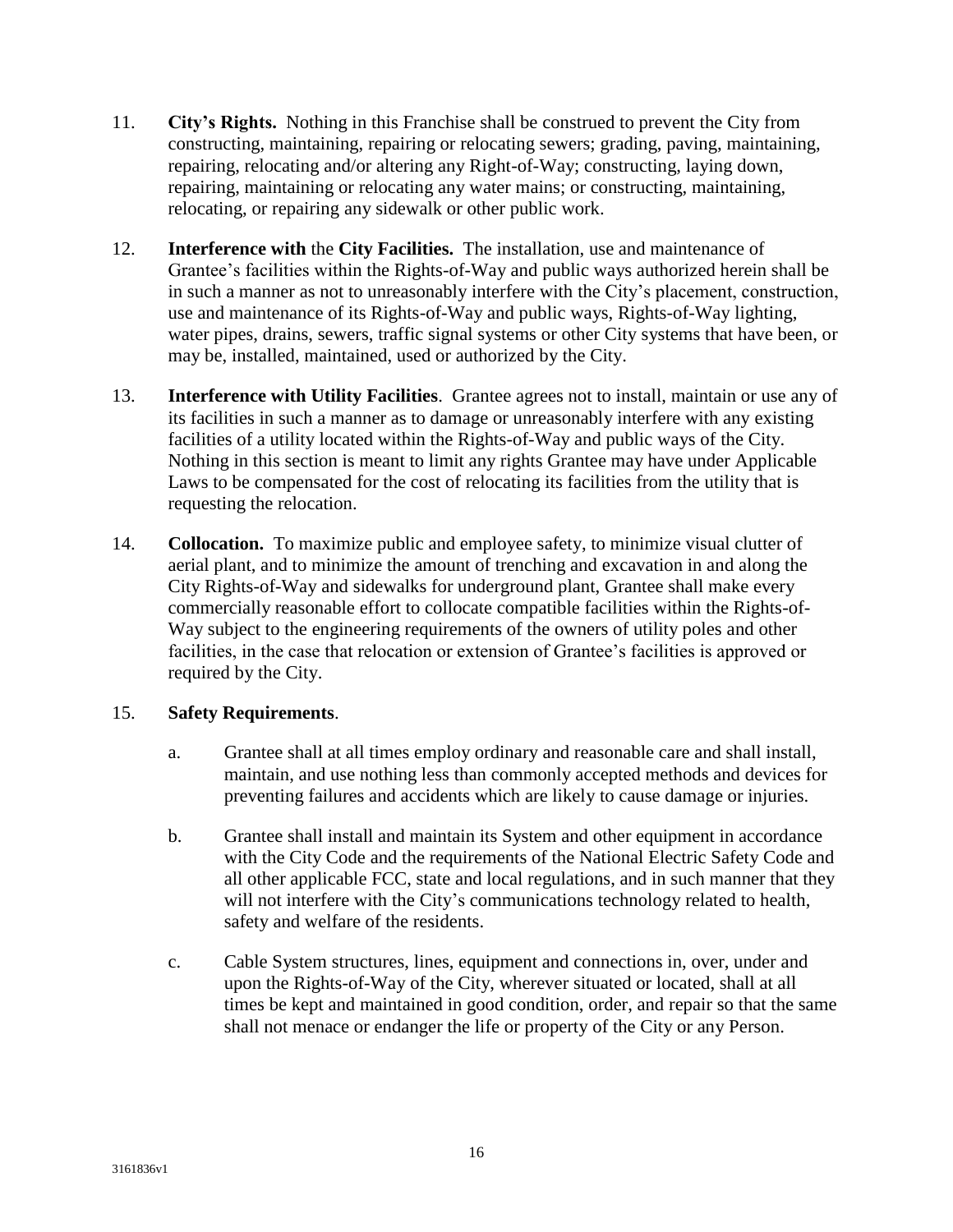11. **City's Rights.** Nothing in this Franchise shall be construed to prevent the City from constructing, maintaining, repairing or relocating sewers; grading, paving, maintaining, repairing, relocating and/or altering any Right-of-Way; constructing, laying down, repairing, maintaining or relocating any water mains; or constructing, maintaining, relocating, or repairing any sidewalk or other public work.

12. **Interference with** the **City Facilities.** The installation, use and maintenance of Grantee's facilities within the Rights-of-Way and public ways authorized herein shall be in such a manner as not to unreasonably interfere with the City's placement, construction, use and maintenance of its Rights-of-Way and public ways, Rights-of-Way lighting, water pipes, drains, sewers, traffic signal systems or other City systems that have been, or may be, installed, maintained, used or authorized by the City.

13. **Interference with Utility Facilities**. Grantee agrees not to install, maintain or use any of its facilities in such a manner as to damage or unreasonably interfere with any existing facilities of a utility located within the Rights-of-Way and public ways of the City. Nothing in this section is meant to limit any rights Grantee may have under Applicable Laws to be compensated for the cost of relocating its facilities from the utility that is requesting the relocation.

14. **Collocation.** To maximize public and employee safety, to minimize visual clutter of aerial plant, and to minimize the amount of trenching and excavation in and along the City Rights-of-Way and sidewalks for underground plant, Grantee shall make every commercially reasonable effort to collocate compatible facilities within the Rights-of-Way subject to the engineering requirements of the owners of utility poles and other facilities, in the case that relocation or extension of Grantee's facilities is approved or required by the City.

15. **Safety Requirements**.

    a. Grantee shall at all times employ ordinary and reasonable care and shall install, maintain, and use nothing less than commonly accepted methods and devices for preventing failures and accidents which are likely to cause damage or injuries.

    b. Grantee shall install and maintain its System and other equipment in accordance with the City Code and the requirements of the National Electric Safety Code and all other applicable FCC, state and local regulations, and in such manner that they will not interfere with the City's communications technology related to health, safety and welfare of the residents.

    c. Cable System structures, lines, equipment and connections in, over, under and upon the Rights-of-Way of the City, wherever situated or located, shall at all times be kept and maintained in good condition, order, and repair so that the same shall not menace or endanger the life or property of the City or any Person.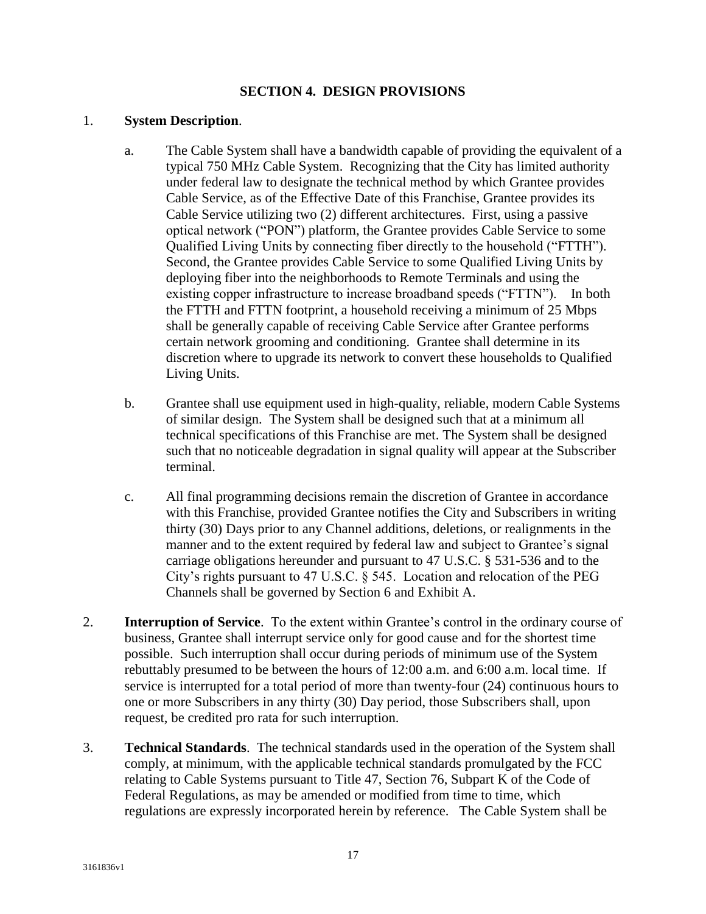## SECTION 4. DESIGN PROVISIONS

1. **System Description**.

    a. The Cable System shall have a bandwidth capable of providing the equivalent of a typical 750 MHz Cable System. Recognizing that the City has limited authority under federal law to designate the technical method by which Grantee provides Cable Service, as of the Effective Date of this Franchise, Grantee provides its Cable Service utilizing two (2) different architectures. First, using a passive optical network ("PON") platform, the Grantee provides Cable Service to some Qualified Living Units by connecting fiber directly to the household ("FTTH"). Second, the Grantee provides Cable Service to some Qualified Living Units by deploying fiber into the neighborhoods to Remote Terminals and using the existing copper infrastructure to increase broadband speeds ("FTTN"). In both the FTTH and FTTN footprint, a household receiving a minimum of 25 Mbps shall be generally capable of receiving Cable Service after Grantee performs certain network grooming and conditioning. Grantee shall determine in its discretion where to upgrade its network to convert these households to Qualified Living Units.

    b. Grantee shall use equipment used in high-quality, reliable, modern Cable Systems of similar design. The System shall be designed such that at a minimum all technical specifications of this Franchise are met. The System shall be designed such that no noticeable degradation in signal quality will appear at the Subscriber terminal.

    c. All final programming decisions remain the discretion of Grantee in accordance with this Franchise, provided Grantee notifies the City and Subscribers in writing thirty (30) Days prior to any Channel additions, deletions, or realignments in the manner and to the extent required by federal law and subject to Grantee's signal carriage obligations hereunder and pursuant to 47 U.S.C. § 531-536 and to the City's rights pursuant to 47 U.S.C. § 545. Location and relocation of the PEG Channels shall be governed by Section 6 and Exhibit A.

2. **Interruption of Service**. To the extent within Grantee's control in the ordinary course of business, Grantee shall interrupt service only for good cause and for the shortest time possible. Such interruption shall occur during periods of minimum use of the System rebuttably presumed to be between the hours of 12:00 a.m. and 6:00 a.m. local time. If service is interrupted for a total period of more than twenty-four (24) continuous hours to one or more Subscribers in any thirty (30) Day period, those Subscribers shall, upon request, be credited pro rata for such interruption.

3. **Technical Standards**. The technical standards used in the operation of the System shall comply, at minimum, with the applicable technical standards promulgated by the FCC relating to Cable Systems pursuant to Title 47, Section 76, Subpart K of the Code of Federal Regulations, as may be amended or modified from time to time, which regulations are expressly incorporated herein by reference. The Cable System shall be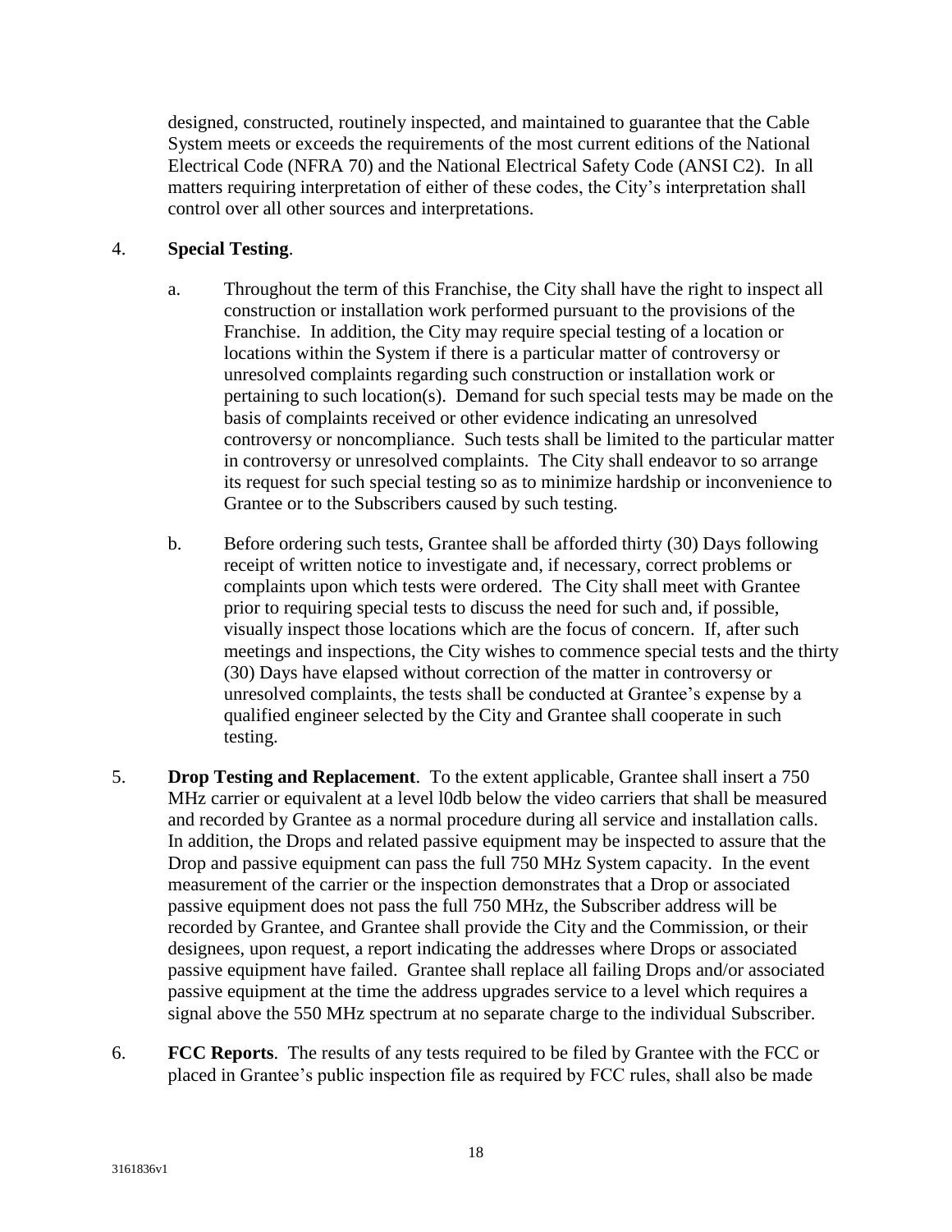designed, constructed, routinely inspected, and maintained to guarantee that the Cable System meets or exceeds the requirements of the most current editions of the National Electrical Code (NFRA 70) and the National Electrical Safety Code (ANSI C2). In all matters requiring interpretation of either of these codes, the City's interpretation shall control over all other sources and interpretations.

4. **Special Testing**.

   a. Throughout the term of this Franchise, the City shall have the right to inspect all construction or installation work performed pursuant to the provisions of the Franchise. In addition, the City may require special testing of a location or locations within the System if there is a particular matter of controversy or unresolved complaints regarding such construction or installation work or pertaining to such location(s). Demand for such special tests may be made on the basis of complaints received or other evidence indicating an unresolved controversy or noncompliance. Such tests shall be limited to the particular matter in controversy or unresolved complaints. The City shall endeavor to so arrange its request for such special testing so as to minimize hardship or inconvenience to Grantee or to the Subscribers caused by such testing.

   b. Before ordering such tests, Grantee shall be afforded thirty (30) Days following receipt of written notice to investigate and, if necessary, correct problems or complaints upon which tests were ordered. The City shall meet with Grantee prior to requiring special tests to discuss the need for such and, if possible, visually inspect those locations which are the focus of concern. If, after such meetings and inspections, the City wishes to commence special tests and the thirty (30) Days have elapsed without correction of the matter in controversy or unresolved complaints, the tests shall be conducted at Grantee's expense by a qualified engineer selected by the City and Grantee shall cooperate in such testing.

5. **Drop Testing and Replacement**. To the extent applicable, Grantee shall insert a 750 MHz carrier or equivalent at a level l0db below the video carriers that shall be measured and recorded by Grantee as a normal procedure during all service and installation calls. In addition, the Drops and related passive equipment may be inspected to assure that the Drop and passive equipment can pass the full 750 MHz System capacity. In the event measurement of the carrier or the inspection demonstrates that a Drop or associated passive equipment does not pass the full 750 MHz, the Subscriber address will be recorded by Grantee, and Grantee shall provide the City and the Commission, or their designees, upon request, a report indicating the addresses where Drops or associated passive equipment have failed. Grantee shall replace all failing Drops and/or associated passive equipment at the time the address upgrades service to a level which requires a signal above the 550 MHz spectrum at no separate charge to the individual Subscriber.

6. **FCC Reports**. The results of any tests required to be filed by Grantee with the FCC or placed in Grantee's public inspection file as required by FCC rules, shall also be made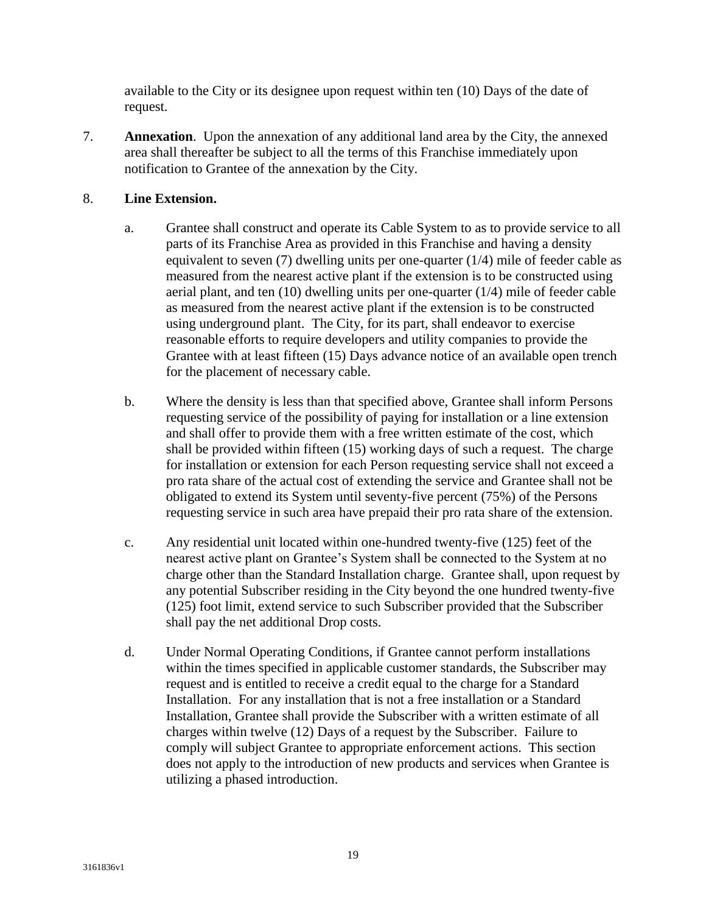available to the City or its designee upon request within ten (10) Days of the date of request.

7. **Annexation**. Upon the annexation of any additional land area by the City, the annexed area shall thereafter be subject to all the terms of this Franchise immediately upon notification to Grantee of the annexation by the City.

8. **Line Extension.**

   a. Grantee shall construct and operate its Cable System to as to provide service to all parts of its Franchise Area as provided in this Franchise and having a density equivalent to seven (7) dwelling units per one-quarter (1/4) mile of feeder cable as measured from the nearest active plant if the extension is to be constructed using aerial plant, and ten (10) dwelling units per one-quarter (1/4) mile of feeder cable as measured from the nearest active plant if the extension is to be constructed using underground plant. The City, for its part, shall endeavor to exercise reasonable efforts to require developers and utility companies to provide the Grantee with at least fifteen (15) Days advance notice of an available open trench for the placement of necessary cable.

   b. Where the density is less than that specified above, Grantee shall inform Persons requesting service of the possibility of paying for installation or a line extension and shall offer to provide them with a free written estimate of the cost, which shall be provided within fifteen (15) working days of such a request. The charge for installation or extension for each Person requesting service shall not exceed a pro rata share of the actual cost of extending the service and Grantee shall not be obligated to extend its System until seventy-five percent (75%) of the Persons requesting service in such area have prepaid their pro rata share of the extension.

   c. Any residential unit located within one-hundred twenty-five (125) feet of the nearest active plant on Grantee's System shall be connected to the System at no charge other than the Standard Installation charge. Grantee shall, upon request by any potential Subscriber residing in the City beyond the one hundred twenty-five (125) foot limit, extend service to such Subscriber provided that the Subscriber shall pay the net additional Drop costs.

   d. Under Normal Operating Conditions, if Grantee cannot perform installations within the times specified in applicable customer standards, the Subscriber may request and is entitled to receive a credit equal to the charge for a Standard Installation. For any installation that is not a free installation or a Standard Installation, Grantee shall provide the Subscriber with a written estimate of all charges within twelve (12) Days of a request by the Subscriber. Failure to comply will subject Grantee to appropriate enforcement actions. This section does not apply to the introduction of new products and services when Grantee is utilizing a phased introduction.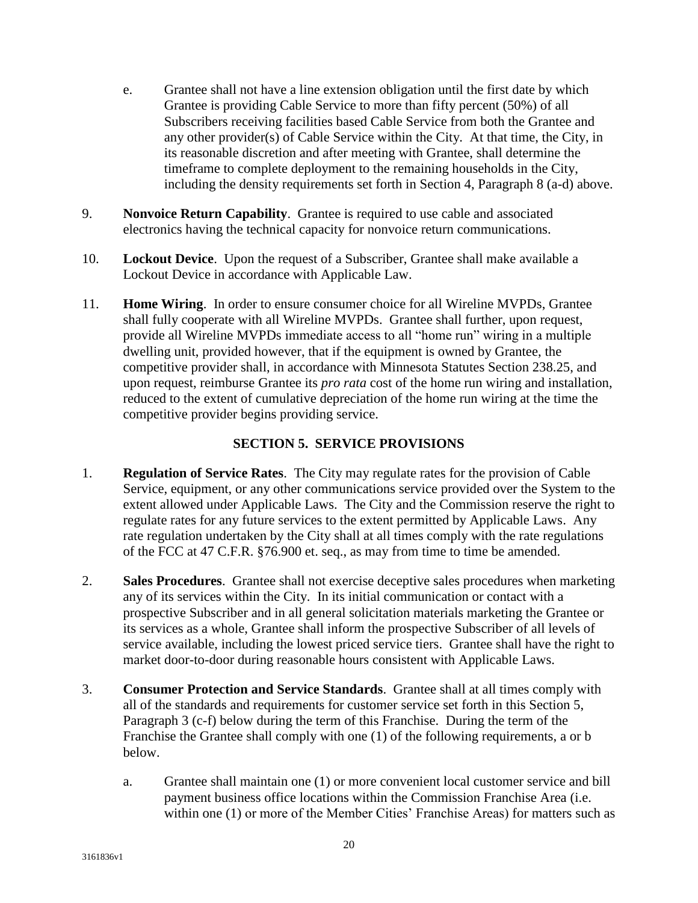e. Grantee shall not have a line extension obligation until the first date by which Grantee is providing Cable Service to more than fifty percent (50%) of all Subscribers receiving facilities based Cable Service from both the Grantee and any other provider(s) of Cable Service within the City. At that time, the City, in its reasonable discretion and after meeting with Grantee, shall determine the timeframe to complete deployment to the remaining households in the City, including the density requirements set forth in Section 4, Paragraph 8 (a-d) above.

9. **Nonvoice Return Capability**. Grantee is required to use cable and associated electronics having the technical capacity for nonvoice return communications.

10. **Lockout Device**. Upon the request of a Subscriber, Grantee shall make available a Lockout Device in accordance with Applicable Law.

11. **Home Wiring**. In order to ensure consumer choice for all Wireline MVPDs, Grantee shall fully cooperate with all Wireline MVPDs. Grantee shall further, upon request, provide all Wireline MVPDs immediate access to all "home run" wiring in a multiple dwelling unit, provided however, that if the equipment is owned by Grantee, the competitive provider shall, in accordance with Minnesota Statutes Section 238.25, and upon request, reimburse Grantee its *pro rata* cost of the home run wiring and installation, reduced to the extent of cumulative depreciation of the home run wiring at the time the competitive provider begins providing service.

## SECTION 5. SERVICE PROVISIONS

1. **Regulation of Service Rates**. The City may regulate rates for the provision of Cable Service, equipment, or any other communications service provided over the System to the extent allowed under Applicable Laws. The City and the Commission reserve the right to regulate rates for any future services to the extent permitted by Applicable Laws. Any rate regulation undertaken by the City shall at all times comply with the rate regulations of the FCC at 47 C.F.R. §76.900 et. seq., as may from time to time be amended.

2. **Sales Procedures**. Grantee shall not exercise deceptive sales procedures when marketing any of its services within the City. In its initial communication or contact with a prospective Subscriber and in all general solicitation materials marketing the Grantee or its services as a whole, Grantee shall inform the prospective Subscriber of all levels of service available, including the lowest priced service tiers. Grantee shall have the right to market door-to-door during reasonable hours consistent with Applicable Laws.

3. **Consumer Protection and Service Standards**. Grantee shall at all times comply with all of the standards and requirements for customer service set forth in this Section 5, Paragraph 3 (c-f) below during the term of this Franchise. During the term of the Franchise the Grantee shall comply with one (1) of the following requirements, a or b below.

   a. Grantee shall maintain one (1) or more convenient local customer service and bill payment business office locations within the Commission Franchise Area (i.e. within one (1) or more of the Member Cities' Franchise Areas) for matters such as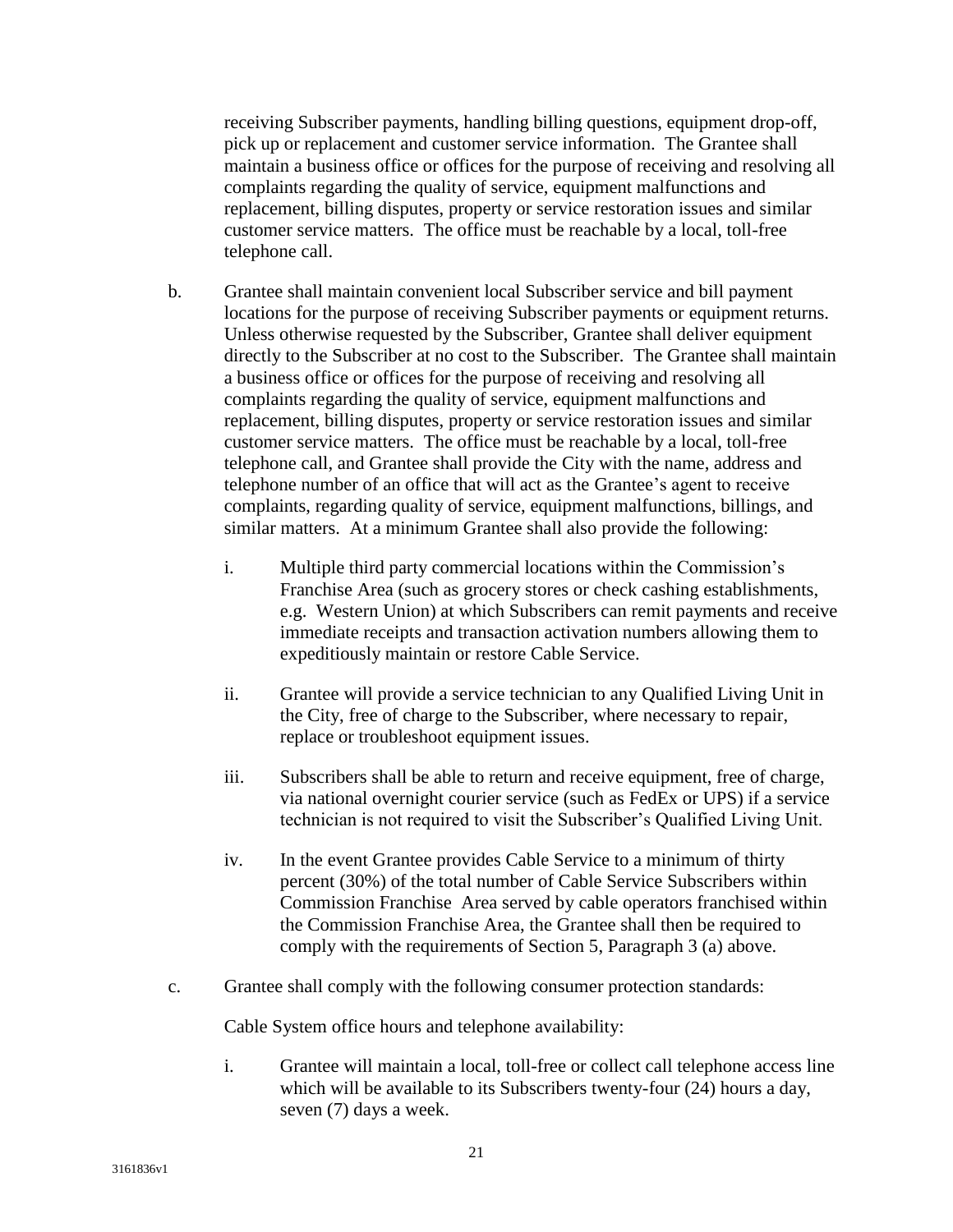receiving Subscriber payments, handling billing questions, equipment drop-off, pick up or replacement and customer service information. The Grantee shall maintain a business office or offices for the purpose of receiving and resolving all complaints regarding the quality of service, equipment malfunctions and replacement, billing disputes, property or service restoration issues and similar customer service matters. The office must be reachable by a local, toll-free telephone call.

b. Grantee shall maintain convenient local Subscriber service and bill payment locations for the purpose of receiving Subscriber payments or equipment returns. Unless otherwise requested by the Subscriber, Grantee shall deliver equipment directly to the Subscriber at no cost to the Subscriber. The Grantee shall maintain a business office or offices for the purpose of receiving and resolving all complaints regarding the quality of service, equipment malfunctions and replacement, billing disputes, property or service restoration issues and similar customer service matters. The office must be reachable by a local, toll-free telephone call, and Grantee shall provide the City with the name, address and telephone number of an office that will act as the Grantee's agent to receive complaints, regarding quality of service, equipment malfunctions, billings, and similar matters. At a minimum Grantee shall also provide the following:

   i. Multiple third party commercial locations within the Commission's Franchise Area (such as grocery stores or check cashing establishments, e.g. Western Union) at which Subscribers can remit payments and receive immediate receipts and transaction activation numbers allowing them to expeditiously maintain or restore Cable Service.

   ii. Grantee will provide a service technician to any Qualified Living Unit in the City, free of charge to the Subscriber, where necessary to repair, replace or troubleshoot equipment issues.

   iii. Subscribers shall be able to return and receive equipment, free of charge, via national overnight courier service (such as FedEx or UPS) if a service technician is not required to visit the Subscriber's Qualified Living Unit.

   iv. In the event Grantee provides Cable Service to a minimum of thirty percent (30%) of the total number of Cable Service Subscribers within Commission Franchise Area served by cable operators franchised within the Commission Franchise Area, the Grantee shall then be required to comply with the requirements of Section 5, Paragraph 3 (a) above.

c. Grantee shall comply with the following consumer protection standards:

   Cable System office hours and telephone availability:

   i. Grantee will maintain a local, toll-free or collect call telephone access line which will be available to its Subscribers twenty-four (24) hours a day, seven (7) days a week.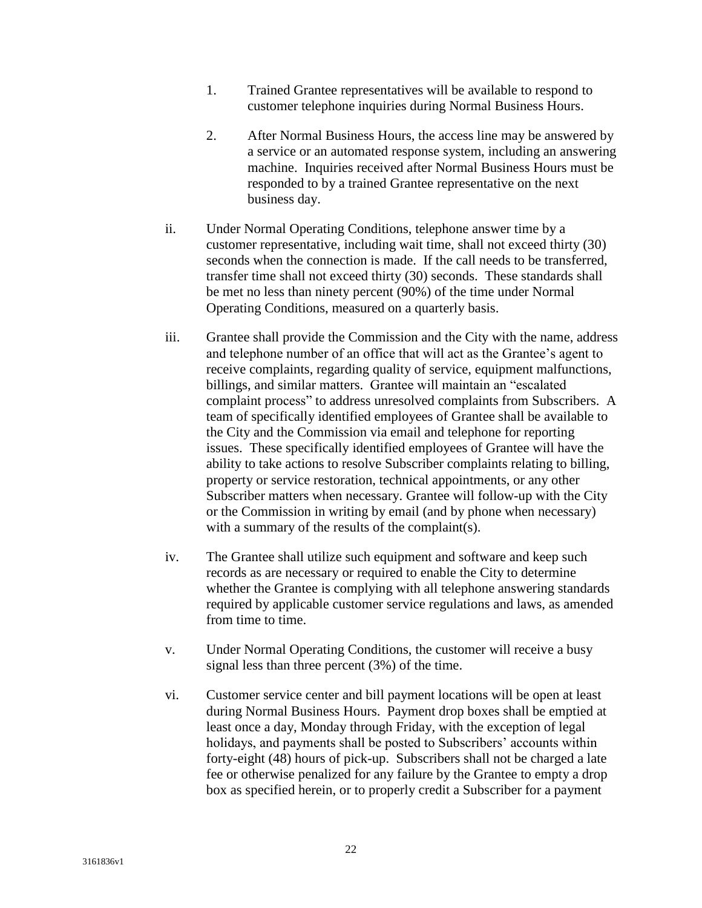1. Trained Grantee representatives will be available to respond to customer telephone inquiries during Normal Business Hours.

2. After Normal Business Hours, the access line may be answered by a service or an automated response system, including an answering machine. Inquiries received after Normal Business Hours must be responded to by a trained Grantee representative on the next business day.

ii. Under Normal Operating Conditions, telephone answer time by a customer representative, including wait time, shall not exceed thirty (30) seconds when the connection is made. If the call needs to be transferred, transfer time shall not exceed thirty (30) seconds. These standards shall be met no less than ninety percent (90%) of the time under Normal Operating Conditions, measured on a quarterly basis.

iii. Grantee shall provide the Commission and the City with the name, address and telephone number of an office that will act as the Grantee's agent to receive complaints, regarding quality of service, equipment malfunctions, billings, and similar matters. Grantee will maintain an "escalated complaint process" to address unresolved complaints from Subscribers. A team of specifically identified employees of Grantee shall be available to the City and the Commission via email and telephone for reporting issues. These specifically identified employees of Grantee will have the ability to take actions to resolve Subscriber complaints relating to billing, property or service restoration, technical appointments, or any other Subscriber matters when necessary. Grantee will follow-up with the City or the Commission in writing by email (and by phone when necessary) with a summary of the results of the complaint(s).

iv. The Grantee shall utilize such equipment and software and keep such records as are necessary or required to enable the City to determine whether the Grantee is complying with all telephone answering standards required by applicable customer service regulations and laws, as amended from time to time.

v. Under Normal Operating Conditions, the customer will receive a busy signal less than three percent (3%) of the time.

vi. Customer service center and bill payment locations will be open at least during Normal Business Hours. Payment drop boxes shall be emptied at least once a day, Monday through Friday, with the exception of legal holidays, and payments shall be posted to Subscribers' accounts within forty-eight (48) hours of pick-up. Subscribers shall not be charged a late fee or otherwise penalized for any failure by the Grantee to empty a drop box as specified herein, or to properly credit a Subscriber for a payment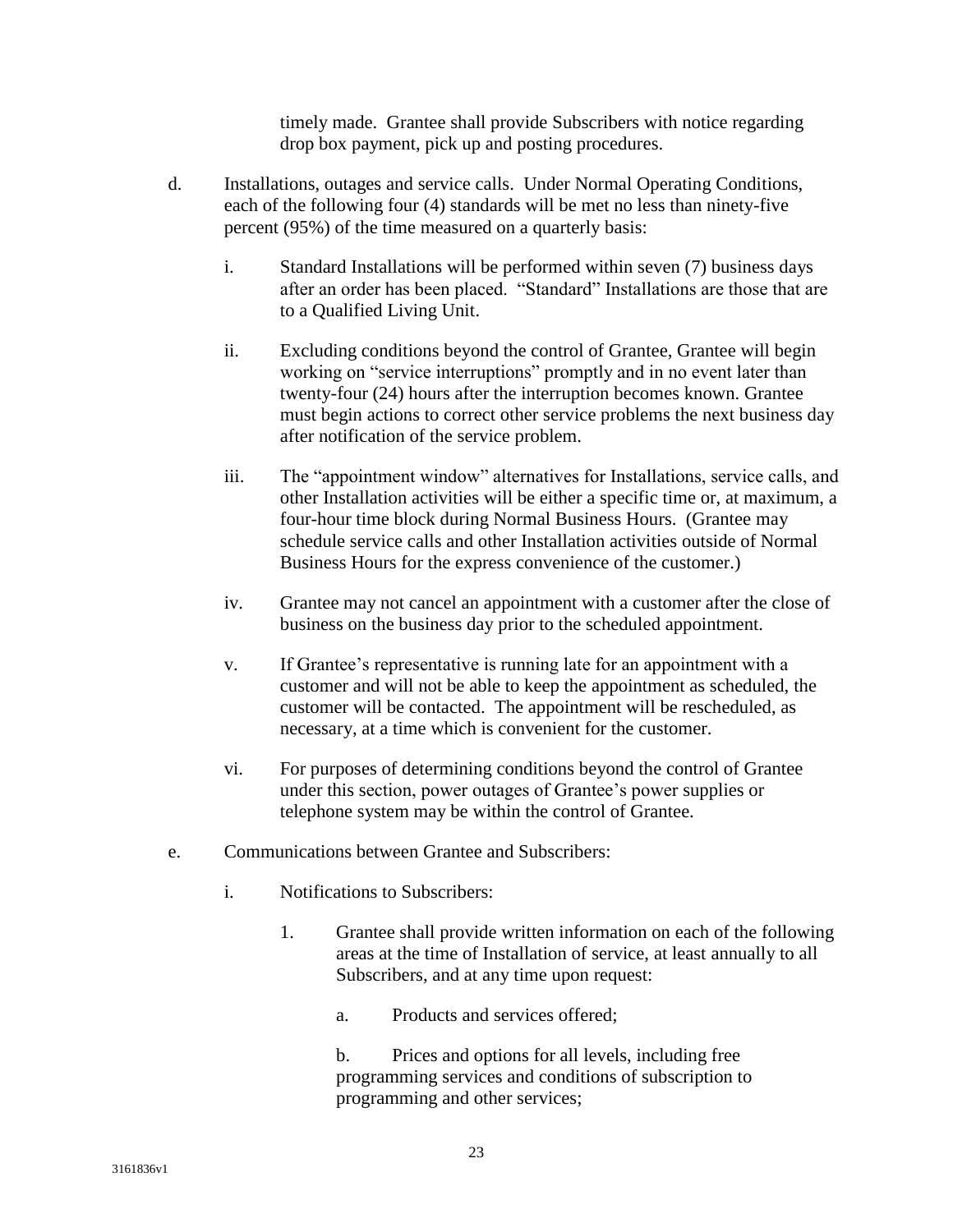timely made. Grantee shall provide Subscribers with notice regarding drop box payment, pick up and posting procedures.

d. Installations, outages and service calls. Under Normal Operating Conditions, each of the following four (4) standards will be met no less than ninety-five percent (95%) of the time measured on a quarterly basis:

  i. Standard Installations will be performed within seven (7) business days after an order has been placed. "Standard" Installations are those that are to a Qualified Living Unit.

  ii. Excluding conditions beyond the control of Grantee, Grantee will begin working on "service interruptions" promptly and in no event later than twenty-four (24) hours after the interruption becomes known. Grantee must begin actions to correct other service problems the next business day after notification of the service problem.

  iii. The "appointment window" alternatives for Installations, service calls, and other Installation activities will be either a specific time or, at maximum, a four-hour time block during Normal Business Hours. (Grantee may schedule service calls and other Installation activities outside of Normal Business Hours for the express convenience of the customer.)

  iv. Grantee may not cancel an appointment with a customer after the close of business on the business day prior to the scheduled appointment.

  v. If Grantee's representative is running late for an appointment with a customer and will not be able to keep the appointment as scheduled, the customer will be contacted. The appointment will be rescheduled, as necessary, at a time which is convenient for the customer.

  vi. For purposes of determining conditions beyond the control of Grantee under this section, power outages of Grantee's power supplies or telephone system may be within the control of Grantee.

e. Communications between Grantee and Subscribers:

  i. Notifications to Subscribers:

    1. Grantee shall provide written information on each of the following areas at the time of Installation of service, at least annually to all Subscribers, and at any time upon request:

      a. Products and services offered;

      b. Prices and options for all levels, including free programming services and conditions of subscription to programming and other services;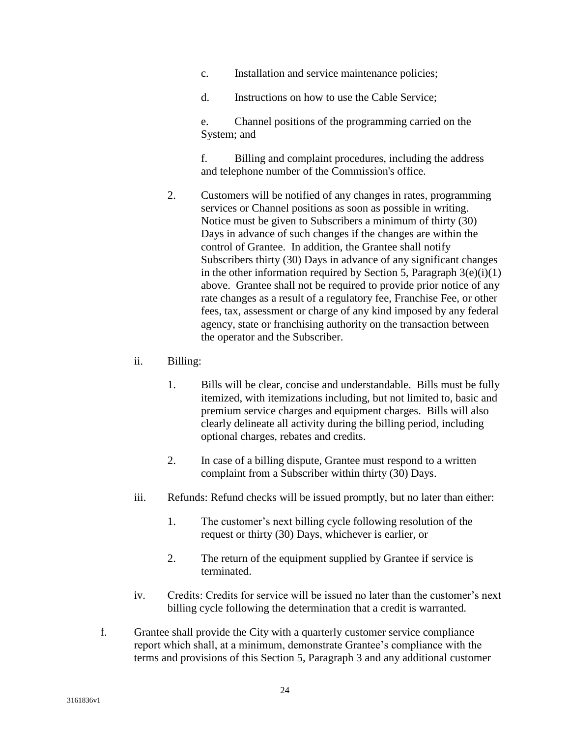c. Installation and service maintenance policies;

d. Instructions on how to use the Cable Service;

e. Channel positions of the programming carried on the System; and

f. Billing and complaint procedures, including the address and telephone number of the Commission's office.

2. Customers will be notified of any changes in rates, programming services or Channel positions as soon as possible in writing. Notice must be given to Subscribers a minimum of thirty (30) Days in advance of such changes if the changes are within the control of Grantee. In addition, the Grantee shall notify Subscribers thirty (30) Days in advance of any significant changes in the other information required by Section 5, Paragraph 3(e)(i)(1) above. Grantee shall not be required to provide prior notice of any rate changes as a result of a regulatory fee, Franchise Fee, or other fees, tax, assessment or charge of any kind imposed by any federal agency, state or franchising authority on the transaction between the operator and the Subscriber.

ii. Billing:

1. Bills will be clear, concise and understandable. Bills must be fully itemized, with itemizations including, but not limited to, basic and premium service charges and equipment charges. Bills will also clearly delineate all activity during the billing period, including optional charges, rebates and credits.

2. In case of a billing dispute, Grantee must respond to a written complaint from a Subscriber within thirty (30) Days.

iii. Refunds: Refund checks will be issued promptly, but no later than either:

1. The customer's next billing cycle following resolution of the request or thirty (30) Days, whichever is earlier, or

2. The return of the equipment supplied by Grantee if service is terminated.

iv. Credits: Credits for service will be issued no later than the customer's next billing cycle following the determination that a credit is warranted.

f. Grantee shall provide the City with a quarterly customer service compliance report which shall, at a minimum, demonstrate Grantee's compliance with the terms and provisions of this Section 5, Paragraph 3 and any additional customer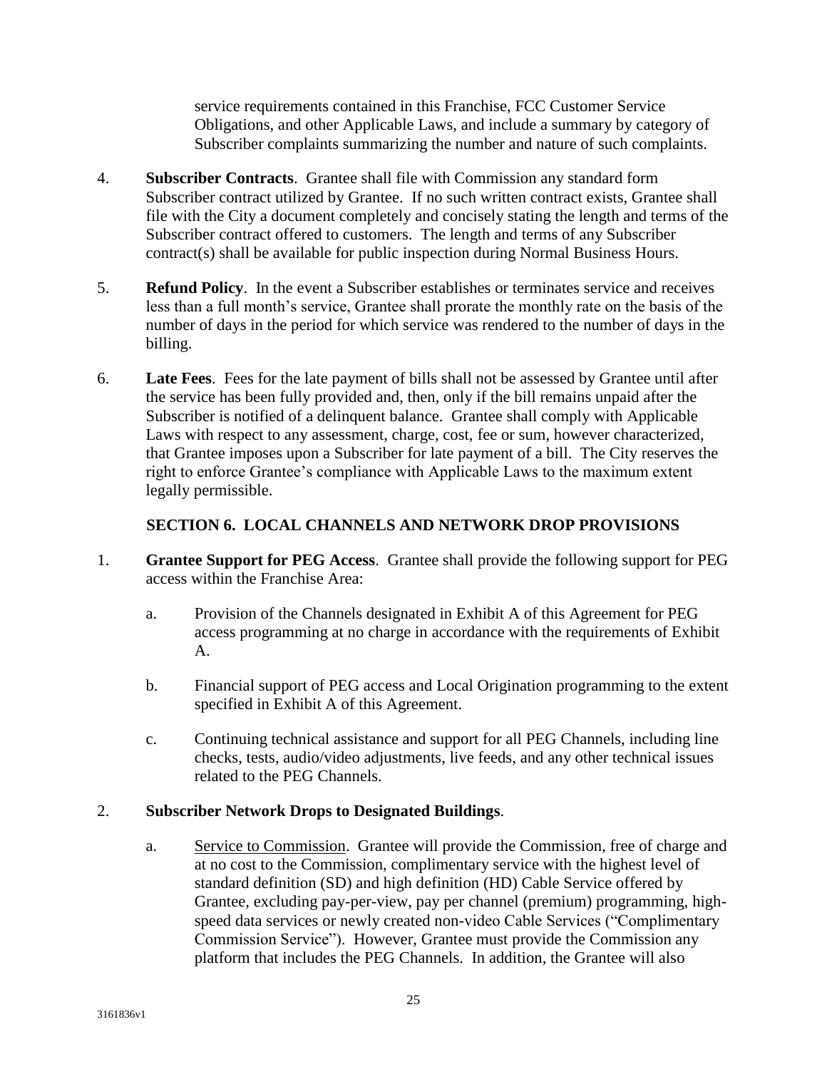service requirements contained in this Franchise, FCC Customer Service Obligations, and other Applicable Laws, and include a summary by category of Subscriber complaints summarizing the number and nature of such complaints.

4. **Subscriber Contracts**. Grantee shall file with Commission any standard form Subscriber contract utilized by Grantee. If no such written contract exists, Grantee shall file with the City a document completely and concisely stating the length and terms of the Subscriber contract offered to customers. The length and terms of any Subscriber contract(s) shall be available for public inspection during Normal Business Hours.

5. **Refund Policy**. In the event a Subscriber establishes or terminates service and receives less than a full month's service, Grantee shall prorate the monthly rate on the basis of the number of days in the period for which service was rendered to the number of days in the billing.

6. **Late Fees**. Fees for the late payment of bills shall not be assessed by Grantee until after the service has been fully provided and, then, only if the bill remains unpaid after the Subscriber is notified of a delinquent balance. Grantee shall comply with Applicable Laws with respect to any assessment, charge, cost, fee or sum, however characterized, that Grantee imposes upon a Subscriber for late payment of a bill. The City reserves the right to enforce Grantee's compliance with Applicable Laws to the maximum extent legally permissible.

## SECTION 6. LOCAL CHANNELS AND NETWORK DROP PROVISIONS

1. **Grantee Support for PEG Access**. Grantee shall provide the following support for PEG access within the Franchise Area:

   a. Provision of the Channels designated in Exhibit A of this Agreement for PEG access programming at no charge in accordance with the requirements of Exhibit A.

   b. Financial support of PEG access and Local Origination programming to the extent specified in Exhibit A of this Agreement.

   c. Continuing technical assistance and support for all PEG Channels, including line checks, tests, audio/video adjustments, live feeds, and any other technical issues related to the PEG Channels.

2. **Subscriber Network Drops to Designated Buildings**.

   a. Service to Commission. Grantee will provide the Commission, free of charge and at no cost to the Commission, complimentary service with the highest level of standard definition (SD) and high definition (HD) Cable Service offered by Grantee, excluding pay-per-view, pay per channel (premium) programming, high-speed data services or newly created non-video Cable Services ("Complimentary Commission Service"). However, Grantee must provide the Commission any platform that includes the PEG Channels. In addition, the Grantee will also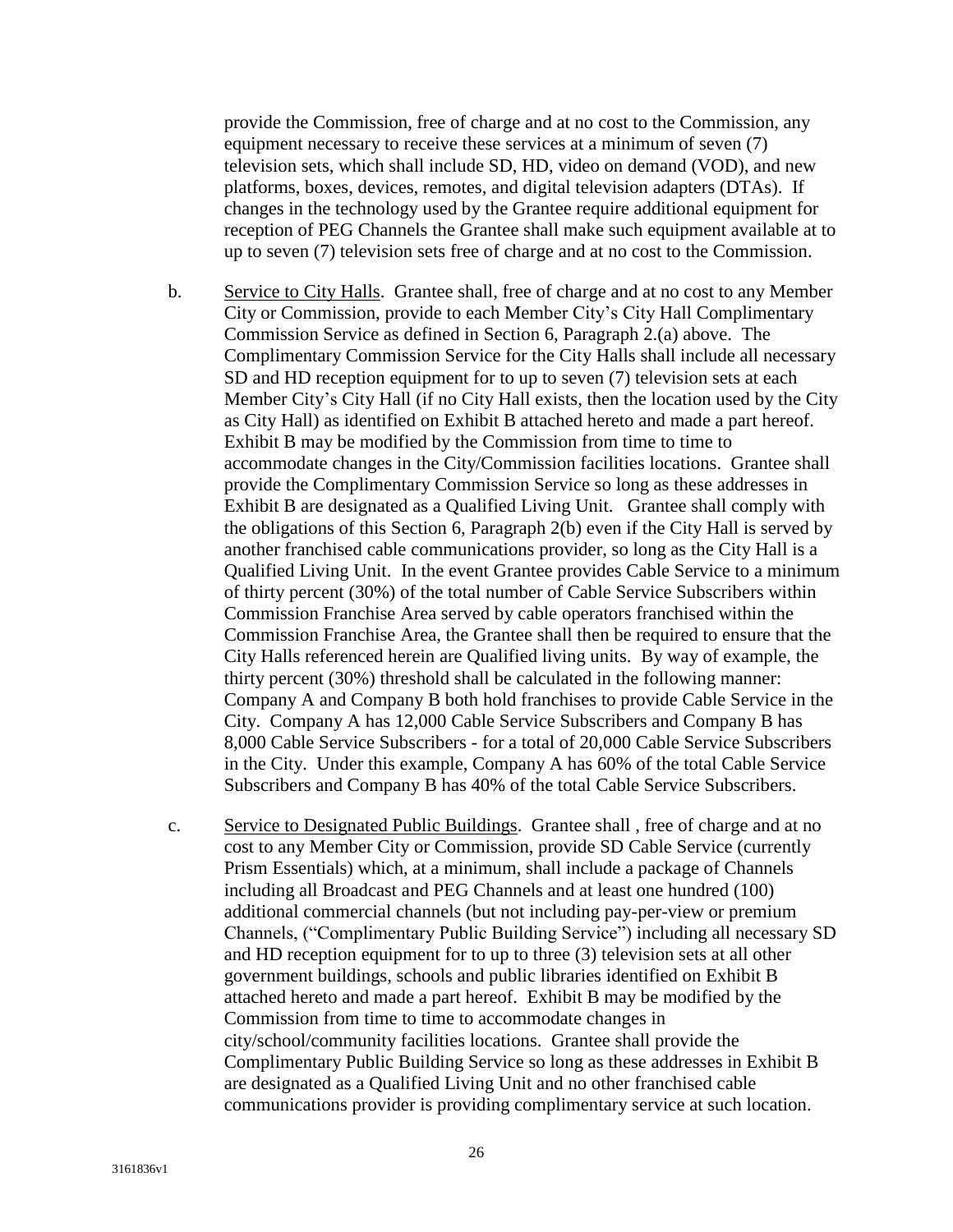provide the Commission, free of charge and at no cost to the Commission, any equipment necessary to receive these services at a minimum of seven (7) television sets, which shall include SD, HD, video on demand (VOD), and new platforms, boxes, devices, remotes, and digital television adapters (DTAs). If changes in the technology used by the Grantee require additional equipment for reception of PEG Channels the Grantee shall make such equipment available at to up to seven (7) television sets free of charge and at no cost to the Commission.

b. Service to City Halls. Grantee shall, free of charge and at no cost to any Member City or Commission, provide to each Member City's City Hall Complimentary Commission Service as defined in Section 6, Paragraph 2.(a) above. The Complimentary Commission Service for the City Halls shall include all necessary SD and HD reception equipment for to up to seven (7) television sets at each Member City's City Hall (if no City Hall exists, then the location used by the City as City Hall) as identified on Exhibit B attached hereto and made a part hereof. Exhibit B may be modified by the Commission from time to time to accommodate changes in the City/Commission facilities locations. Grantee shall provide the Complimentary Commission Service so long as these addresses in Exhibit B are designated as a Qualified Living Unit. Grantee shall comply with the obligations of this Section 6, Paragraph 2(b) even if the City Hall is served by another franchised cable communications provider, so long as the City Hall is a Qualified Living Unit. In the event Grantee provides Cable Service to a minimum of thirty percent (30%) of the total number of Cable Service Subscribers within Commission Franchise Area served by cable operators franchised within the Commission Franchise Area, the Grantee shall then be required to ensure that the City Halls referenced herein are Qualified living units. By way of example, the thirty percent (30%) threshold shall be calculated in the following manner: Company A and Company B both hold franchises to provide Cable Service in the City. Company A has 12,000 Cable Service Subscribers and Company B has 8,000 Cable Service Subscribers - for a total of 20,000 Cable Service Subscribers in the City. Under this example, Company A has 60% of the total Cable Service Subscribers and Company B has 40% of the total Cable Service Subscribers.

c. Service to Designated Public Buildings. Grantee shall , free of charge and at no cost to any Member City or Commission, provide SD Cable Service (currently Prism Essentials) which, at a minimum, shall include a package of Channels including all Broadcast and PEG Channels and at least one hundred (100) additional commercial channels (but not including pay-per-view or premium Channels, ("Complimentary Public Building Service") including all necessary SD and HD reception equipment for to up to three (3) television sets at all other government buildings, schools and public libraries identified on Exhibit B attached hereto and made a part hereof. Exhibit B may be modified by the Commission from time to time to accommodate changes in city/school/community facilities locations. Grantee shall provide the Complimentary Public Building Service so long as these addresses in Exhibit B are designated as a Qualified Living Unit and no other franchised cable communications provider is providing complimentary service at such location.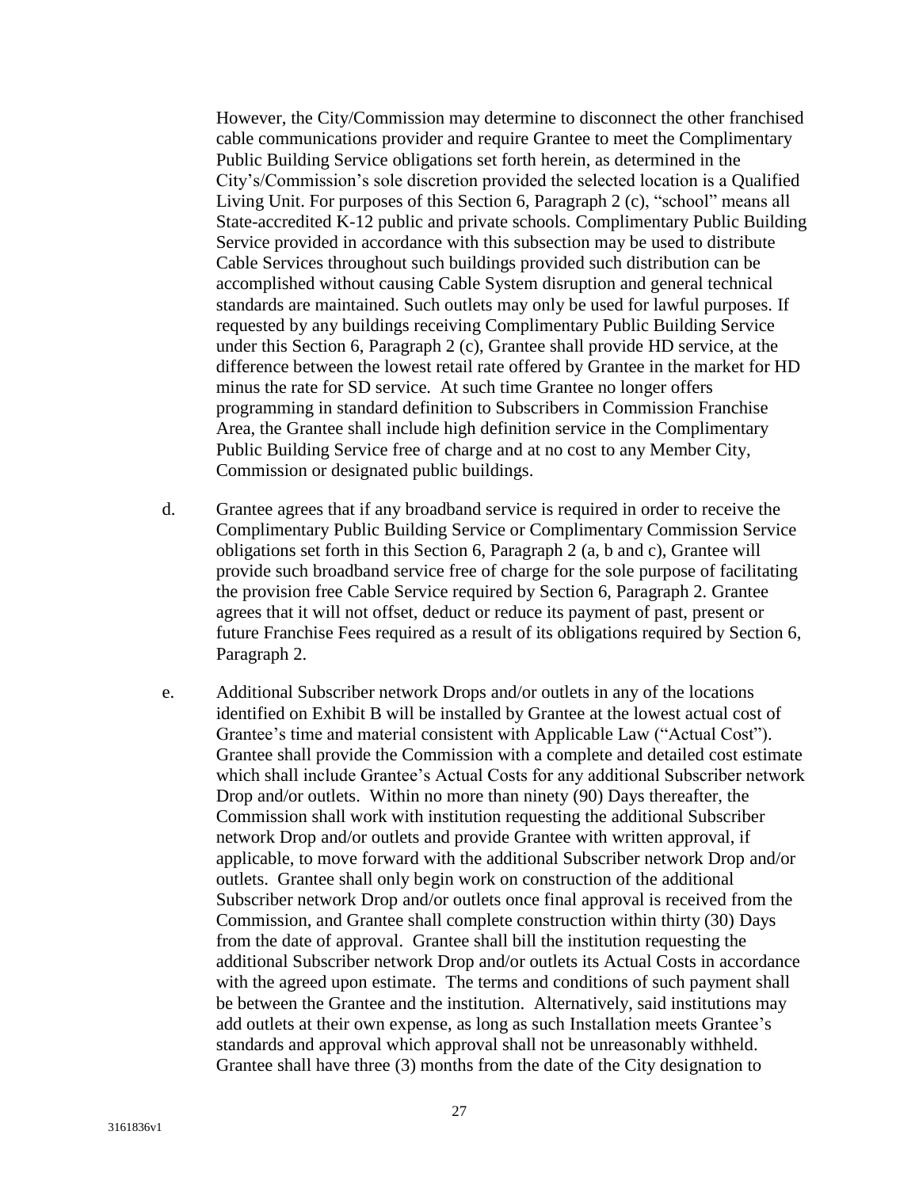However, the City/Commission may determine to disconnect the other franchised cable communications provider and require Grantee to meet the Complimentary Public Building Service obligations set forth herein, as determined in the City's/Commission's sole discretion provided the selected location is a Qualified Living Unit. For purposes of this Section 6, Paragraph 2 (c), "school" means all State-accredited K-12 public and private schools. Complimentary Public Building Service provided in accordance with this subsection may be used to distribute Cable Services throughout such buildings provided such distribution can be accomplished without causing Cable System disruption and general technical standards are maintained. Such outlets may only be used for lawful purposes. If requested by any buildings receiving Complimentary Public Building Service under this Section 6, Paragraph 2 (c), Grantee shall provide HD service, at the difference between the lowest retail rate offered by Grantee in the market for HD minus the rate for SD service. At such time Grantee no longer offers programming in standard definition to Subscribers in Commission Franchise Area, the Grantee shall include high definition service in the Complimentary Public Building Service free of charge and at no cost to any Member City, Commission or designated public buildings.

d. Grantee agrees that if any broadband service is required in order to receive the Complimentary Public Building Service or Complimentary Commission Service obligations set forth in this Section 6, Paragraph 2 (a, b and c), Grantee will provide such broadband service free of charge for the sole purpose of facilitating the provision free Cable Service required by Section 6, Paragraph 2. Grantee agrees that it will not offset, deduct or reduce its payment of past, present or future Franchise Fees required as a result of its obligations required by Section 6, Paragraph 2.

e. Additional Subscriber network Drops and/or outlets in any of the locations identified on Exhibit B will be installed by Grantee at the lowest actual cost of Grantee's time and material consistent with Applicable Law ("Actual Cost"). Grantee shall provide the Commission with a complete and detailed cost estimate which shall include Grantee's Actual Costs for any additional Subscriber network Drop and/or outlets. Within no more than ninety (90) Days thereafter, the Commission shall work with institution requesting the additional Subscriber network Drop and/or outlets and provide Grantee with written approval, if applicable, to move forward with the additional Subscriber network Drop and/or outlets. Grantee shall only begin work on construction of the additional Subscriber network Drop and/or outlets once final approval is received from the Commission, and Grantee shall complete construction within thirty (30) Days from the date of approval. Grantee shall bill the institution requesting the additional Subscriber network Drop and/or outlets its Actual Costs in accordance with the agreed upon estimate. The terms and conditions of such payment shall be between the Grantee and the institution. Alternatively, said institutions may add outlets at their own expense, as long as such Installation meets Grantee's standards and approval which approval shall not be unreasonably withheld. Grantee shall have three (3) months from the date of the City designation to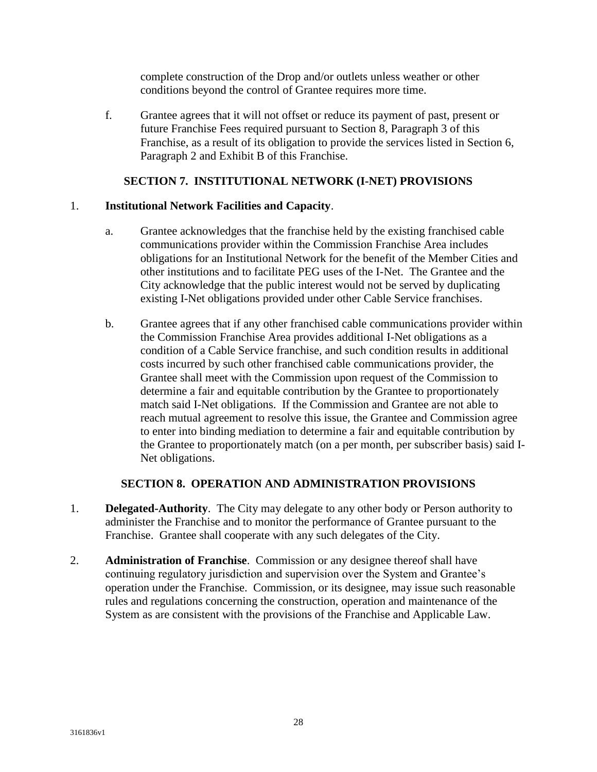complete construction of the Drop and/or outlets unless weather or other conditions beyond the control of Grantee requires more time.

f. Grantee agrees that it will not offset or reduce its payment of past, present or future Franchise Fees required pursuant to Section 8, Paragraph 3 of this Franchise, as a result of its obligation to provide the services listed in Section 6, Paragraph 2 and Exhibit B of this Franchise.

## SECTION 7. INSTITUTIONAL NETWORK (I-NET) PROVISIONS

1. **Institutional Network Facilities and Capacity**.

   a. Grantee acknowledges that the franchise held by the existing franchised cable communications provider within the Commission Franchise Area includes obligations for an Institutional Network for the benefit of the Member Cities and other institutions and to facilitate PEG uses of the I-Net. The Grantee and the City acknowledge that the public interest would not be served by duplicating existing I-Net obligations provided under other Cable Service franchises.

   b. Grantee agrees that if any other franchised cable communications provider within the Commission Franchise Area provides additional I-Net obligations as a condition of a Cable Service franchise, and such condition results in additional costs incurred by such other franchised cable communications provider, the Grantee shall meet with the Commission upon request of the Commission to determine a fair and equitable contribution by the Grantee to proportionately match said I-Net obligations. If the Commission and Grantee are not able to reach mutual agreement to resolve this issue, the Grantee and Commission agree to enter into binding mediation to determine a fair and equitable contribution by the Grantee to proportionately match (on a per month, per subscriber basis) said I-Net obligations.

## SECTION 8. OPERATION AND ADMINISTRATION PROVISIONS

1. **Delegated-Authority**. The City may delegate to any other body or Person authority to administer the Franchise and to monitor the performance of Grantee pursuant to the Franchise. Grantee shall cooperate with any such delegates of the City.

2. **Administration of Franchise**. Commission or any designee thereof shall have continuing regulatory jurisdiction and supervision over the System and Grantee's operation under the Franchise. Commission, or its designee, may issue such reasonable rules and regulations concerning the construction, operation and maintenance of the System as are consistent with the provisions of the Franchise and Applicable Law.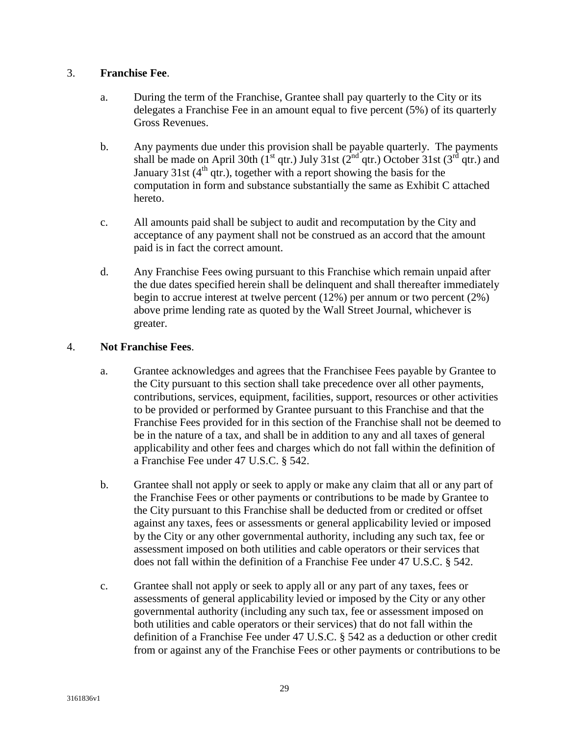3. **Franchise Fee**.

   a. During the term of the Franchise, Grantee shall pay quarterly to the City or its delegates a Franchise Fee in an amount equal to five percent (5%) of its quarterly Gross Revenues.

   b. Any payments due under this provision shall be payable quarterly. The payments shall be made on April 30th (1st qtr.) July 31st (2nd qtr.) October 31st (3rd qtr.) and January 31st (4th qtr.), together with a report showing the basis for the computation in form and substance substantially the same as Exhibit C attached hereto.

   c. All amounts paid shall be subject to audit and recomputation by the City and acceptance of any payment shall not be construed as an accord that the amount paid is in fact the correct amount.

   d. Any Franchise Fees owing pursuant to this Franchise which remain unpaid after the due dates specified herein shall be delinquent and shall thereafter immediately begin to accrue interest at twelve percent (12%) per annum or two percent (2%) above prime lending rate as quoted by the Wall Street Journal, whichever is greater.

4. **Not Franchise Fees**.

   a. Grantee acknowledges and agrees that the Franchisee Fees payable by Grantee to the City pursuant to this section shall take precedence over all other payments, contributions, services, equipment, facilities, support, resources or other activities to be provided or performed by Grantee pursuant to this Franchise and that the Franchise Fees provided for in this section of the Franchise shall not be deemed to be in the nature of a tax, and shall be in addition to any and all taxes of general applicability and other fees and charges which do not fall within the definition of a Franchise Fee under 47 U.S.C. § 542.

   b. Grantee shall not apply or seek to apply or make any claim that all or any part of the Franchise Fees or other payments or contributions to be made by Grantee to the City pursuant to this Franchise shall be deducted from or credited or offset against any taxes, fees or assessments or general applicability levied or imposed by the City or any other governmental authority, including any such tax, fee or assessment imposed on both utilities and cable operators or their services that does not fall within the definition of a Franchise Fee under 47 U.S.C. § 542.

   c. Grantee shall not apply or seek to apply all or any part of any taxes, fees or assessments of general applicability levied or imposed by the City or any other governmental authority (including any such tax, fee or assessment imposed on both utilities and cable operators or their services) that do not fall within the definition of a Franchise Fee under 47 U.S.C. § 542 as a deduction or other credit from or against any of the Franchise Fees or other payments or contributions to be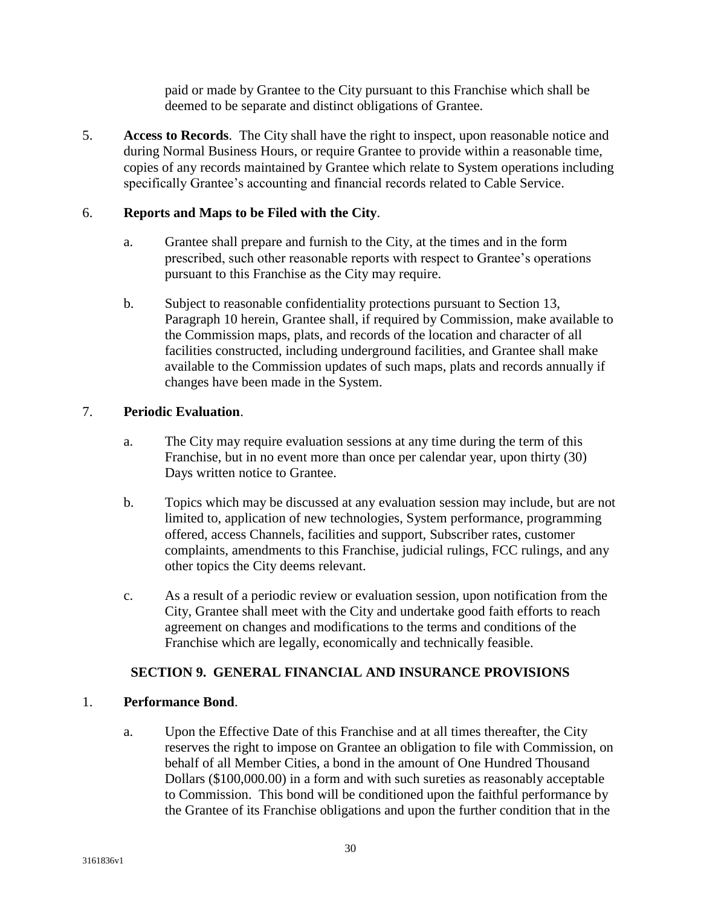paid or made by Grantee to the City pursuant to this Franchise which shall be deemed to be separate and distinct obligations of Grantee.

5. **Access to Records**. The City shall have the right to inspect, upon reasonable notice and during Normal Business Hours, or require Grantee to provide within a reasonable time, copies of any records maintained by Grantee which relate to System operations including specifically Grantee's accounting and financial records related to Cable Service.

6. **Reports and Maps to be Filed with the City**.

   a. Grantee shall prepare and furnish to the City, at the times and in the form prescribed, such other reasonable reports with respect to Grantee's operations pursuant to this Franchise as the City may require.

   b. Subject to reasonable confidentiality protections pursuant to Section 13, Paragraph 10 herein, Grantee shall, if required by Commission, make available to the Commission maps, plats, and records of the location and character of all facilities constructed, including underground facilities, and Grantee shall make available to the Commission updates of such maps, plats and records annually if changes have been made in the System.

7. **Periodic Evaluation**.

   a. The City may require evaluation sessions at any time during the term of this Franchise, but in no event more than once per calendar year, upon thirty (30) Days written notice to Grantee.

   b. Topics which may be discussed at any evaluation session may include, but are not limited to, application of new technologies, System performance, programming offered, access Channels, facilities and support, Subscriber rates, customer complaints, amendments to this Franchise, judicial rulings, FCC rulings, and any other topics the City deems relevant.

   c. As a result of a periodic review or evaluation session, upon notification from the City, Grantee shall meet with the City and undertake good faith efforts to reach agreement on changes and modifications to the terms and conditions of the Franchise which are legally, economically and technically feasible.

## SECTION 9. GENERAL FINANCIAL AND INSURANCE PROVISIONS

1. **Performance Bond**.

   a. Upon the Effective Date of this Franchise and at all times thereafter, the City reserves the right to impose on Grantee an obligation to file with Commission, on behalf of all Member Cities, a bond in the amount of One Hundred Thousand Dollars ($100,000.00) in a form and with such sureties as reasonably acceptable to Commission. This bond will be conditioned upon the faithful performance by the Grantee of its Franchise obligations and upon the further condition that in the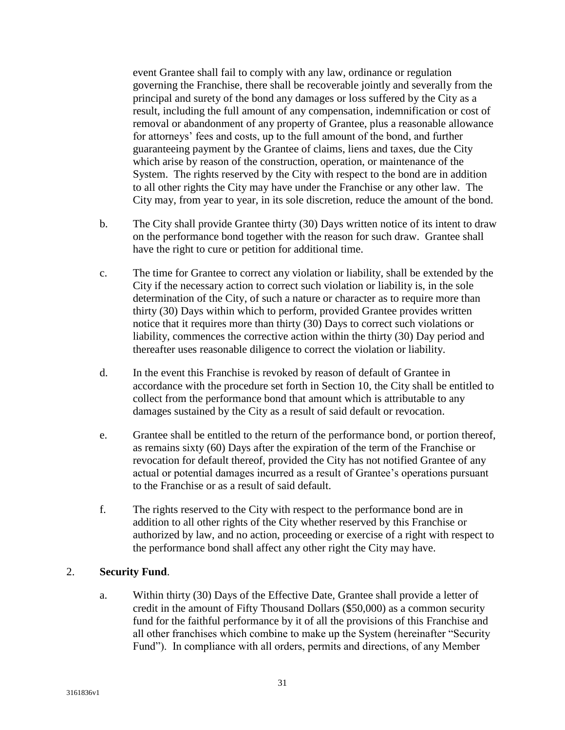event Grantee shall fail to comply with any law, ordinance or regulation governing the Franchise, there shall be recoverable jointly and severally from the principal and surety of the bond any damages or loss suffered by the City as a result, including the full amount of any compensation, indemnification or cost of removal or abandonment of any property of Grantee, plus a reasonable allowance for attorneys' fees and costs, up to the full amount of the bond, and further guaranteeing payment by the Grantee of claims, liens and taxes, due the City which arise by reason of the construction, operation, or maintenance of the System. The rights reserved by the City with respect to the bond are in addition to all other rights the City may have under the Franchise or any other law. The City may, from year to year, in its sole discretion, reduce the amount of the bond.

b. The City shall provide Grantee thirty (30) Days written notice of its intent to draw on the performance bond together with the reason for such draw. Grantee shall have the right to cure or petition for additional time.

c. The time for Grantee to correct any violation or liability, shall be extended by the City if the necessary action to correct such violation or liability is, in the sole determination of the City, of such a nature or character as to require more than thirty (30) Days within which to perform, provided Grantee provides written notice that it requires more than thirty (30) Days to correct such violations or liability, commences the corrective action within the thirty (30) Day period and thereafter uses reasonable diligence to correct the violation or liability.

d. In the event this Franchise is revoked by reason of default of Grantee in accordance with the procedure set forth in Section 10, the City shall be entitled to collect from the performance bond that amount which is attributable to any damages sustained by the City as a result of said default or revocation.

e. Grantee shall be entitled to the return of the performance bond, or portion thereof, as remains sixty (60) Days after the expiration of the term of the Franchise or revocation for default thereof, provided the City has not notified Grantee of any actual or potential damages incurred as a result of Grantee's operations pursuant to the Franchise or as a result of said default.

f. The rights reserved to the City with respect to the performance bond are in addition to all other rights of the City whether reserved by this Franchise or authorized by law, and no action, proceeding or exercise of a right with respect to the performance bond shall affect any other right the City may have.

2. **Security Fund**.

a. Within thirty (30) Days of the Effective Date, Grantee shall provide a letter of credit in the amount of Fifty Thousand Dollars ($50,000) as a common security fund for the faithful performance by it of all the provisions of this Franchise and all other franchises which combine to make up the System (hereinafter "Security Fund"). In compliance with all orders, permits and directions, of any Member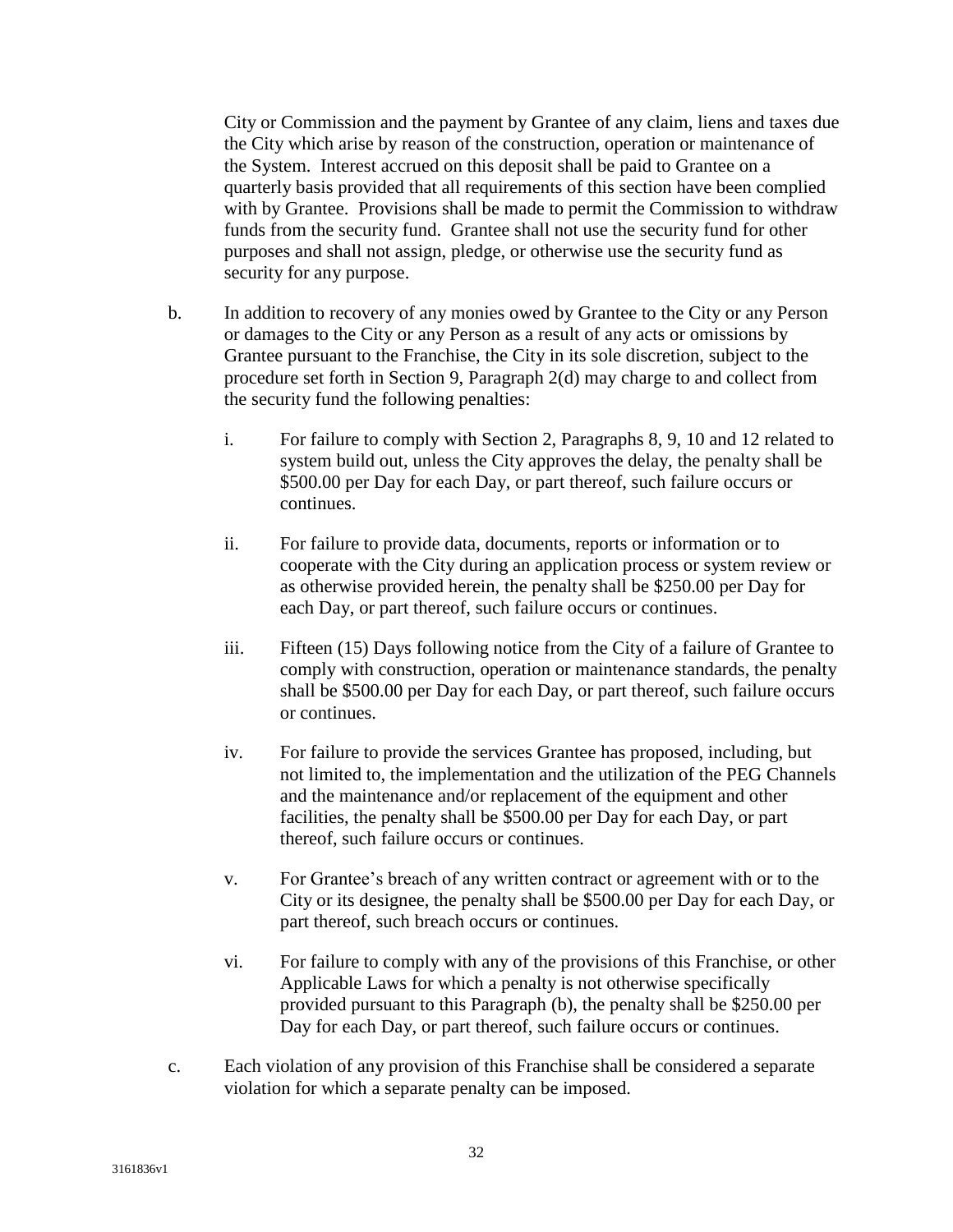City or Commission and the payment by Grantee of any claim, liens and taxes due the City which arise by reason of the construction, operation or maintenance of the System. Interest accrued on this deposit shall be paid to Grantee on a quarterly basis provided that all requirements of this section have been complied with by Grantee. Provisions shall be made to permit the Commission to withdraw funds from the security fund. Grantee shall not use the security fund for other purposes and shall not assign, pledge, or otherwise use the security fund as security for any purpose.

b. In addition to recovery of any monies owed by Grantee to the City or any Person or damages to the City or any Person as a result of any acts or omissions by Grantee pursuant to the Franchise, the City in its sole discretion, subject to the procedure set forth in Section 9, Paragraph 2(d) may charge to and collect from the security fund the following penalties:

   i. For failure to comply with Section 2, Paragraphs 8, 9, 10 and 12 related to system build out, unless the City approves the delay, the penalty shall be $500.00 per Day for each Day, or part thereof, such failure occurs or continues.

   ii. For failure to provide data, documents, reports or information or to cooperate with the City during an application process or system review or as otherwise provided herein, the penalty shall be $250.00 per Day for each Day, or part thereof, such failure occurs or continues.

   iii. Fifteen (15) Days following notice from the City of a failure of Grantee to comply with construction, operation or maintenance standards, the penalty shall be $500.00 per Day for each Day, or part thereof, such failure occurs or continues.

   iv. For failure to provide the services Grantee has proposed, including, but not limited to, the implementation and the utilization of the PEG Channels and the maintenance and/or replacement of the equipment and other facilities, the penalty shall be $500.00 per Day for each Day, or part thereof, such failure occurs or continues.

   v. For Grantee's breach of any written contract or agreement with or to the City or its designee, the penalty shall be $500.00 per Day for each Day, or part thereof, such breach occurs or continues.

   vi. For failure to comply with any of the provisions of this Franchise, or other Applicable Laws for which a penalty is not otherwise specifically provided pursuant to this Paragraph (b), the penalty shall be $250.00 per Day for each Day, or part thereof, such failure occurs or continues.

c. Each violation of any provision of this Franchise shall be considered a separate violation for which a separate penalty can be imposed.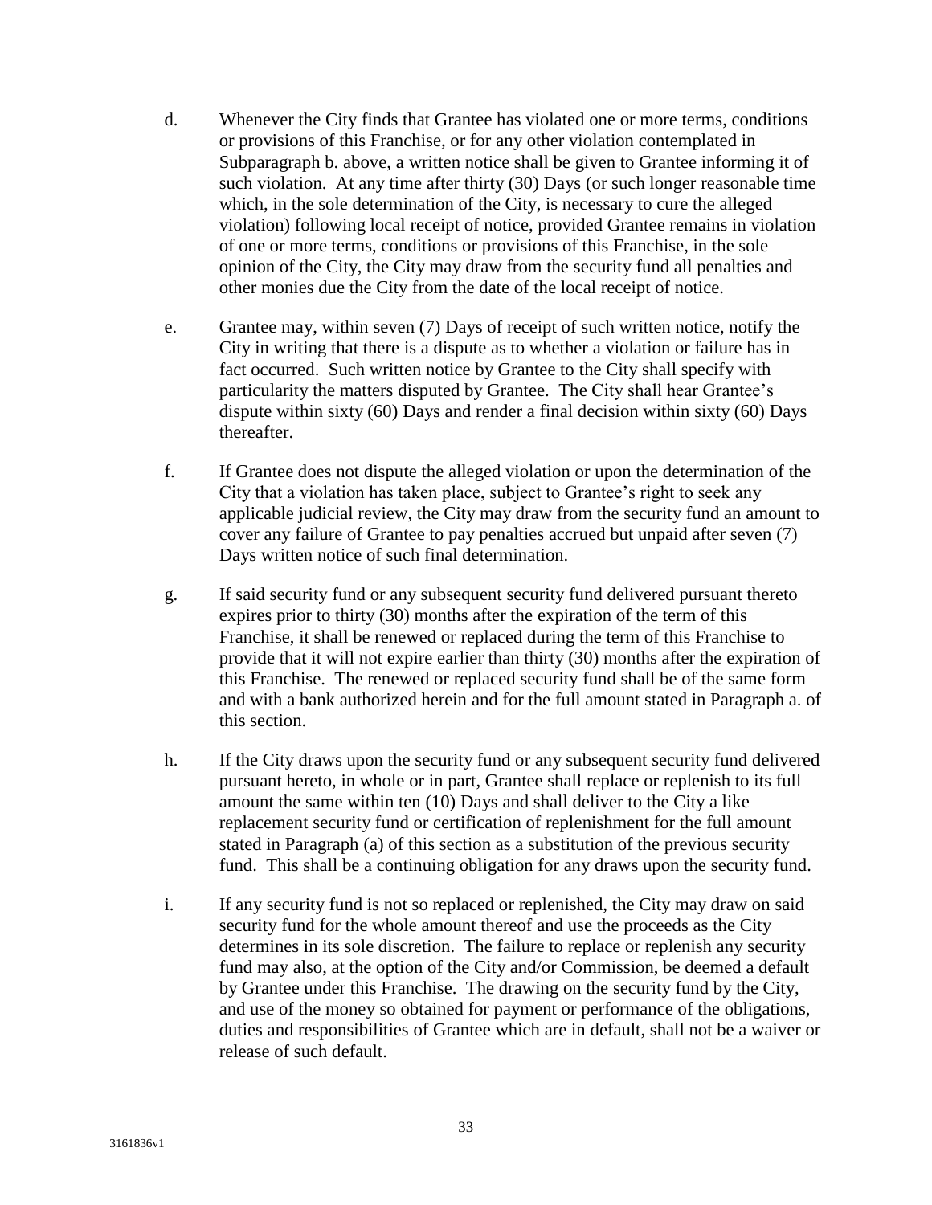d. Whenever the City finds that Grantee has violated one or more terms, conditions or provisions of this Franchise, or for any other violation contemplated in Subparagraph b. above, a written notice shall be given to Grantee informing it of such violation. At any time after thirty (30) Days (or such longer reasonable time which, in the sole determination of the City, is necessary to cure the alleged violation) following local receipt of notice, provided Grantee remains in violation of one or more terms, conditions or provisions of this Franchise, in the sole opinion of the City, the City may draw from the security fund all penalties and other monies due the City from the date of the local receipt of notice.

e. Grantee may, within seven (7) Days of receipt of such written notice, notify the City in writing that there is a dispute as to whether a violation or failure has in fact occurred. Such written notice by Grantee to the City shall specify with particularity the matters disputed by Grantee. The City shall hear Grantee's dispute within sixty (60) Days and render a final decision within sixty (60) Days thereafter.

f. If Grantee does not dispute the alleged violation or upon the determination of the City that a violation has taken place, subject to Grantee's right to seek any applicable judicial review, the City may draw from the security fund an amount to cover any failure of Grantee to pay penalties accrued but unpaid after seven (7) Days written notice of such final determination.

g. If said security fund or any subsequent security fund delivered pursuant thereto expires prior to thirty (30) months after the expiration of the term of this Franchise, it shall be renewed or replaced during the term of this Franchise to provide that it will not expire earlier than thirty (30) months after the expiration of this Franchise. The renewed or replaced security fund shall be of the same form and with a bank authorized herein and for the full amount stated in Paragraph a. of this section.

h. If the City draws upon the security fund or any subsequent security fund delivered pursuant hereto, in whole or in part, Grantee shall replace or replenish to its full amount the same within ten (10) Days and shall deliver to the City a like replacement security fund or certification of replenishment for the full amount stated in Paragraph (a) of this section as a substitution of the previous security fund. This shall be a continuing obligation for any draws upon the security fund.

i. If any security fund is not so replaced or replenished, the City may draw on said security fund for the whole amount thereof and use the proceeds as the City determines in its sole discretion. The failure to replace or replenish any security fund may also, at the option of the City and/or Commission, be deemed a default by Grantee under this Franchise. The drawing on the security fund by the City, and use of the money so obtained for payment or performance of the obligations, duties and responsibilities of Grantee which are in default, shall not be a waiver or release of such default.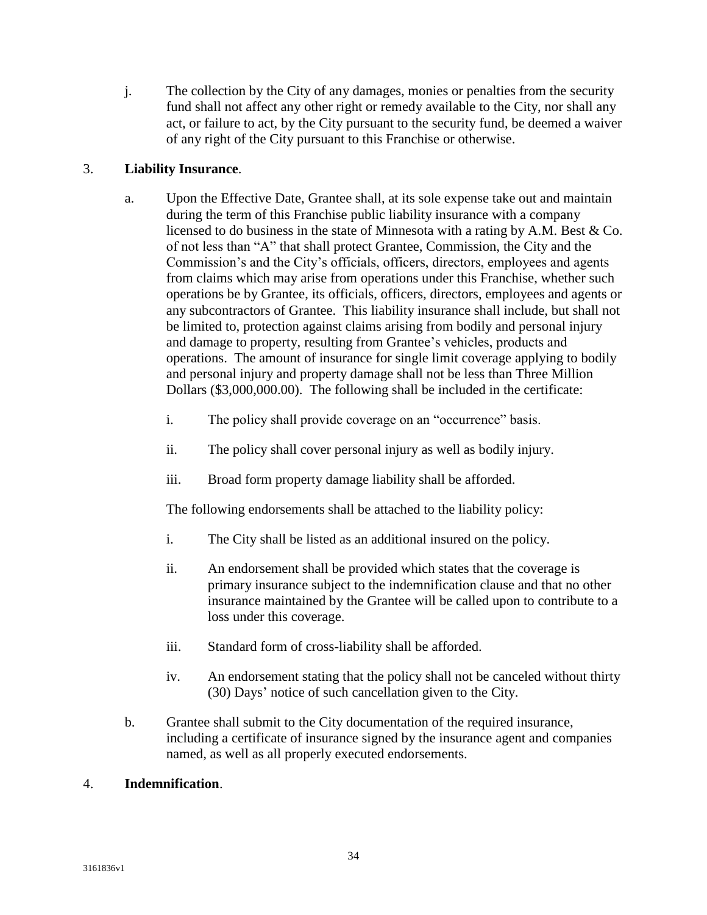j. The collection by the City of any damages, monies or penalties from the security fund shall not affect any other right or remedy available to the City, nor shall any act, or failure to act, by the City pursuant to the security fund, be deemed a waiver of any right of the City pursuant to this Franchise or otherwise.

3. **Liability Insurance**.

a. Upon the Effective Date, Grantee shall, at its sole expense take out and maintain during the term of this Franchise public liability insurance with a company licensed to do business in the state of Minnesota with a rating by A.M. Best & Co. of not less than "A" that shall protect Grantee, Commission, the City and the Commission's and the City's officials, officers, directors, employees and agents from claims which may arise from operations under this Franchise, whether such operations be by Grantee, its officials, officers, directors, employees and agents or any subcontractors of Grantee. This liability insurance shall include, but shall not be limited to, protection against claims arising from bodily and personal injury and damage to property, resulting from Grantee's vehicles, products and operations. The amount of insurance for single limit coverage applying to bodily and personal injury and property damage shall not be less than Three Million Dollars ($3,000,000.00). The following shall be included in the certificate:

   i. The policy shall provide coverage on an "occurrence" basis.

   ii. The policy shall cover personal injury as well as bodily injury.

   iii. Broad form property damage liability shall be afforded.

   The following endorsements shall be attached to the liability policy:

   i. The City shall be listed as an additional insured on the policy.

   ii. An endorsement shall be provided which states that the coverage is primary insurance subject to the indemnification clause and that no other insurance maintained by the Grantee will be called upon to contribute to a loss under this coverage.

   iii. Standard form of cross-liability shall be afforded.

   iv. An endorsement stating that the policy shall not be canceled without thirty (30) Days' notice of such cancellation given to the City.

b. Grantee shall submit to the City documentation of the required insurance, including a certificate of insurance signed by the insurance agent and companies named, as well as all properly executed endorsements.

4. **Indemnification**.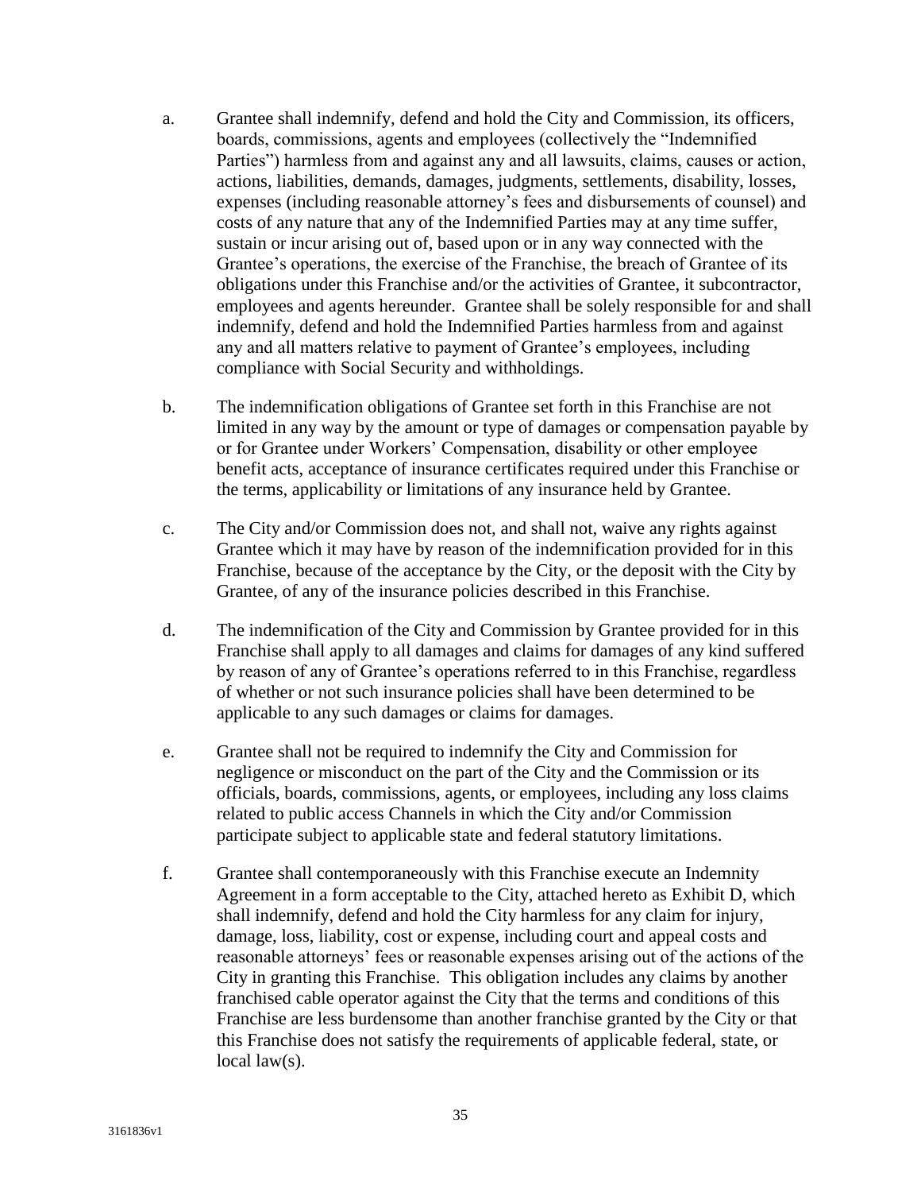a. Grantee shall indemnify, defend and hold the City and Commission, its officers, boards, commissions, agents and employees (collectively the "Indemnified Parties") harmless from and against any and all lawsuits, claims, causes or action, actions, liabilities, demands, damages, judgments, settlements, disability, losses, expenses (including reasonable attorney's fees and disbursements of counsel) and costs of any nature that any of the Indemnified Parties may at any time suffer, sustain or incur arising out of, based upon or in any way connected with the Grantee's operations, the exercise of the Franchise, the breach of Grantee of its obligations under this Franchise and/or the activities of Grantee, it subcontractor, employees and agents hereunder. Grantee shall be solely responsible for and shall indemnify, defend and hold the Indemnified Parties harmless from and against any and all matters relative to payment of Grantee's employees, including compliance with Social Security and withholdings.

b. The indemnification obligations of Grantee set forth in this Franchise are not limited in any way by the amount or type of damages or compensation payable by or for Grantee under Workers' Compensation, disability or other employee benefit acts, acceptance of insurance certificates required under this Franchise or the terms, applicability or limitations of any insurance held by Grantee.

c. The City and/or Commission does not, and shall not, waive any rights against Grantee which it may have by reason of the indemnification provided for in this Franchise, because of the acceptance by the City, or the deposit with the City by Grantee, of any of the insurance policies described in this Franchise.

d. The indemnification of the City and Commission by Grantee provided for in this Franchise shall apply to all damages and claims for damages of any kind suffered by reason of any of Grantee's operations referred to in this Franchise, regardless of whether or not such insurance policies shall have been determined to be applicable to any such damages or claims for damages.

e. Grantee shall not be required to indemnify the City and Commission for negligence or misconduct on the part of the City and the Commission or its officials, boards, commissions, agents, or employees, including any loss claims related to public access Channels in which the City and/or Commission participate subject to applicable state and federal statutory limitations.

f. Grantee shall contemporaneously with this Franchise execute an Indemnity Agreement in a form acceptable to the City, attached hereto as Exhibit D, which shall indemnify, defend and hold the City harmless for any claim for injury, damage, loss, liability, cost or expense, including court and appeal costs and reasonable attorneys' fees or reasonable expenses arising out of the actions of the City in granting this Franchise. This obligation includes any claims by another franchised cable operator against the City that the terms and conditions of this Franchise are less burdensome than another franchise granted by the City or that this Franchise does not satisfy the requirements of applicable federal, state, or local law(s).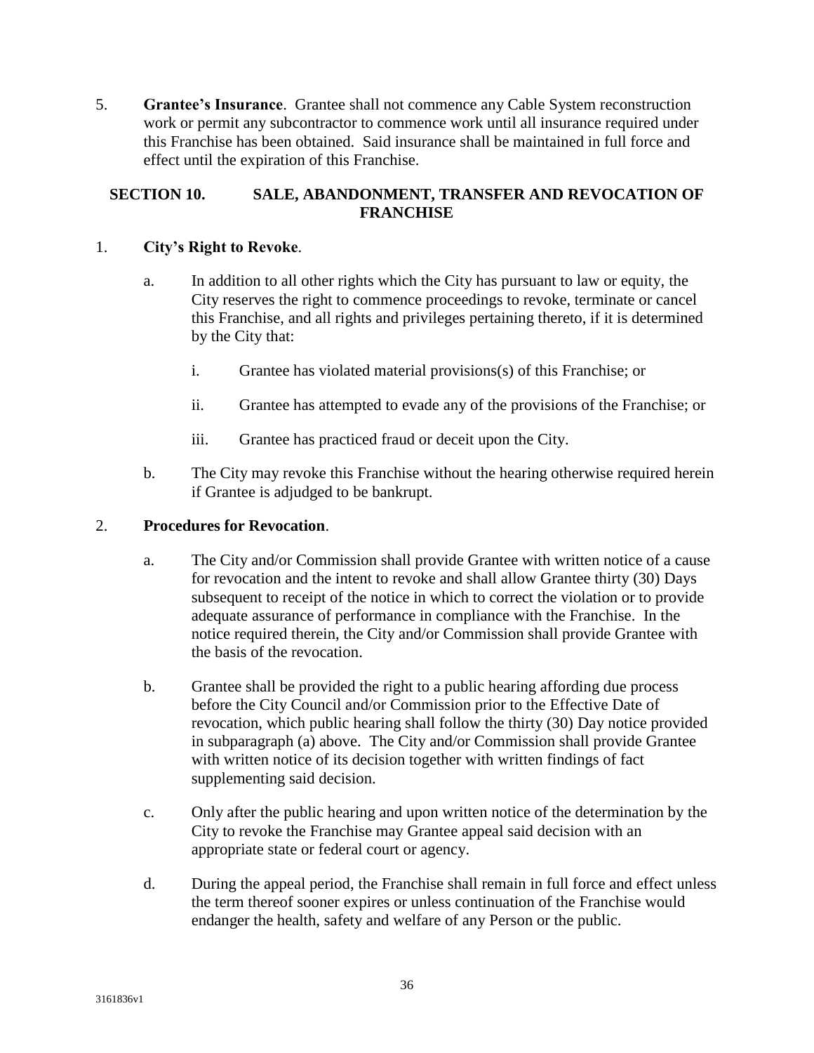5. **Grantee's Insurance**. Grantee shall not commence any Cable System reconstruction work or permit any subcontractor to commence work until all insurance required under this Franchise has been obtained. Said insurance shall be maintained in full force and effect until the expiration of this Franchise.

## SECTION 10. SALE, ABANDONMENT, TRANSFER AND REVOCATION OF FRANCHISE

1. **City's Right to Revoke**.

   a. In addition to all other rights which the City has pursuant to law or equity, the City reserves the right to commence proceedings to revoke, terminate or cancel this Franchise, and all rights and privileges pertaining thereto, if it is determined by the City that:

      i. Grantee has violated material provisions(s) of this Franchise; or

      ii. Grantee has attempted to evade any of the provisions of the Franchise; or

      iii. Grantee has practiced fraud or deceit upon the City.

   b. The City may revoke this Franchise without the hearing otherwise required herein if Grantee is adjudged to be bankrupt.

2. **Procedures for Revocation**.

   a. The City and/or Commission shall provide Grantee with written notice of a cause for revocation and the intent to revoke and shall allow Grantee thirty (30) Days subsequent to receipt of the notice in which to correct the violation or to provide adequate assurance of performance in compliance with the Franchise. In the notice required therein, the City and/or Commission shall provide Grantee with the basis of the revocation.

   b. Grantee shall be provided the right to a public hearing affording due process before the City Council and/or Commission prior to the Effective Date of revocation, which public hearing shall follow the thirty (30) Day notice provided in subparagraph (a) above. The City and/or Commission shall provide Grantee with written notice of its decision together with written findings of fact supplementing said decision.

   c. Only after the public hearing and upon written notice of the determination by the City to revoke the Franchise may Grantee appeal said decision with an appropriate state or federal court or agency.

   d. During the appeal period, the Franchise shall remain in full force and effect unless the term thereof sooner expires or unless continuation of the Franchise would endanger the health, safety and welfare of any Person or the public.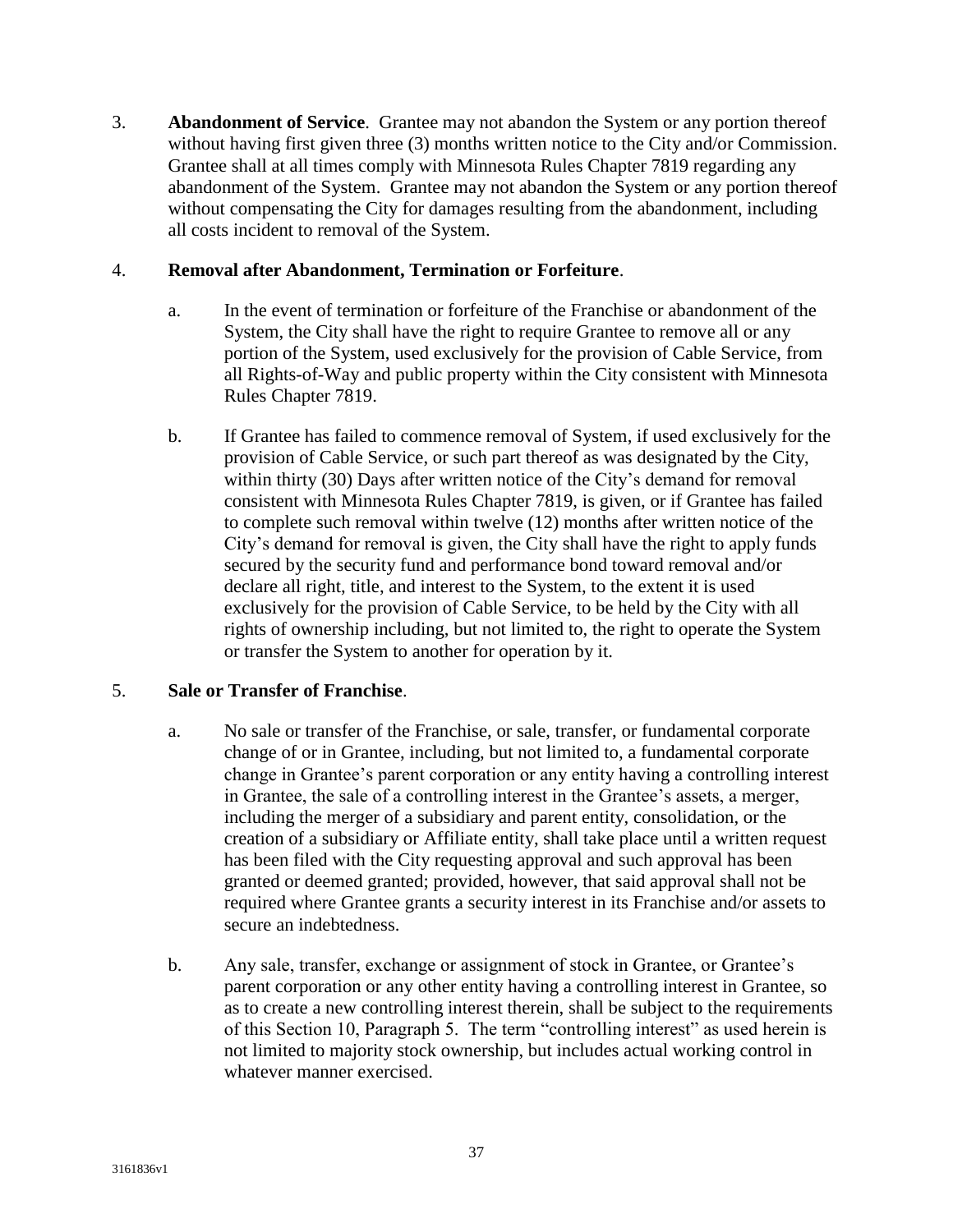3. **Abandonment of Service**. Grantee may not abandon the System or any portion thereof without having first given three (3) months written notice to the City and/or Commission. Grantee shall at all times comply with Minnesota Rules Chapter 7819 regarding any abandonment of the System. Grantee may not abandon the System or any portion thereof without compensating the City for damages resulting from the abandonment, including all costs incident to removal of the System.

4. **Removal after Abandonment, Termination or Forfeiture**.

   a. In the event of termination or forfeiture of the Franchise or abandonment of the System, the City shall have the right to require Grantee to remove all or any portion of the System, used exclusively for the provision of Cable Service, from all Rights-of-Way and public property within the City consistent with Minnesota Rules Chapter 7819.

   b. If Grantee has failed to commence removal of System, if used exclusively for the provision of Cable Service, or such part thereof as was designated by the City, within thirty (30) Days after written notice of the City's demand for removal consistent with Minnesota Rules Chapter 7819, is given, or if Grantee has failed to complete such removal within twelve (12) months after written notice of the City's demand for removal is given, the City shall have the right to apply funds secured by the security fund and performance bond toward removal and/or declare all right, title, and interest to the System, to the extent it is used exclusively for the provision of Cable Service, to be held by the City with all rights of ownership including, but not limited to, the right to operate the System or transfer the System to another for operation by it.

5. **Sale or Transfer of Franchise**.

   a. No sale or transfer of the Franchise, or sale, transfer, or fundamental corporate change of or in Grantee, including, but not limited to, a fundamental corporate change in Grantee's parent corporation or any entity having a controlling interest in Grantee, the sale of a controlling interest in the Grantee's assets, a merger, including the merger of a subsidiary and parent entity, consolidation, or the creation of a subsidiary or Affiliate entity, shall take place until a written request has been filed with the City requesting approval and such approval has been granted or deemed granted; provided, however, that said approval shall not be required where Grantee grants a security interest in its Franchise and/or assets to secure an indebtedness.

   b. Any sale, transfer, exchange or assignment of stock in Grantee, or Grantee's parent corporation or any other entity having a controlling interest in Grantee, so as to create a new controlling interest therein, shall be subject to the requirements of this Section 10, Paragraph 5. The term "controlling interest" as used herein is not limited to majority stock ownership, but includes actual working control in whatever manner exercised.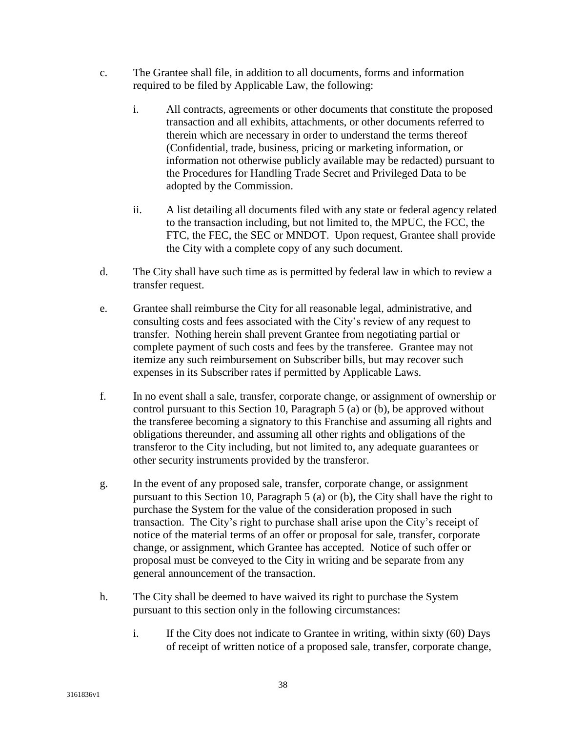c. The Grantee shall file, in addition to all documents, forms and information required to be filed by Applicable Law, the following:

   i. All contracts, agreements or other documents that constitute the proposed transaction and all exhibits, attachments, or other documents referred to therein which are necessary in order to understand the terms thereof (Confidential, trade, business, pricing or marketing information, or information not otherwise publicly available may be redacted) pursuant to the Procedures for Handling Trade Secret and Privileged Data to be adopted by the Commission.

   ii. A list detailing all documents filed with any state or federal agency related to the transaction including, but not limited to, the MPUC, the FCC, the FTC, the FEC, the SEC or MNDOT. Upon request, Grantee shall provide the City with a complete copy of any such document.

d. The City shall have such time as is permitted by federal law in which to review a transfer request.

e. Grantee shall reimburse the City for all reasonable legal, administrative, and consulting costs and fees associated with the City's review of any request to transfer. Nothing herein shall prevent Grantee from negotiating partial or complete payment of such costs and fees by the transferee. Grantee may not itemize any such reimbursement on Subscriber bills, but may recover such expenses in its Subscriber rates if permitted by Applicable Laws.

f. In no event shall a sale, transfer, corporate change, or assignment of ownership or control pursuant to this Section 10, Paragraph 5 (a) or (b), be approved without the transferee becoming a signatory to this Franchise and assuming all rights and obligations thereunder, and assuming all other rights and obligations of the transferor to the City including, but not limited to, any adequate guarantees or other security instruments provided by the transferor.

g. In the event of any proposed sale, transfer, corporate change, or assignment pursuant to this Section 10, Paragraph 5 (a) or (b), the City shall have the right to purchase the System for the value of the consideration proposed in such transaction. The City's right to purchase shall arise upon the City's receipt of notice of the material terms of an offer or proposal for sale, transfer, corporate change, or assignment, which Grantee has accepted. Notice of such offer or proposal must be conveyed to the City in writing and be separate from any general announcement of the transaction.

h. The City shall be deemed to have waived its right to purchase the System pursuant to this section only in the following circumstances:

   i. If the City does not indicate to Grantee in writing, within sixty (60) Days of receipt of written notice of a proposed sale, transfer, corporate change,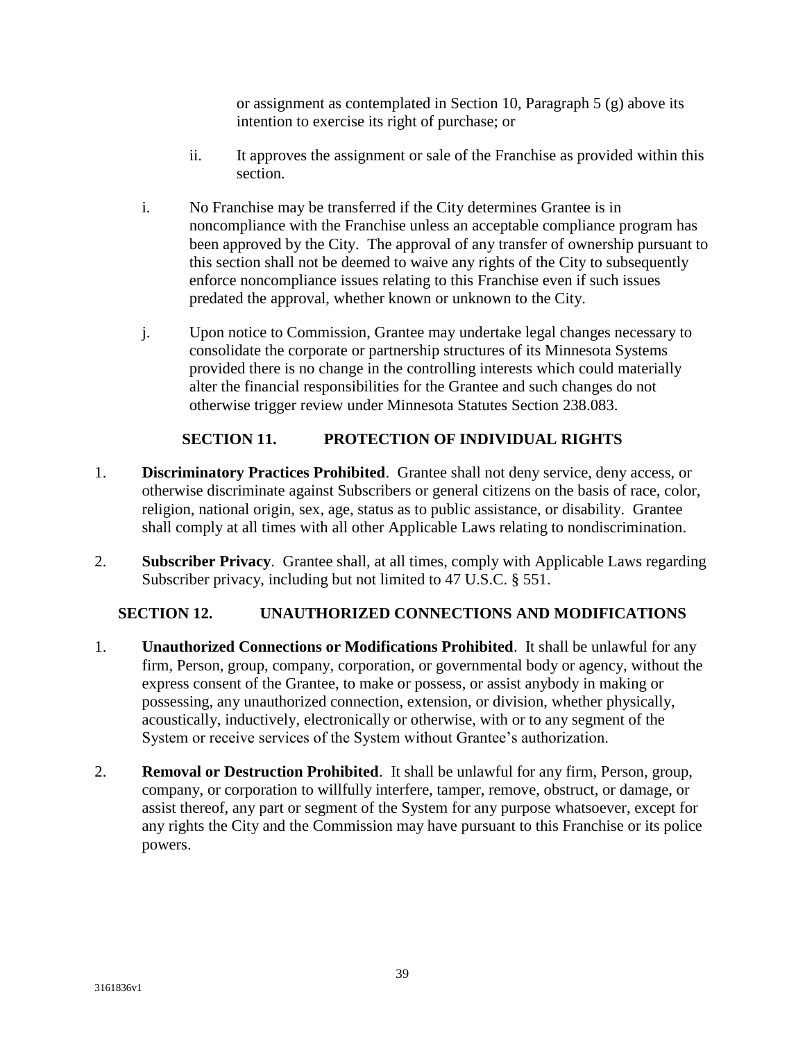or assignment as contemplated in Section 10, Paragraph 5 (g) above its intention to exercise its right of purchase; or

ii. It approves the assignment or sale of the Franchise as provided within this section.

i. No Franchise may be transferred if the City determines Grantee is in noncompliance with the Franchise unless an acceptable compliance program has been approved by the City. The approval of any transfer of ownership pursuant to this section shall not be deemed to waive any rights of the City to subsequently enforce noncompliance issues relating to this Franchise even if such issues predated the approval, whether known or unknown to the City.

j. Upon notice to Commission, Grantee may undertake legal changes necessary to consolidate the corporate or partnership structures of its Minnesota Systems provided there is no change in the controlling interests which could materially alter the financial responsibilities for the Grantee and such changes do not otherwise trigger review under Minnesota Statutes Section 238.083.

## SECTION 11. PROTECTION OF INDIVIDUAL RIGHTS

1. **Discriminatory Practices Prohibited**. Grantee shall not deny service, deny access, or otherwise discriminate against Subscribers or general citizens on the basis of race, color, religion, national origin, sex, age, status as to public assistance, or disability. Grantee shall comply at all times with all other Applicable Laws relating to nondiscrimination.

2. **Subscriber Privacy**. Grantee shall, at all times, comply with Applicable Laws regarding Subscriber privacy, including but not limited to 47 U.S.C. § 551.

## SECTION 12. UNAUTHORIZED CONNECTIONS AND MODIFICATIONS

1. **Unauthorized Connections or Modifications Prohibited**. It shall be unlawful for any firm, Person, group, company, corporation, or governmental body or agency, without the express consent of the Grantee, to make or possess, or assist anybody in making or possessing, any unauthorized connection, extension, or division, whether physically, acoustically, inductively, electronically or otherwise, with or to any segment of the System or receive services of the System without Grantee's authorization.

2. **Removal or Destruction Prohibited**. It shall be unlawful for any firm, Person, group, company, or corporation to willfully interfere, tamper, remove, obstruct, or damage, or assist thereof, any part or segment of the System for any purpose whatsoever, except for any rights the City and the Commission may have pursuant to this Franchise or its police powers.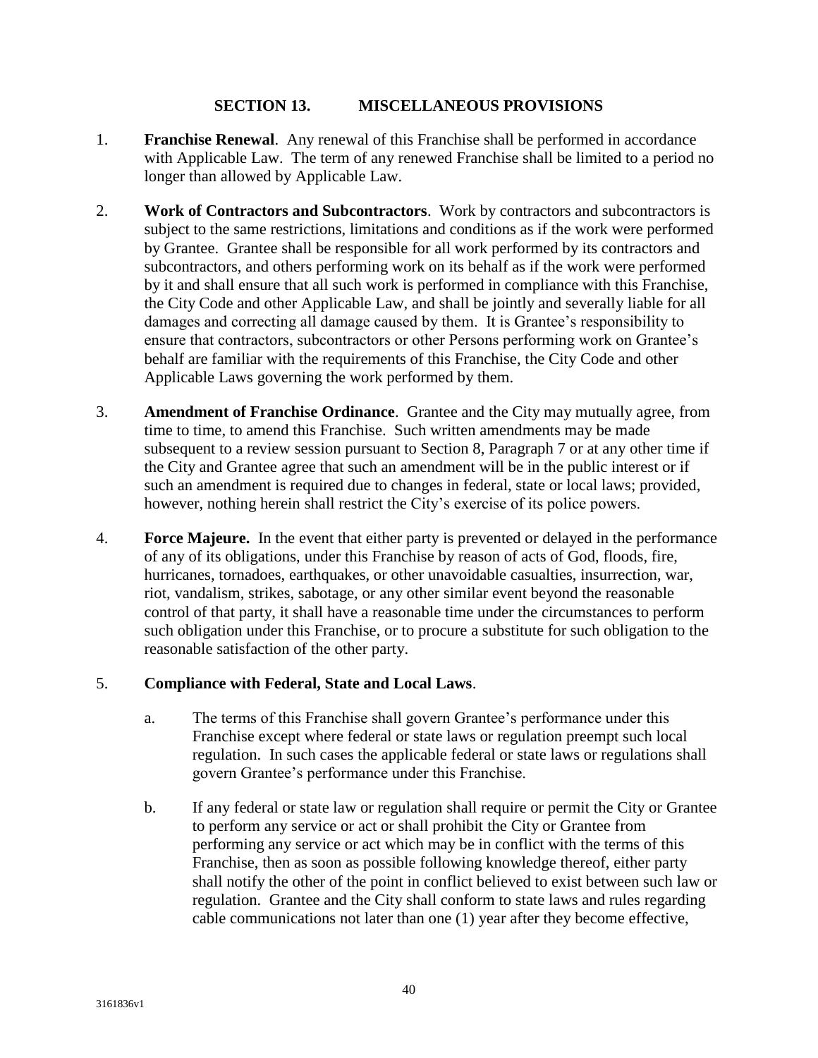## SECTION 13. MISCELLANEOUS PROVISIONS

1. **Franchise Renewal**. Any renewal of this Franchise shall be performed in accordance with Applicable Law. The term of any renewed Franchise shall be limited to a period no longer than allowed by Applicable Law.

2. **Work of Contractors and Subcontractors**. Work by contractors and subcontractors is subject to the same restrictions, limitations and conditions as if the work were performed by Grantee. Grantee shall be responsible for all work performed by its contractors and subcontractors, and others performing work on its behalf as if the work were performed by it and shall ensure that all such work is performed in compliance with this Franchise, the City Code and other Applicable Law, and shall be jointly and severally liable for all damages and correcting all damage caused by them. It is Grantee's responsibility to ensure that contractors, subcontractors or other Persons performing work on Grantee's behalf are familiar with the requirements of this Franchise, the City Code and other Applicable Laws governing the work performed by them.

3. **Amendment of Franchise Ordinance**. Grantee and the City may mutually agree, from time to time, to amend this Franchise. Such written amendments may be made subsequent to a review session pursuant to Section 8, Paragraph 7 or at any other time if the City and Grantee agree that such an amendment will be in the public interest or if such an amendment is required due to changes in federal, state or local laws; provided, however, nothing herein shall restrict the City's exercise of its police powers.

4. **Force Majeure.** In the event that either party is prevented or delayed in the performance of any of its obligations, under this Franchise by reason of acts of God, floods, fire, hurricanes, tornadoes, earthquakes, or other unavoidable casualties, insurrection, war, riot, vandalism, strikes, sabotage, or any other similar event beyond the reasonable control of that party, it shall have a reasonable time under the circumstances to perform such obligation under this Franchise, or to procure a substitute for such obligation to the reasonable satisfaction of the other party.

5. **Compliance with Federal, State and Local Laws**.

   a. The terms of this Franchise shall govern Grantee's performance under this Franchise except where federal or state laws or regulation preempt such local regulation. In such cases the applicable federal or state laws or regulations shall govern Grantee's performance under this Franchise.

   b. If any federal or state law or regulation shall require or permit the City or Grantee to perform any service or act or shall prohibit the City or Grantee from performing any service or act which may be in conflict with the terms of this Franchise, then as soon as possible following knowledge thereof, either party shall notify the other of the point in conflict believed to exist between such law or regulation. Grantee and the City shall conform to state laws and rules regarding cable communications not later than one (1) year after they become effective,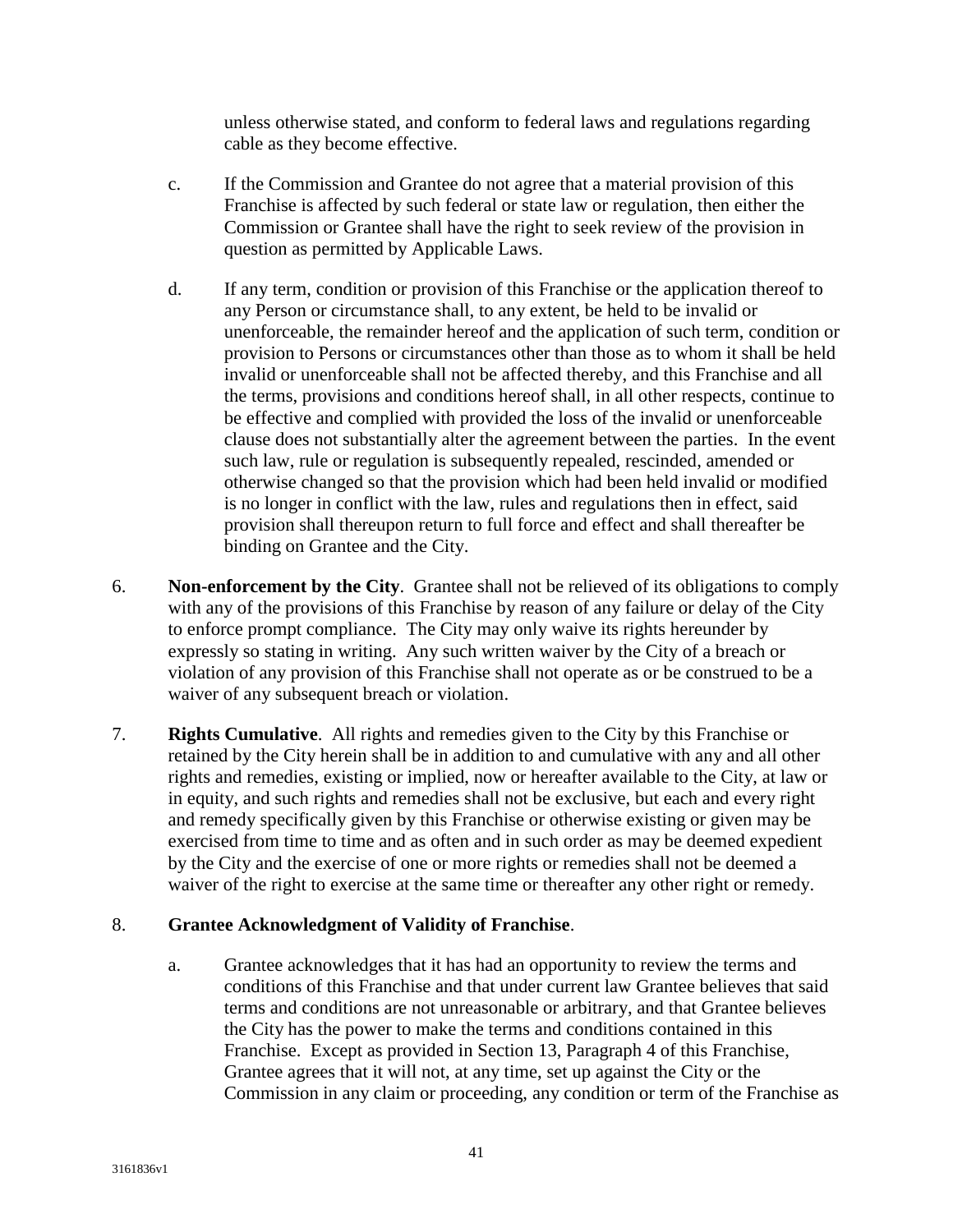unless otherwise stated, and conform to federal laws and regulations regarding cable as they become effective.

c. If the Commission and Grantee do not agree that a material provision of this Franchise is affected by such federal or state law or regulation, then either the Commission or Grantee shall have the right to seek review of the provision in question as permitted by Applicable Laws.

d. If any term, condition or provision of this Franchise or the application thereof to any Person or circumstance shall, to any extent, be held to be invalid or unenforceable, the remainder hereof and the application of such term, condition or provision to Persons or circumstances other than those as to whom it shall be held invalid or unenforceable shall not be affected thereby, and this Franchise and all the terms, provisions and conditions hereof shall, in all other respects, continue to be effective and complied with provided the loss of the invalid or unenforceable clause does not substantially alter the agreement between the parties. In the event such law, rule or regulation is subsequently repealed, rescinded, amended or otherwise changed so that the provision which had been held invalid or modified is no longer in conflict with the law, rules and regulations then in effect, said provision shall thereupon return to full force and effect and shall thereafter be binding on Grantee and the City.

6. **Non-enforcement by the City**. Grantee shall not be relieved of its obligations to comply with any of the provisions of this Franchise by reason of any failure or delay of the City to enforce prompt compliance. The City may only waive its rights hereunder by expressly so stating in writing. Any such written waiver by the City of a breach or violation of any provision of this Franchise shall not operate as or be construed to be a waiver of any subsequent breach or violation.

7. **Rights Cumulative**. All rights and remedies given to the City by this Franchise or retained by the City herein shall be in addition to and cumulative with any and all other rights and remedies, existing or implied, now or hereafter available to the City, at law or in equity, and such rights and remedies shall not be exclusive, but each and every right and remedy specifically given by this Franchise or otherwise existing or given may be exercised from time to time and as often and in such order as may be deemed expedient by the City and the exercise of one or more rights or remedies shall not be deemed a waiver of the right to exercise at the same time or thereafter any other right or remedy.

8. **Grantee Acknowledgment of Validity of Franchise**.

a. Grantee acknowledges that it has had an opportunity to review the terms and conditions of this Franchise and that under current law Grantee believes that said terms and conditions are not unreasonable or arbitrary, and that Grantee believes the City has the power to make the terms and conditions contained in this Franchise. Except as provided in Section 13, Paragraph 4 of this Franchise, Grantee agrees that it will not, at any time, set up against the City or the Commission in any claim or proceeding, any condition or term of the Franchise as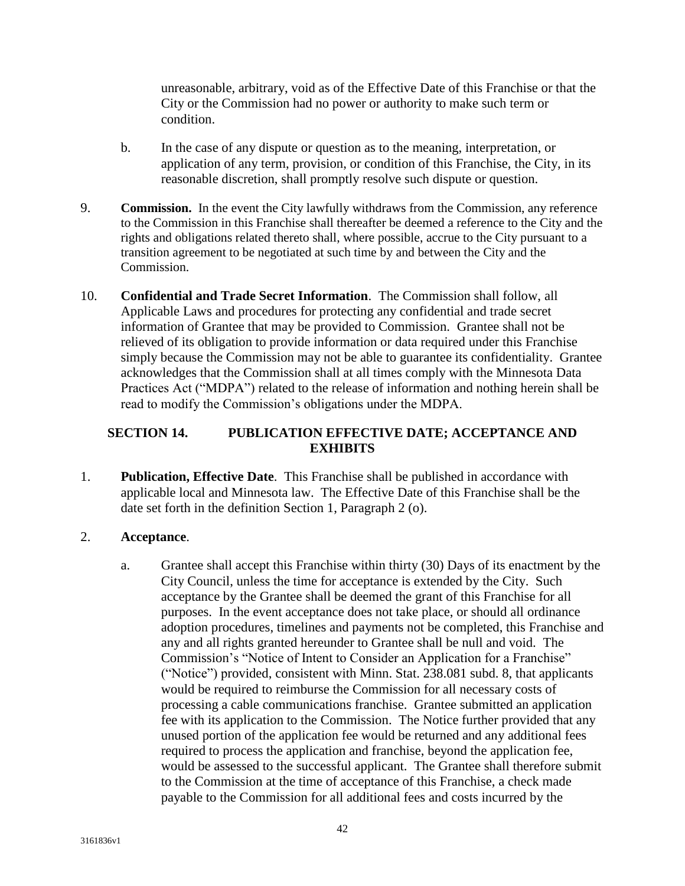unreasonable, arbitrary, void as of the Effective Date of this Franchise or that the City or the Commission had no power or authority to make such term or condition.

b. In the case of any dispute or question as to the meaning, interpretation, or application of any term, provision, or condition of this Franchise, the City, in its reasonable discretion, shall promptly resolve such dispute or question.

9. **Commission.** In the event the City lawfully withdraws from the Commission, any reference to the Commission in this Franchise shall thereafter be deemed a reference to the City and the rights and obligations related thereto shall, where possible, accrue to the City pursuant to a transition agreement to be negotiated at such time by and between the City and the Commission.

10. **Confidential and Trade Secret Information**. The Commission shall follow, all Applicable Laws and procedures for protecting any confidential and trade secret information of Grantee that may be provided to Commission. Grantee shall not be relieved of its obligation to provide information or data required under this Franchise simply because the Commission may not be able to guarantee its confidentiality. Grantee acknowledges that the Commission shall at all times comply with the Minnesota Data Practices Act ("MDPA") related to the release of information and nothing herein shall be read to modify the Commission's obligations under the MDPA.

## SECTION 14. PUBLICATION EFFECTIVE DATE; ACCEPTANCE AND EXHIBITS

1. **Publication, Effective Date**. This Franchise shall be published in accordance with applicable local and Minnesota law. The Effective Date of this Franchise shall be the date set forth in the definition Section 1, Paragraph 2 (o).

2. **Acceptance**.

a. Grantee shall accept this Franchise within thirty (30) Days of its enactment by the City Council, unless the time for acceptance is extended by the City. Such acceptance by the Grantee shall be deemed the grant of this Franchise for all purposes. In the event acceptance does not take place, or should all ordinance adoption procedures, timelines and payments not be completed, this Franchise and any and all rights granted hereunder to Grantee shall be null and void. The Commission's "Notice of Intent to Consider an Application for a Franchise" ("Notice") provided, consistent with Minn. Stat. 238.081 subd. 8, that applicants would be required to reimburse the Commission for all necessary costs of processing a cable communications franchise. Grantee submitted an application fee with its application to the Commission. The Notice further provided that any unused portion of the application fee would be returned and any additional fees required to process the application and franchise, beyond the application fee, would be assessed to the successful applicant. The Grantee shall therefore submit to the Commission at the time of acceptance of this Franchise, a check made payable to the Commission for all additional fees and costs incurred by the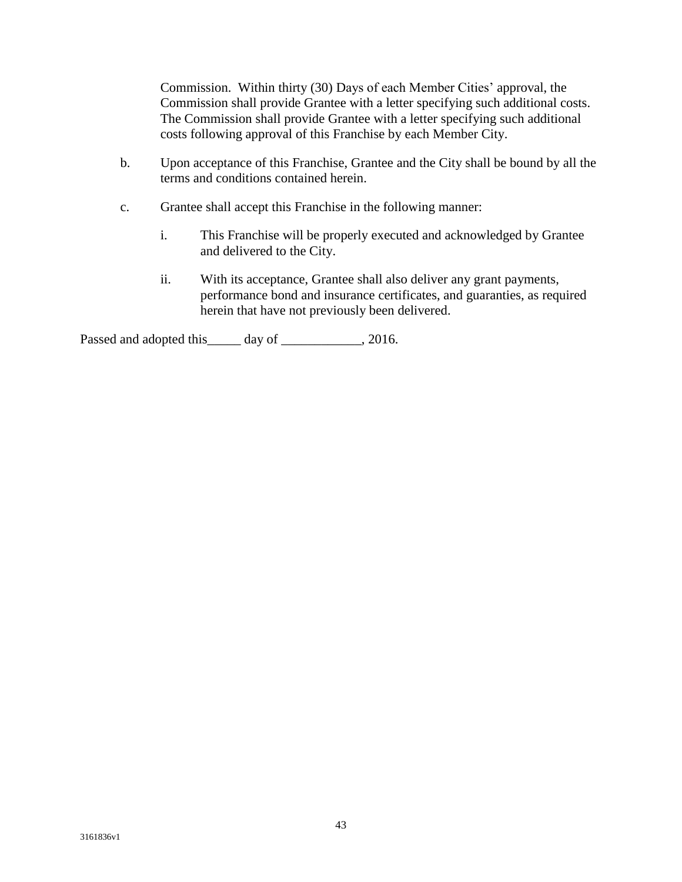Commission. Within thirty (30) Days of each Member Cities' approval, the Commission shall provide Grantee with a letter specifying such additional costs. The Commission shall provide Grantee with a letter specifying such additional costs following approval of this Franchise by each Member City.

b. Upon acceptance of this Franchise, Grantee and the City shall be bound by all the terms and conditions contained herein.

c. Grantee shall accept this Franchise in the following manner:

   i. This Franchise will be properly executed and acknowledged by Grantee and delivered to the City.

   ii. With its acceptance, Grantee shall also deliver any grant payments, performance bond and insurance certificates, and guaranties, as required herein that have not previously been delivered.

Passed and adopted this_____ day of ____________, 2016.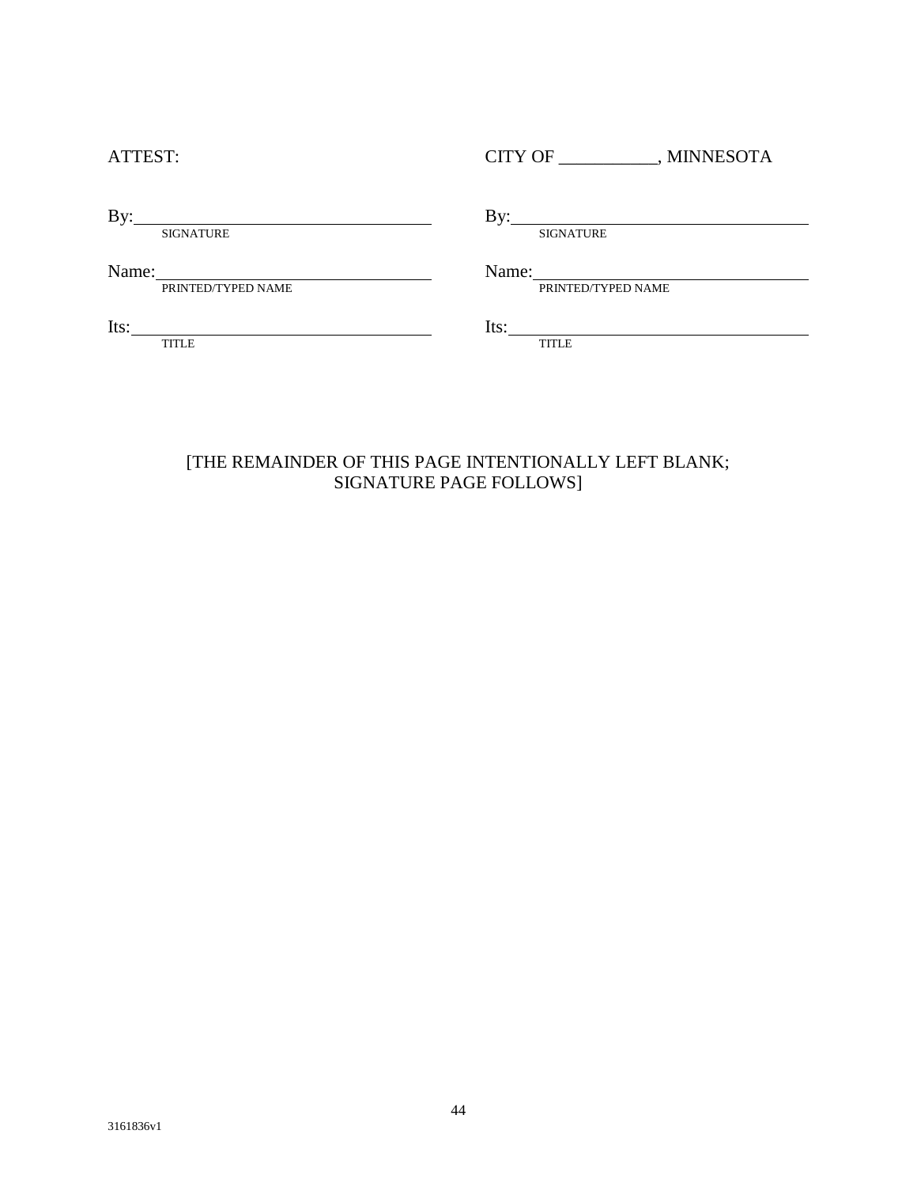| ATTEST: | CITY OF ___________, MINNESOTA |
| --- | --- |
| By:________________________________ | By:________________________________ |
| SIGNATURE | SIGNATURE |
| Name:______________________________ | Name:______________________________ |
| PRINTED/TYPED NAME | PRINTED/TYPED NAME |
| Its:________________________________ | Its:________________________________ |
| TITLE | TITLE |

[THE REMAINDER OF THIS PAGE INTENTIONALLY LEFT BLANK;
SIGNATURE PAGE FOLLOWS]

3161836v1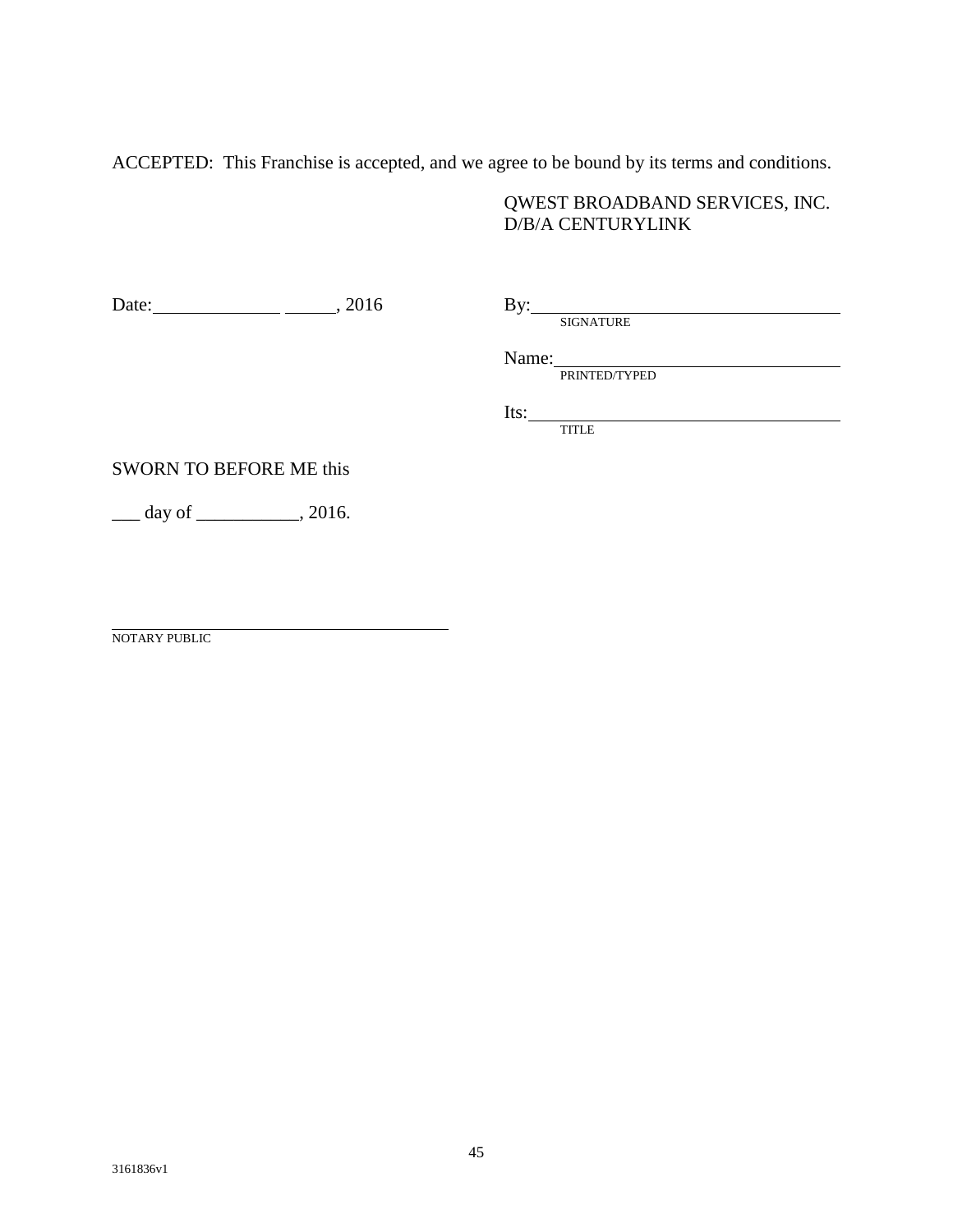ACCEPTED: This Franchise is accepted, and we agree to be bound by its terms and conditions.

QWEST BROADBAND SERVICES, INC.
D/B/A CENTURYLINK

Date:______________ ______, 2016

By:___________________________________
SIGNATURE

Name:_________________________________
PRINTED/TYPED

Its:___________________________________
TITLE

SWORN TO BEFORE ME this

___ day of ___________, 2016.

_________________________________________
NOTARY PUBLIC

3161836v1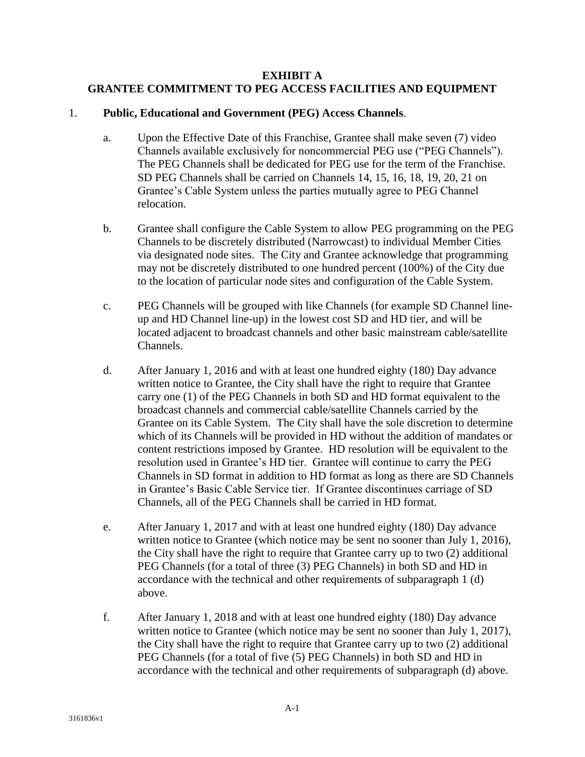# EXHIBIT A
# GRANTEE COMMITMENT TO PEG ACCESS FACILITIES AND EQUIPMENT

1. **Public, Educational and Government (PEG) Access Channels**.

   a. Upon the Effective Date of this Franchise, Grantee shall make seven (7) video Channels available exclusively for noncommercial PEG use ("PEG Channels"). The PEG Channels shall be dedicated for PEG use for the term of the Franchise. SD PEG Channels shall be carried on Channels 14, 15, 16, 18, 19, 20, 21 on Grantee's Cable System unless the parties mutually agree to PEG Channel relocation.

   b. Grantee shall configure the Cable System to allow PEG programming on the PEG Channels to be discretely distributed (Narrowcast) to individual Member Cities via designated node sites. The City and Grantee acknowledge that programming may not be discretely distributed to one hundred percent (100%) of the City due to the location of particular node sites and configuration of the Cable System.

   c. PEG Channels will be grouped with like Channels (for example SD Channel line-up and HD Channel line-up) in the lowest cost SD and HD tier, and will be located adjacent to broadcast channels and other basic mainstream cable/satellite Channels.

   d. After January 1, 2016 and with at least one hundred eighty (180) Day advance written notice to Grantee, the City shall have the right to require that Grantee carry one (1) of the PEG Channels in both SD and HD format equivalent to the broadcast channels and commercial cable/satellite Channels carried by the Grantee on its Cable System. The City shall have the sole discretion to determine which of its Channels will be provided in HD without the addition of mandates or content restrictions imposed by Grantee. HD resolution will be equivalent to the resolution used in Grantee's HD tier. Grantee will continue to carry the PEG Channels in SD format in addition to HD format as long as there are SD Channels in Grantee's Basic Cable Service tier. If Grantee discontinues carriage of SD Channels, all of the PEG Channels shall be carried in HD format.

   e. After January 1, 2017 and with at least one hundred eighty (180) Day advance written notice to Grantee (which notice may be sent no sooner than July 1, 2016), the City shall have the right to require that Grantee carry up to two (2) additional PEG Channels (for a total of three (3) PEG Channels) in both SD and HD in accordance with the technical and other requirements of subparagraph 1 (d) above.

   f. After January 1, 2018 and with at least one hundred eighty (180) Day advance written notice to Grantee (which notice may be sent no sooner than July 1, 2017), the City shall have the right to require that Grantee carry up to two (2) additional PEG Channels (for a total of five (5) PEG Channels) in both SD and HD in accordance with the technical and other requirements of subparagraph (d) above.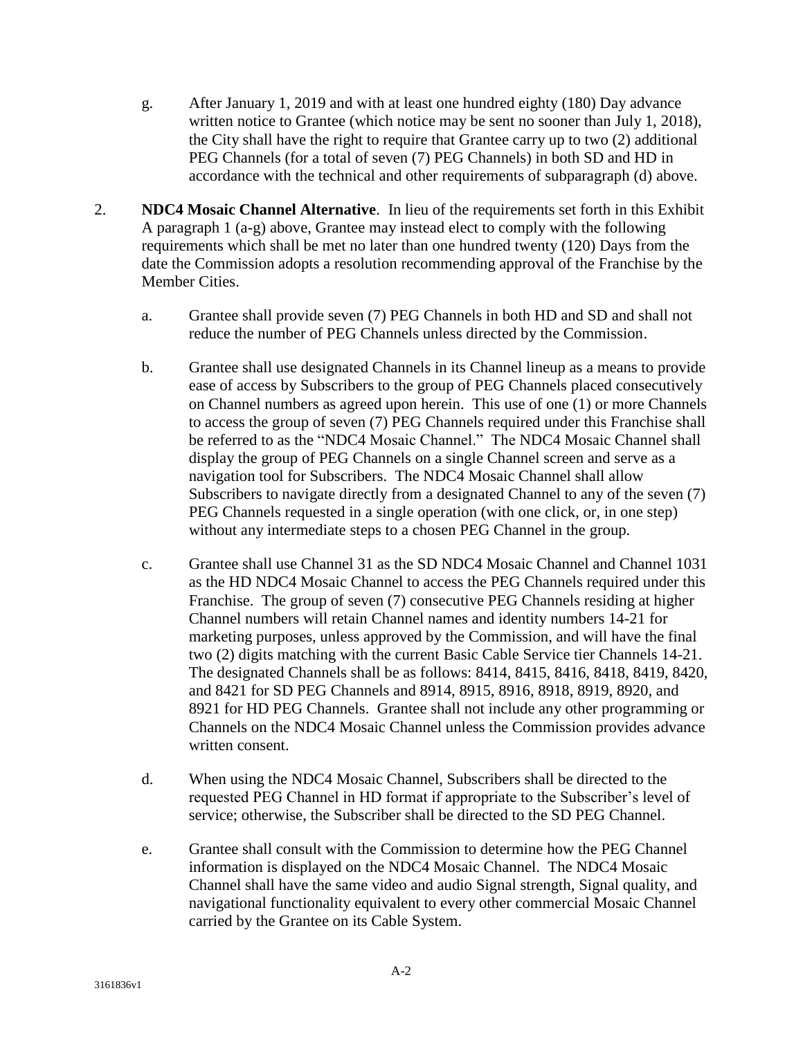g. After January 1, 2019 and with at least one hundred eighty (180) Day advance written notice to Grantee (which notice may be sent no sooner than July 1, 2018), the City shall have the right to require that Grantee carry up to two (2) additional PEG Channels (for a total of seven (7) PEG Channels) in both SD and HD in accordance with the technical and other requirements of subparagraph (d) above.

2. **NDC4 Mosaic Channel Alternative**. In lieu of the requirements set forth in this Exhibit A paragraph 1 (a-g) above, Grantee may instead elect to comply with the following requirements which shall be met no later than one hundred twenty (120) Days from the date the Commission adopts a resolution recommending approval of the Franchise by the Member Cities.

   a. Grantee shall provide seven (7) PEG Channels in both HD and SD and shall not reduce the number of PEG Channels unless directed by the Commission.

   b. Grantee shall use designated Channels in its Channel lineup as a means to provide ease of access by Subscribers to the group of PEG Channels placed consecutively on Channel numbers as agreed upon herein. This use of one (1) or more Channels to access the group of seven (7) PEG Channels required under this Franchise shall be referred to as the "NDC4 Mosaic Channel." The NDC4 Mosaic Channel shall display the group of PEG Channels on a single Channel screen and serve as a navigation tool for Subscribers. The NDC4 Mosaic Channel shall allow Subscribers to navigate directly from a designated Channel to any of the seven (7) PEG Channels requested in a single operation (with one click, or, in one step) without any intermediate steps to a chosen PEG Channel in the group.

   c. Grantee shall use Channel 31 as the SD NDC4 Mosaic Channel and Channel 1031 as the HD NDC4 Mosaic Channel to access the PEG Channels required under this Franchise. The group of seven (7) consecutive PEG Channels residing at higher Channel numbers will retain Channel names and identity numbers 14-21 for marketing purposes, unless approved by the Commission, and will have the final two (2) digits matching with the current Basic Cable Service tier Channels 14-21. The designated Channels shall be as follows: 8414, 8415, 8416, 8418, 8419, 8420, and 8421 for SD PEG Channels and 8914, 8915, 8916, 8918, 8919, 8920, and 8921 for HD PEG Channels. Grantee shall not include any other programming or Channels on the NDC4 Mosaic Channel unless the Commission provides advance written consent.

   d. When using the NDC4 Mosaic Channel, Subscribers shall be directed to the requested PEG Channel in HD format if appropriate to the Subscriber's level of service; otherwise, the Subscriber shall be directed to the SD PEG Channel.

   e. Grantee shall consult with the Commission to determine how the PEG Channel information is displayed on the NDC4 Mosaic Channel. The NDC4 Mosaic Channel shall have the same video and audio Signal strength, Signal quality, and navigational functionality equivalent to every other commercial Mosaic Channel carried by the Grantee on its Cable System.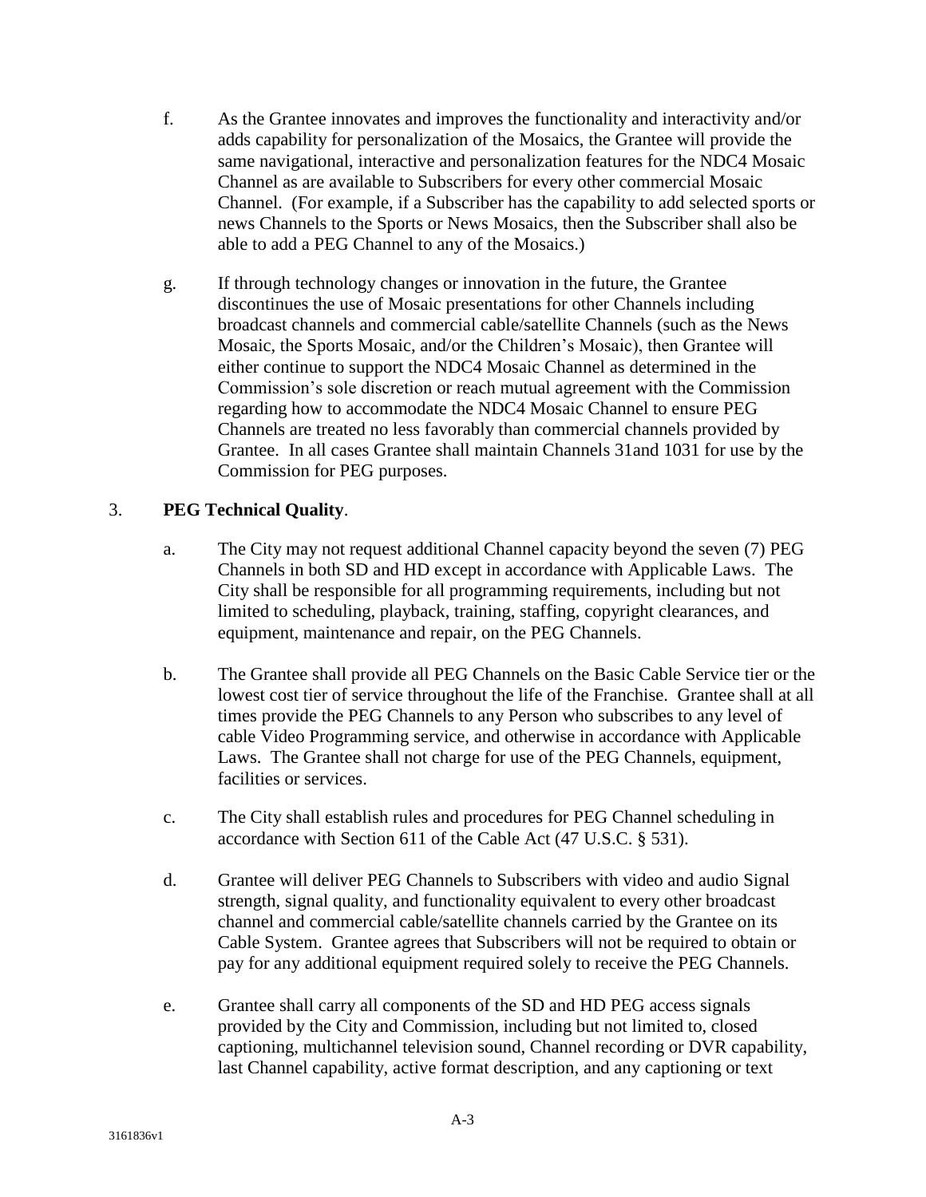f. As the Grantee innovates and improves the functionality and interactivity and/or adds capability for personalization of the Mosaics, the Grantee will provide the same navigational, interactive and personalization features for the NDC4 Mosaic Channel as are available to Subscribers for every other commercial Mosaic Channel. (For example, if a Subscriber has the capability to add selected sports or news Channels to the Sports or News Mosaics, then the Subscriber shall also be able to add a PEG Channel to any of the Mosaics.)

g. If through technology changes or innovation in the future, the Grantee discontinues the use of Mosaic presentations for other Channels including broadcast channels and commercial cable/satellite Channels (such as the News Mosaic, the Sports Mosaic, and/or the Children's Mosaic), then Grantee will either continue to support the NDC4 Mosaic Channel as determined in the Commission's sole discretion or reach mutual agreement with the Commission regarding how to accommodate the NDC4 Mosaic Channel to ensure PEG Channels are treated no less favorably than commercial channels provided by Grantee. In all cases Grantee shall maintain Channels 31and 1031 for use by the Commission for PEG purposes.

3. **PEG Technical Quality**.

a. The City may not request additional Channel capacity beyond the seven (7) PEG Channels in both SD and HD except in accordance with Applicable Laws. The City shall be responsible for all programming requirements, including but not limited to scheduling, playback, training, staffing, copyright clearances, and equipment, maintenance and repair, on the PEG Channels.

b. The Grantee shall provide all PEG Channels on the Basic Cable Service tier or the lowest cost tier of service throughout the life of the Franchise. Grantee shall at all times provide the PEG Channels to any Person who subscribes to any level of cable Video Programming service, and otherwise in accordance with Applicable Laws. The Grantee shall not charge for use of the PEG Channels, equipment, facilities or services.

c. The City shall establish rules and procedures for PEG Channel scheduling in accordance with Section 611 of the Cable Act (47 U.S.C. § 531).

d. Grantee will deliver PEG Channels to Subscribers with video and audio Signal strength, signal quality, and functionality equivalent to every other broadcast channel and commercial cable/satellite channels carried by the Grantee on its Cable System. Grantee agrees that Subscribers will not be required to obtain or pay for any additional equipment required solely to receive the PEG Channels.

e. Grantee shall carry all components of the SD and HD PEG access signals provided by the City and Commission, including but not limited to, closed captioning, multichannel television sound, Channel recording or DVR capability, last Channel capability, active format description, and any captioning or text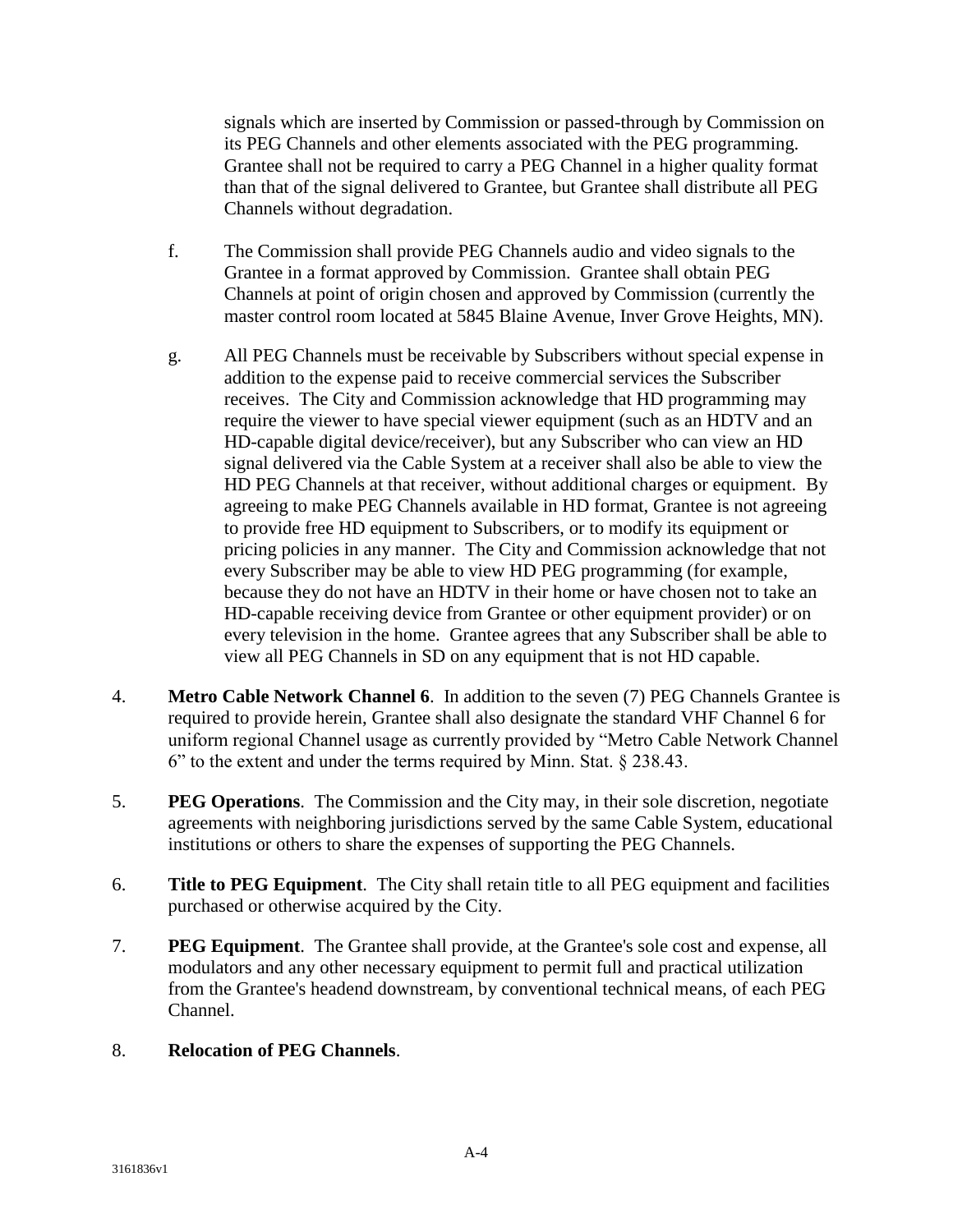signals which are inserted by Commission or passed-through by Commission on its PEG Channels and other elements associated with the PEG programming. Grantee shall not be required to carry a PEG Channel in a higher quality format than that of the signal delivered to Grantee, but Grantee shall distribute all PEG Channels without degradation.

f. The Commission shall provide PEG Channels audio and video signals to the Grantee in a format approved by Commission. Grantee shall obtain PEG Channels at point of origin chosen and approved by Commission (currently the master control room located at 5845 Blaine Avenue, Inver Grove Heights, MN).

g. All PEG Channels must be receivable by Subscribers without special expense in addition to the expense paid to receive commercial services the Subscriber receives. The City and Commission acknowledge that HD programming may require the viewer to have special viewer equipment (such as an HDTV and an HD-capable digital device/receiver), but any Subscriber who can view an HD signal delivered via the Cable System at a receiver shall also be able to view the HD PEG Channels at that receiver, without additional charges or equipment. By agreeing to make PEG Channels available in HD format, Grantee is not agreeing to provide free HD equipment to Subscribers, or to modify its equipment or pricing policies in any manner. The City and Commission acknowledge that not every Subscriber may be able to view HD PEG programming (for example, because they do not have an HDTV in their home or have chosen not to take an HD-capable receiving device from Grantee or other equipment provider) or on every television in the home. Grantee agrees that any Subscriber shall be able to view all PEG Channels in SD on any equipment that is not HD capable.

4. **Metro Cable Network Channel 6**. In addition to the seven (7) PEG Channels Grantee is required to provide herein, Grantee shall also designate the standard VHF Channel 6 for uniform regional Channel usage as currently provided by "Metro Cable Network Channel 6" to the extent and under the terms required by Minn. Stat. § 238.43.

5. **PEG Operations**. The Commission and the City may, in their sole discretion, negotiate agreements with neighboring jurisdictions served by the same Cable System, educational institutions or others to share the expenses of supporting the PEG Channels.

6. **Title to PEG Equipment**. The City shall retain title to all PEG equipment and facilities purchased or otherwise acquired by the City.

7. **PEG Equipment**. The Grantee shall provide, at the Grantee's sole cost and expense, all modulators and any other necessary equipment to permit full and practical utilization from the Grantee's headend downstream, by conventional technical means, of each PEG Channel.

8. **Relocation of PEG Channels**.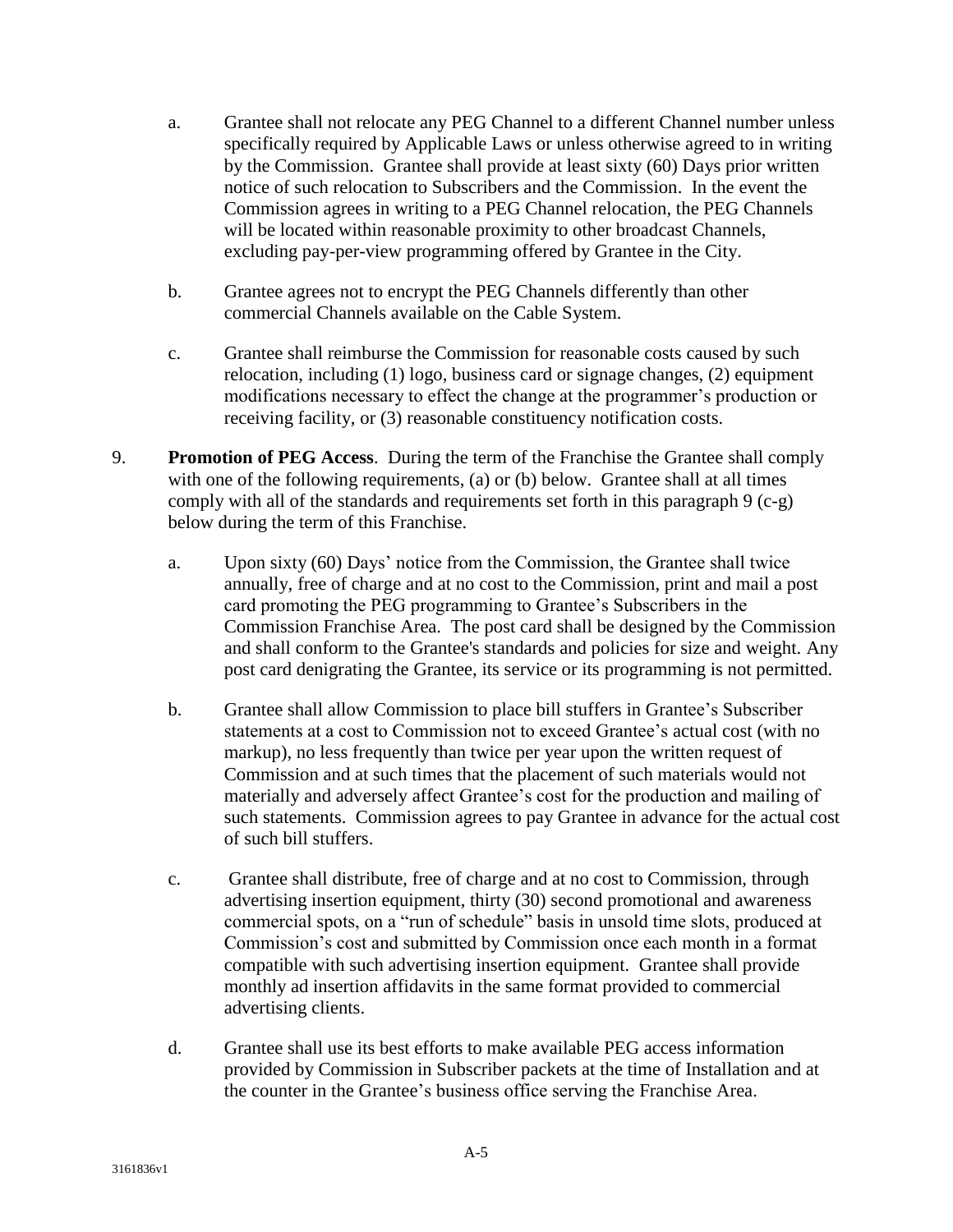a. Grantee shall not relocate any PEG Channel to a different Channel number unless specifically required by Applicable Laws or unless otherwise agreed to in writing by the Commission. Grantee shall provide at least sixty (60) Days prior written notice of such relocation to Subscribers and the Commission. In the event the Commission agrees in writing to a PEG Channel relocation, the PEG Channels will be located within reasonable proximity to other broadcast Channels, excluding pay-per-view programming offered by Grantee in the City.

b. Grantee agrees not to encrypt the PEG Channels differently than other commercial Channels available on the Cable System.

c. Grantee shall reimburse the Commission for reasonable costs caused by such relocation, including (1) logo, business card or signage changes, (2) equipment modifications necessary to effect the change at the programmer's production or receiving facility, or (3) reasonable constituency notification costs.

9. **Promotion of PEG Access**. During the term of the Franchise the Grantee shall comply with one of the following requirements, (a) or (b) below. Grantee shall at all times comply with all of the standards and requirements set forth in this paragraph 9 (c-g) below during the term of this Franchise.

   a. Upon sixty (60) Days' notice from the Commission, the Grantee shall twice annually, free of charge and at no cost to the Commission, print and mail a post card promoting the PEG programming to Grantee's Subscribers in the Commission Franchise Area. The post card shall be designed by the Commission and shall conform to the Grantee's standards and policies for size and weight. Any post card denigrating the Grantee, its service or its programming is not permitted.

   b. Grantee shall allow Commission to place bill stuffers in Grantee's Subscriber statements at a cost to Commission not to exceed Grantee's actual cost (with no markup), no less frequently than twice per year upon the written request of Commission and at such times that the placement of such materials would not materially and adversely affect Grantee's cost for the production and mailing of such statements. Commission agrees to pay Grantee in advance for the actual cost of such bill stuffers.

   c. Grantee shall distribute, free of charge and at no cost to Commission, through advertising insertion equipment, thirty (30) second promotional and awareness commercial spots, on a "run of schedule" basis in unsold time slots, produced at Commission's cost and submitted by Commission once each month in a format compatible with such advertising insertion equipment. Grantee shall provide monthly ad insertion affidavits in the same format provided to commercial advertising clients.

   d. Grantee shall use its best efforts to make available PEG access information provided by Commission in Subscriber packets at the time of Installation and at the counter in the Grantee's business office serving the Franchise Area.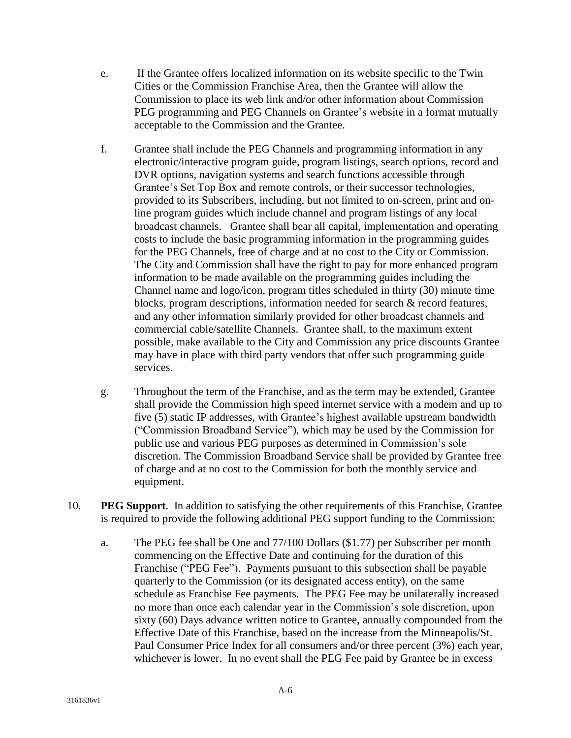e. If the Grantee offers localized information on its website specific to the Twin Cities or the Commission Franchise Area, then the Grantee will allow the Commission to place its web link and/or other information about Commission PEG programming and PEG Channels on Grantee's website in a format mutually acceptable to the Commission and the Grantee.

f. Grantee shall include the PEG Channels and programming information in any electronic/interactive program guide, program listings, search options, record and DVR options, navigation systems and search functions accessible through Grantee's Set Top Box and remote controls, or their successor technologies, provided to its Subscribers, including, but not limited to on-screen, print and on-line program guides which include channel and program listings of any local broadcast channels. Grantee shall bear all capital, implementation and operating costs to include the basic programming information in the programming guides for the PEG Channels, free of charge and at no cost to the City or Commission. The City and Commission shall have the right to pay for more enhanced program information to be made available on the programming guides including the Channel name and logo/icon, program titles scheduled in thirty (30) minute time blocks, program descriptions, information needed for search & record features, and any other information similarly provided for other broadcast channels and commercial cable/satellite Channels. Grantee shall, to the maximum extent possible, make available to the City and Commission any price discounts Grantee may have in place with third party vendors that offer such programming guide services.

g. Throughout the term of the Franchise, and as the term may be extended, Grantee shall provide the Commission high speed internet service with a modem and up to five (5) static IP addresses, with Grantee's highest available upstream bandwidth ("Commission Broadband Service"), which may be used by the Commission for public use and various PEG purposes as determined in Commission's sole discretion. The Commission Broadband Service shall be provided by Grantee free of charge and at no cost to the Commission for both the monthly service and equipment.

10. **PEG Support**. In addition to satisfying the other requirements of this Franchise, Grantee is required to provide the following additional PEG support funding to the Commission:

a. The PEG fee shall be One and 77/100 Dollars ($1.77) per Subscriber per month commencing on the Effective Date and continuing for the duration of this Franchise ("PEG Fee"). Payments pursuant to this subsection shall be payable quarterly to the Commission (or its designated access entity), on the same schedule as Franchise Fee payments. The PEG Fee may be unilaterally increased no more than once each calendar year in the Commission's sole discretion, upon sixty (60) Days advance written notice to Grantee, annually compounded from the Effective Date of this Franchise, based on the increase from the Minneapolis/St. Paul Consumer Price Index for all consumers and/or three percent (3%) each year, whichever is lower. In no event shall the PEG Fee paid by Grantee be in excess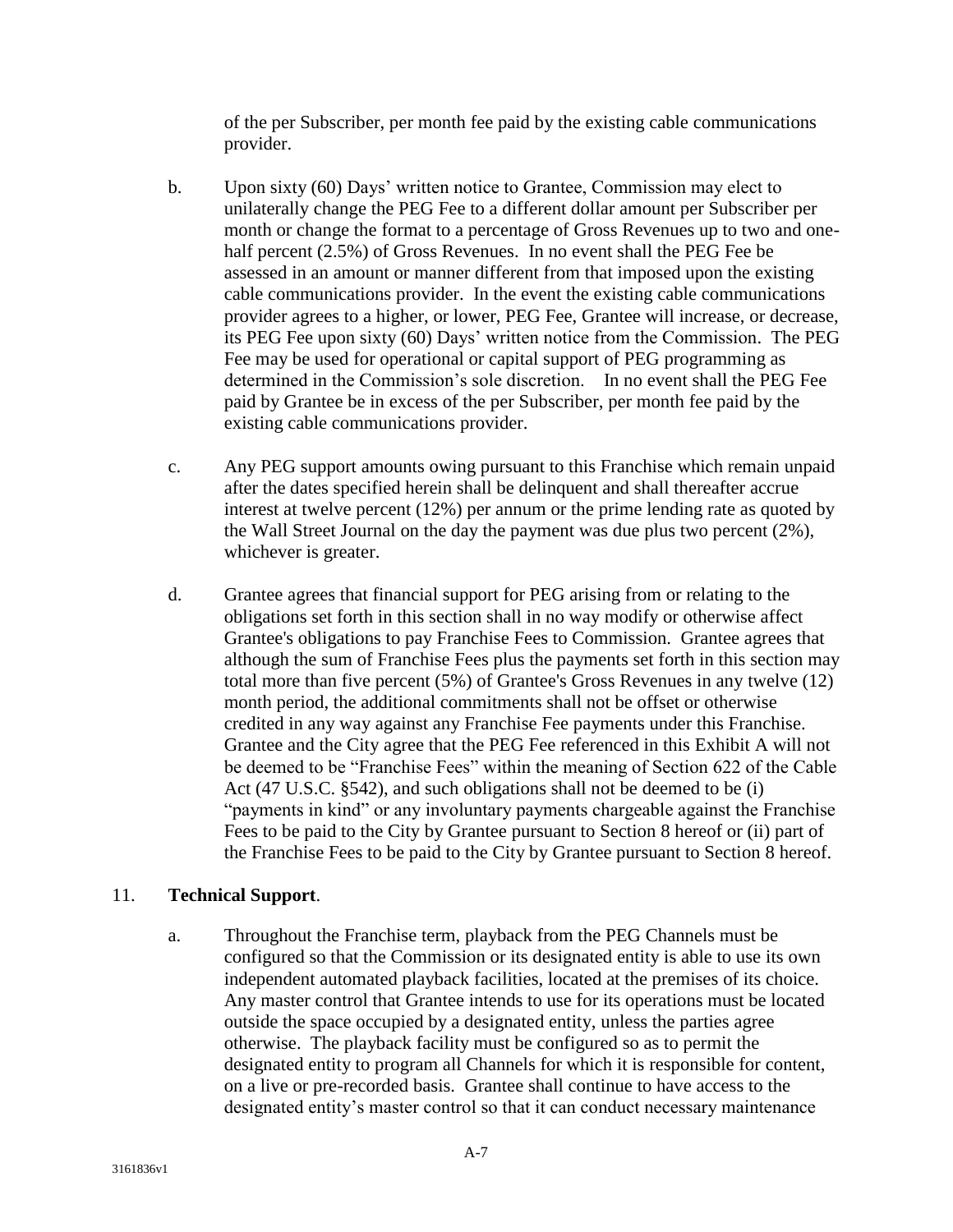of the per Subscriber, per month fee paid by the existing cable communications provider.

b. Upon sixty (60) Days' written notice to Grantee, Commission may elect to unilaterally change the PEG Fee to a different dollar amount per Subscriber per month or change the format to a percentage of Gross Revenues up to two and one-half percent (2.5%) of Gross Revenues. In no event shall the PEG Fee be assessed in an amount or manner different from that imposed upon the existing cable communications provider. In the event the existing cable communications provider agrees to a higher, or lower, PEG Fee, Grantee will increase, or decrease, its PEG Fee upon sixty (60) Days' written notice from the Commission. The PEG Fee may be used for operational or capital support of PEG programming as determined in the Commission's sole discretion. In no event shall the PEG Fee paid by Grantee be in excess of the per Subscriber, per month fee paid by the existing cable communications provider.

c. Any PEG support amounts owing pursuant to this Franchise which remain unpaid after the dates specified herein shall be delinquent and shall thereafter accrue interest at twelve percent (12%) per annum or the prime lending rate as quoted by the Wall Street Journal on the day the payment was due plus two percent (2%), whichever is greater.

d. Grantee agrees that financial support for PEG arising from or relating to the obligations set forth in this section shall in no way modify or otherwise affect Grantee's obligations to pay Franchise Fees to Commission. Grantee agrees that although the sum of Franchise Fees plus the payments set forth in this section may total more than five percent (5%) of Grantee's Gross Revenues in any twelve (12) month period, the additional commitments shall not be offset or otherwise credited in any way against any Franchise Fee payments under this Franchise. Grantee and the City agree that the PEG Fee referenced in this Exhibit A will not be deemed to be "Franchise Fees" within the meaning of Section 622 of the Cable Act (47 U.S.C. §542), and such obligations shall not be deemed to be (i) "payments in kind" or any involuntary payments chargeable against the Franchise Fees to be paid to the City by Grantee pursuant to Section 8 hereof or (ii) part of the Franchise Fees to be paid to the City by Grantee pursuant to Section 8 hereof.

11. **Technical Support**.

a. Throughout the Franchise term, playback from the PEG Channels must be configured so that the Commission or its designated entity is able to use its own independent automated playback facilities, located at the premises of its choice. Any master control that Grantee intends to use for its operations must be located outside the space occupied by a designated entity, unless the parties agree otherwise. The playback facility must be configured so as to permit the designated entity to program all Channels for which it is responsible for content, on a live or pre-recorded basis. Grantee shall continue to have access to the designated entity's master control so that it can conduct necessary maintenance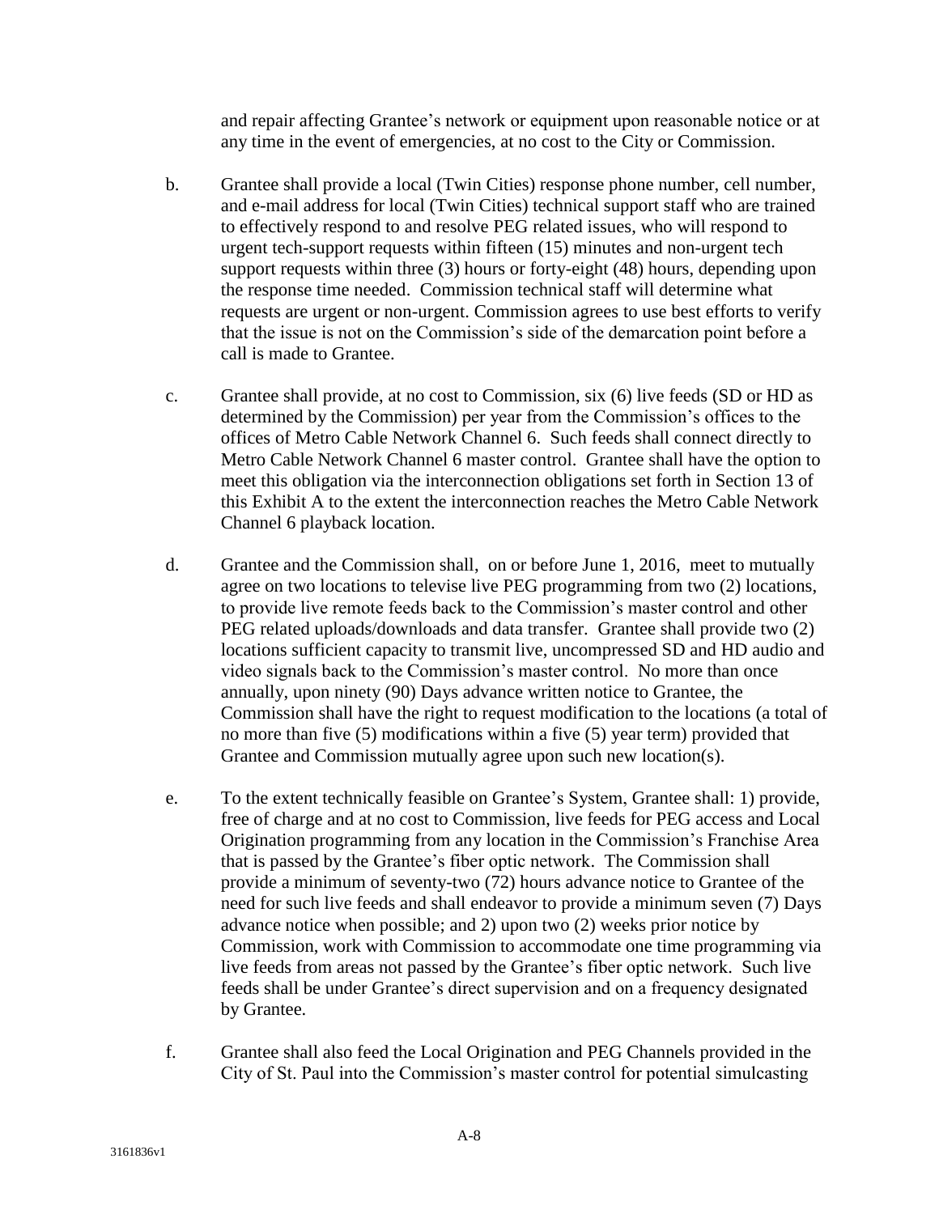and repair affecting Grantee's network or equipment upon reasonable notice or at any time in the event of emergencies, at no cost to the City or Commission.

b. Grantee shall provide a local (Twin Cities) response phone number, cell number, and e-mail address for local (Twin Cities) technical support staff who are trained to effectively respond to and resolve PEG related issues, who will respond to urgent tech-support requests within fifteen (15) minutes and non-urgent tech support requests within three (3) hours or forty-eight (48) hours, depending upon the response time needed. Commission technical staff will determine what requests are urgent or non-urgent. Commission agrees to use best efforts to verify that the issue is not on the Commission's side of the demarcation point before a call is made to Grantee.

c. Grantee shall provide, at no cost to Commission, six (6) live feeds (SD or HD as determined by the Commission) per year from the Commission's offices to the offices of Metro Cable Network Channel 6. Such feeds shall connect directly to Metro Cable Network Channel 6 master control. Grantee shall have the option to meet this obligation via the interconnection obligations set forth in Section 13 of this Exhibit A to the extent the interconnection reaches the Metro Cable Network Channel 6 playback location.

d. Grantee and the Commission shall, on or before June 1, 2016, meet to mutually agree on two locations to televise live PEG programming from two (2) locations, to provide live remote feeds back to the Commission's master control and other PEG related uploads/downloads and data transfer. Grantee shall provide two (2) locations sufficient capacity to transmit live, uncompressed SD and HD audio and video signals back to the Commission's master control. No more than once annually, upon ninety (90) Days advance written notice to Grantee, the Commission shall have the right to request modification to the locations (a total of no more than five (5) modifications within a five (5) year term) provided that Grantee and Commission mutually agree upon such new location(s).

e. To the extent technically feasible on Grantee's System, Grantee shall: 1) provide, free of charge and at no cost to Commission, live feeds for PEG access and Local Origination programming from any location in the Commission's Franchise Area that is passed by the Grantee's fiber optic network. The Commission shall provide a minimum of seventy-two (72) hours advance notice to Grantee of the need for such live feeds and shall endeavor to provide a minimum seven (7) Days advance notice when possible; and 2) upon two (2) weeks prior notice by Commission, work with Commission to accommodate one time programming via live feeds from areas not passed by the Grantee's fiber optic network. Such live feeds shall be under Grantee's direct supervision and on a frequency designated by Grantee.

f. Grantee shall also feed the Local Origination and PEG Channels provided in the City of St. Paul into the Commission's master control for potential simulcasting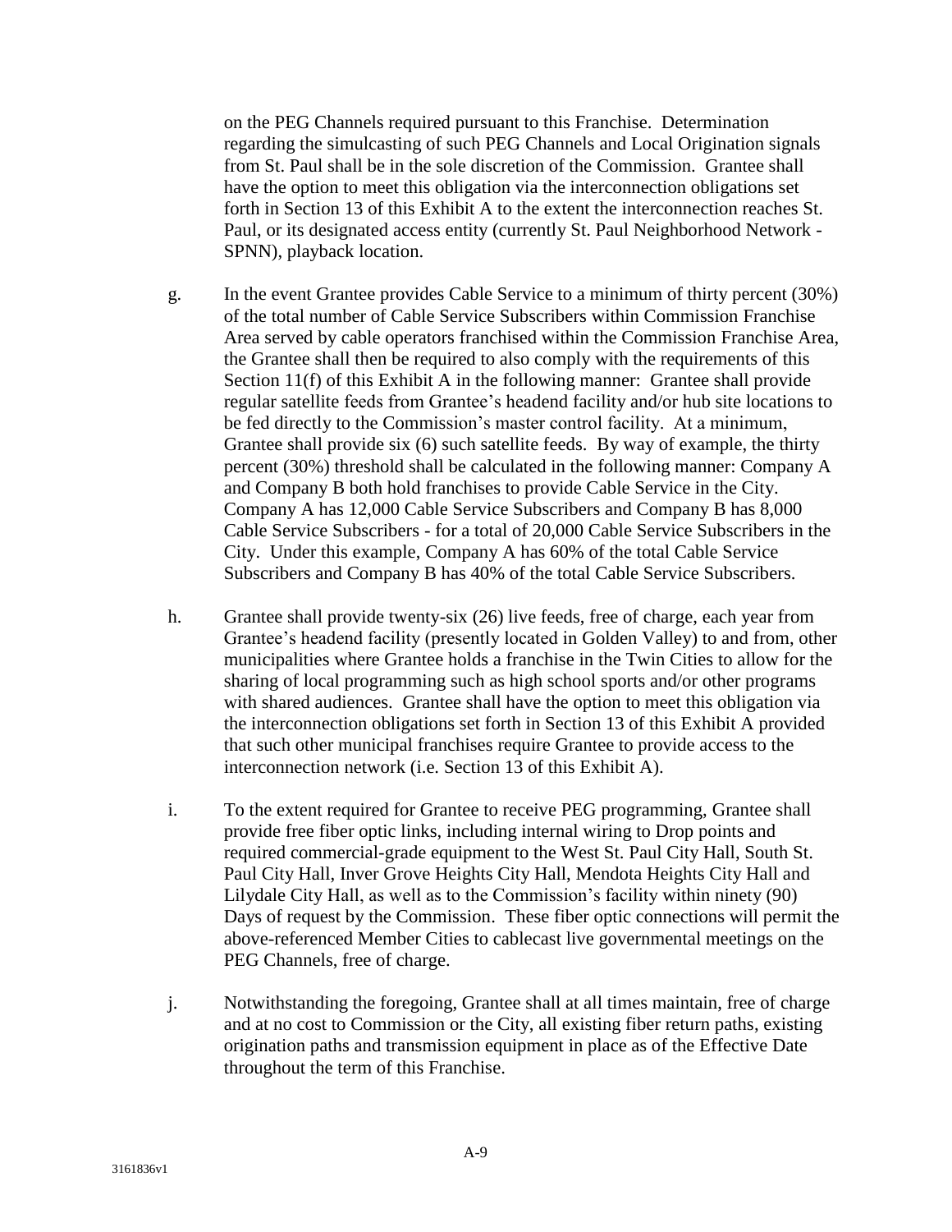on the PEG Channels required pursuant to this Franchise. Determination regarding the simulcasting of such PEG Channels and Local Origination signals from St. Paul shall be in the sole discretion of the Commission. Grantee shall have the option to meet this obligation via the interconnection obligations set forth in Section 13 of this Exhibit A to the extent the interconnection reaches St. Paul, or its designated access entity (currently St. Paul Neighborhood Network - SPNN), playback location.

g. In the event Grantee provides Cable Service to a minimum of thirty percent (30%) of the total number of Cable Service Subscribers within Commission Franchise Area served by cable operators franchised within the Commission Franchise Area, the Grantee shall then be required to also comply with the requirements of this Section 11(f) of this Exhibit A in the following manner: Grantee shall provide regular satellite feeds from Grantee's headend facility and/or hub site locations to be fed directly to the Commission's master control facility. At a minimum, Grantee shall provide six (6) such satellite feeds. By way of example, the thirty percent (30%) threshold shall be calculated in the following manner: Company A and Company B both hold franchises to provide Cable Service in the City. Company A has 12,000 Cable Service Subscribers and Company B has 8,000 Cable Service Subscribers - for a total of 20,000 Cable Service Subscribers in the City. Under this example, Company A has 60% of the total Cable Service Subscribers and Company B has 40% of the total Cable Service Subscribers.

h. Grantee shall provide twenty-six (26) live feeds, free of charge, each year from Grantee's headend facility (presently located in Golden Valley) to and from, other municipalities where Grantee holds a franchise in the Twin Cities to allow for the sharing of local programming such as high school sports and/or other programs with shared audiences. Grantee shall have the option to meet this obligation via the interconnection obligations set forth in Section 13 of this Exhibit A provided that such other municipal franchises require Grantee to provide access to the interconnection network (i.e. Section 13 of this Exhibit A).

i. To the extent required for Grantee to receive PEG programming, Grantee shall provide free fiber optic links, including internal wiring to Drop points and required commercial-grade equipment to the West St. Paul City Hall, South St. Paul City Hall, Inver Grove Heights City Hall, Mendota Heights City Hall and Lilydale City Hall, as well as to the Commission's facility within ninety (90) Days of request by the Commission. These fiber optic connections will permit the above-referenced Member Cities to cablecast live governmental meetings on the PEG Channels, free of charge.

j. Notwithstanding the foregoing, Grantee shall at all times maintain, free of charge and at no cost to Commission or the City, all existing fiber return paths, existing origination paths and transmission equipment in place as of the Effective Date throughout the term of this Franchise.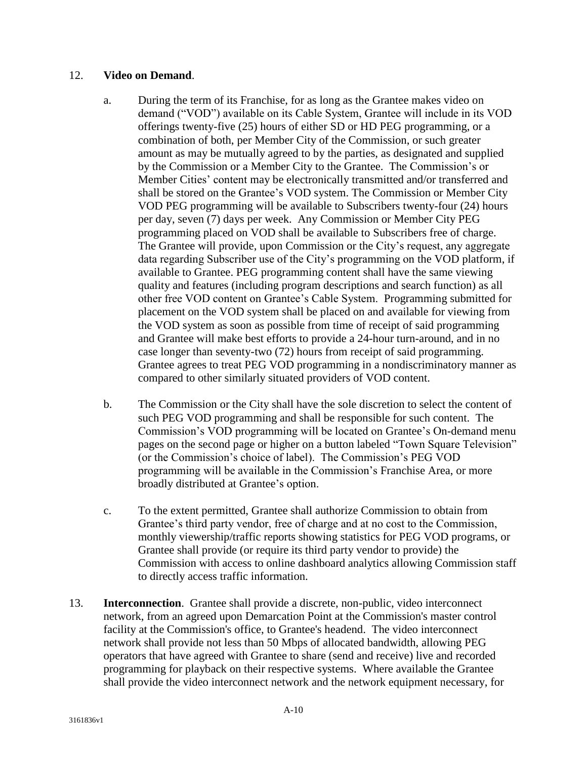12. **Video on Demand**.

    a. During the term of its Franchise, for as long as the Grantee makes video on demand ("VOD") available on its Cable System, Grantee will include in its VOD offerings twenty-five (25) hours of either SD or HD PEG programming, or a combination of both, per Member City of the Commission, or such greater amount as may be mutually agreed to by the parties, as designated and supplied by the Commission or a Member City to the Grantee. The Commission's or Member Cities' content may be electronically transmitted and/or transferred and shall be stored on the Grantee's VOD system. The Commission or Member City VOD PEG programming will be available to Subscribers twenty-four (24) hours per day, seven (7) days per week. Any Commission or Member City PEG programming placed on VOD shall be available to Subscribers free of charge. The Grantee will provide, upon Commission or the City's request, any aggregate data regarding Subscriber use of the City's programming on the VOD platform, if available to Grantee. PEG programming content shall have the same viewing quality and features (including program descriptions and search function) as all other free VOD content on Grantee's Cable System. Programming submitted for placement on the VOD system shall be placed on and available for viewing from the VOD system as soon as possible from time of receipt of said programming and Grantee will make best efforts to provide a 24-hour turn-around, and in no case longer than seventy-two (72) hours from receipt of said programming. Grantee agrees to treat PEG VOD programming in a nondiscriminatory manner as compared to other similarly situated providers of VOD content.

    b. The Commission or the City shall have the sole discretion to select the content of such PEG VOD programming and shall be responsible for such content. The Commission's VOD programming will be located on Grantee's On-demand menu pages on the second page or higher on a button labeled "Town Square Television" (or the Commission's choice of label). The Commission's PEG VOD programming will be available in the Commission's Franchise Area, or more broadly distributed at Grantee's option.

    c. To the extent permitted, Grantee shall authorize Commission to obtain from Grantee's third party vendor, free of charge and at no cost to the Commission, monthly viewership/traffic reports showing statistics for PEG VOD programs, or Grantee shall provide (or require its third party vendor to provide) the Commission with access to online dashboard analytics allowing Commission staff to directly access traffic information.

13. **Interconnection**. Grantee shall provide a discrete, non-public, video interconnect network, from an agreed upon Demarcation Point at the Commission's master control facility at the Commission's office, to Grantee's headend. The video interconnect network shall provide not less than 50 Mbps of allocated bandwidth, allowing PEG operators that have agreed with Grantee to share (send and receive) live and recorded programming for playback on their respective systems. Where available the Grantee shall provide the video interconnect network and the network equipment necessary, for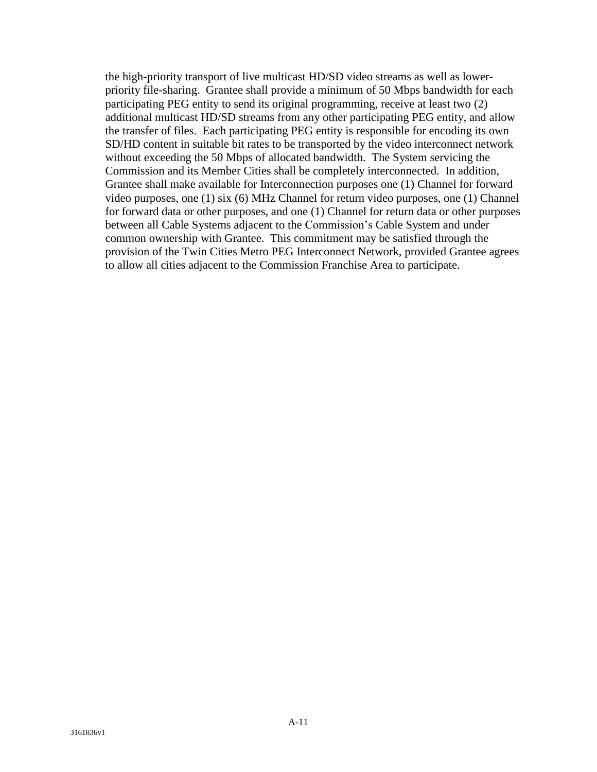the high-priority transport of live multicast HD/SD video streams as well as lower-priority file-sharing. Grantee shall provide a minimum of 50 Mbps bandwidth for each participating PEG entity to send its original programming, receive at least two (2) additional multicast HD/SD streams from any other participating PEG entity, and allow the transfer of files. Each participating PEG entity is responsible for encoding its own SD/HD content in suitable bit rates to be transported by the video interconnect network without exceeding the 50 Mbps of allocated bandwidth. The System servicing the Commission and its Member Cities shall be completely interconnected. In addition, Grantee shall make available for Interconnection purposes one (1) Channel for forward video purposes, one (1) six (6) MHz Channel for return video purposes, one (1) Channel for forward data or other purposes, and one (1) Channel for return data or other purposes between all Cable Systems adjacent to the Commission's Cable System and under common ownership with Grantee. This commitment may be satisfied through the provision of the Twin Cities Metro PEG Interconnect Network, provided Grantee agrees to allow all cities adjacent to the Commission Franchise Area to participate.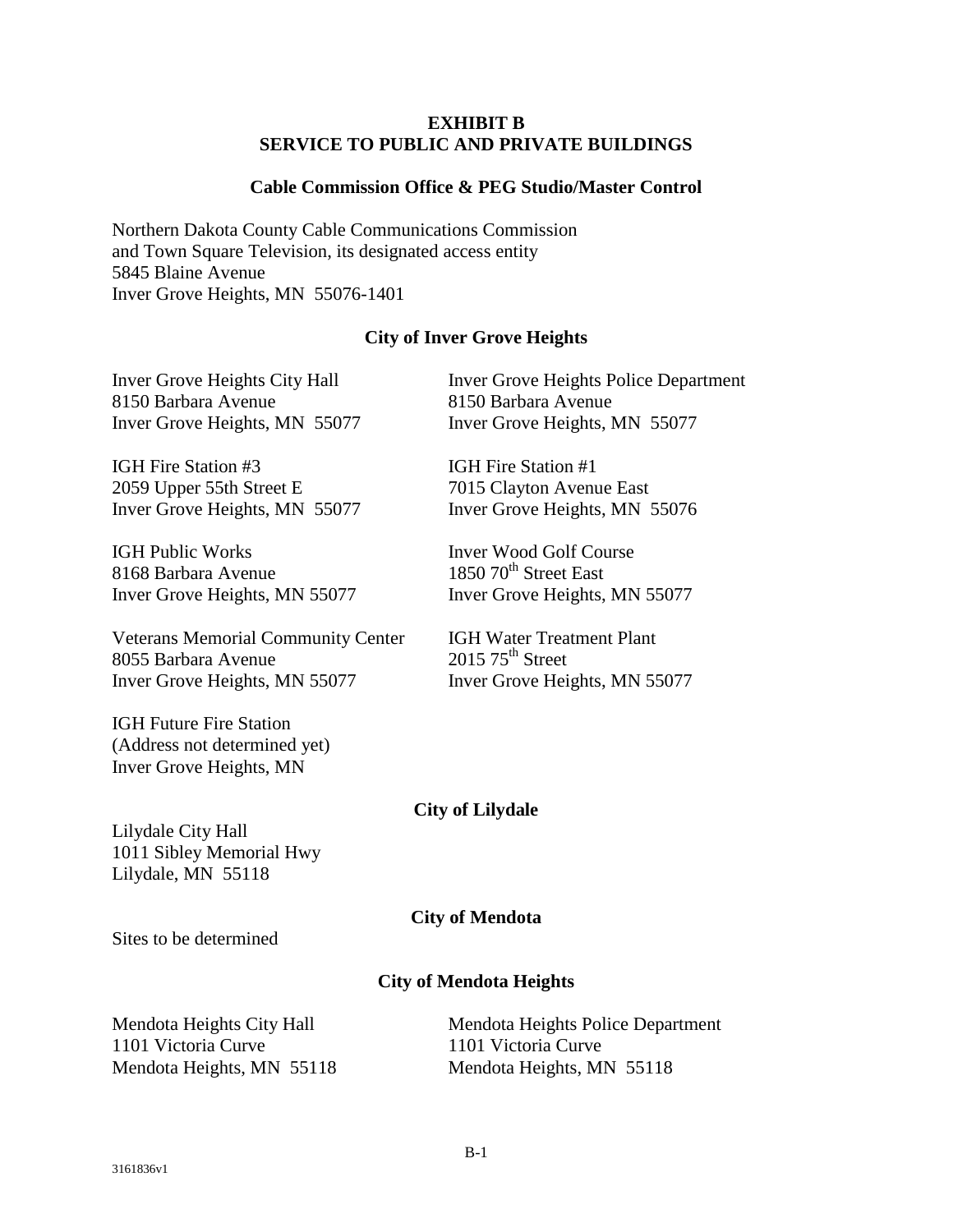## EXHIBIT B
## SERVICE TO PUBLIC AND PRIVATE BUILDINGS

### Cable Commission Office & PEG Studio/Master Control

Northern Dakota County Cable Communications Commission
and Town Square Television, its designated access entity
5845 Blaine Avenue
Inver Grove Heights, MN 55076-1401

### City of Inver Grove Heights

Inver Grove Heights City Hall
8150 Barbara Avenue
Inver Grove Heights, MN 55077

Inver Grove Heights Police Department
8150 Barbara Avenue
Inver Grove Heights, MN 55077

IGH Fire Station #3
2059 Upper 55th Street E
Inver Grove Heights, MN 55077

IGH Fire Station #1
7015 Clayton Avenue East
Inver Grove Heights, MN 55076

IGH Public Works
8168 Barbara Avenue
Inver Grove Heights, MN 55077

Inver Wood Golf Course
1850 70th Street East
Inver Grove Heights, MN 55077

Veterans Memorial Community Center
8055 Barbara Avenue
Inver Grove Heights, MN 55077

IGH Water Treatment Plant
2015 75th Street
Inver Grove Heights, MN 55077

IGH Future Fire Station
(Address not determined yet)
Inver Grove Heights, MN

### City of Lilydale

Lilydale City Hall
1011 Sibley Memorial Hwy
Lilydale, MN 55118

### City of Mendota

Sites to be determined

### City of Mendota Heights

Mendota Heights City Hall
1101 Victoria Curve
Mendota Heights, MN 55118

Mendota Heights Police Department
1101 Victoria Curve
Mendota Heights, MN 55118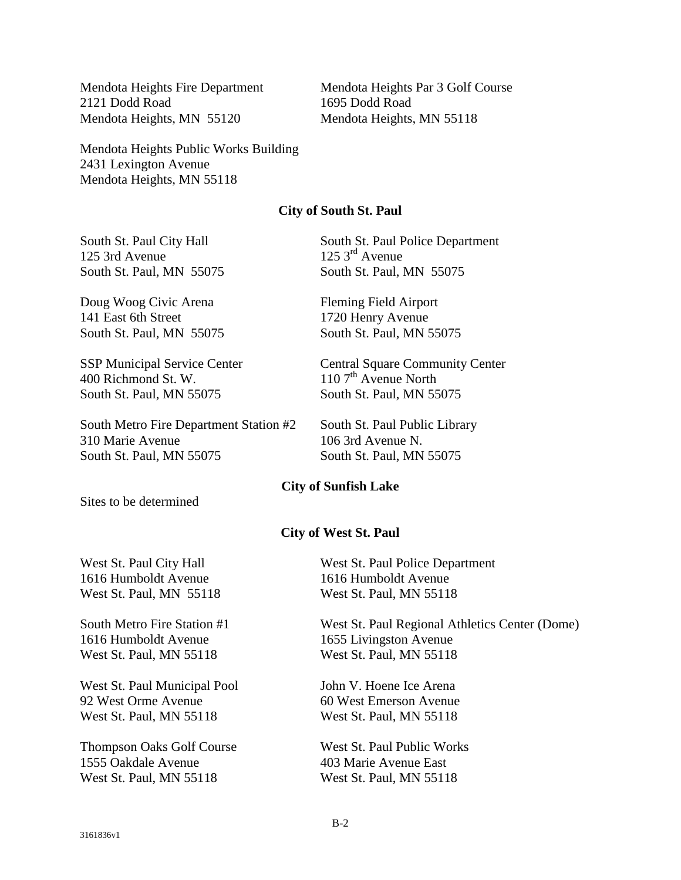Mendota Heights Fire Department
2121 Dodd Road
Mendota Heights, MN 55120

Mendota Heights Par 3 Golf Course
1695 Dodd Road
Mendota Heights, MN 55118

Mendota Heights Public Works Building
2431 Lexington Avenue
Mendota Heights, MN 55118

**City of South St. Paul**

South St. Paul City Hall
125 3rd Avenue
South St. Paul, MN 55075

South St. Paul Police Department
125 3rd Avenue
South St. Paul, MN 55075

Doug Woog Civic Arena
141 East 6th Street
South St. Paul, MN 55075

Fleming Field Airport
1720 Henry Avenue
South St. Paul, MN 55075

SSP Municipal Service Center
400 Richmond St. W.
South St. Paul, MN 55075

Central Square Community Center
110 7th Avenue North
South St. Paul, MN 55075

South Metro Fire Department Station #2
310 Marie Avenue
South St. Paul, MN 55075

South St. Paul Public Library
106 3rd Avenue N.
South St. Paul, MN 55075

**City of Sunfish Lake**

Sites to be determined

**City of West St. Paul**

West St. Paul City Hall
1616 Humboldt Avenue
West St. Paul, MN 55118

West St. Paul Police Department
1616 Humboldt Avenue
West St. Paul, MN 55118

South Metro Fire Station #1
1616 Humboldt Avenue
West St. Paul, MN 55118

West St. Paul Regional Athletics Center (Dome)
1655 Livingston Avenue
West St. Paul, MN 55118

West St. Paul Municipal Pool
92 West Orme Avenue
West St. Paul, MN 55118

John V. Hoene Ice Arena
60 West Emerson Avenue
West St. Paul, MN 55118

Thompson Oaks Golf Course
1555 Oakdale Avenue
West St. Paul, MN 55118

West St. Paul Public Works
403 Marie Avenue East
West St. Paul, MN 55118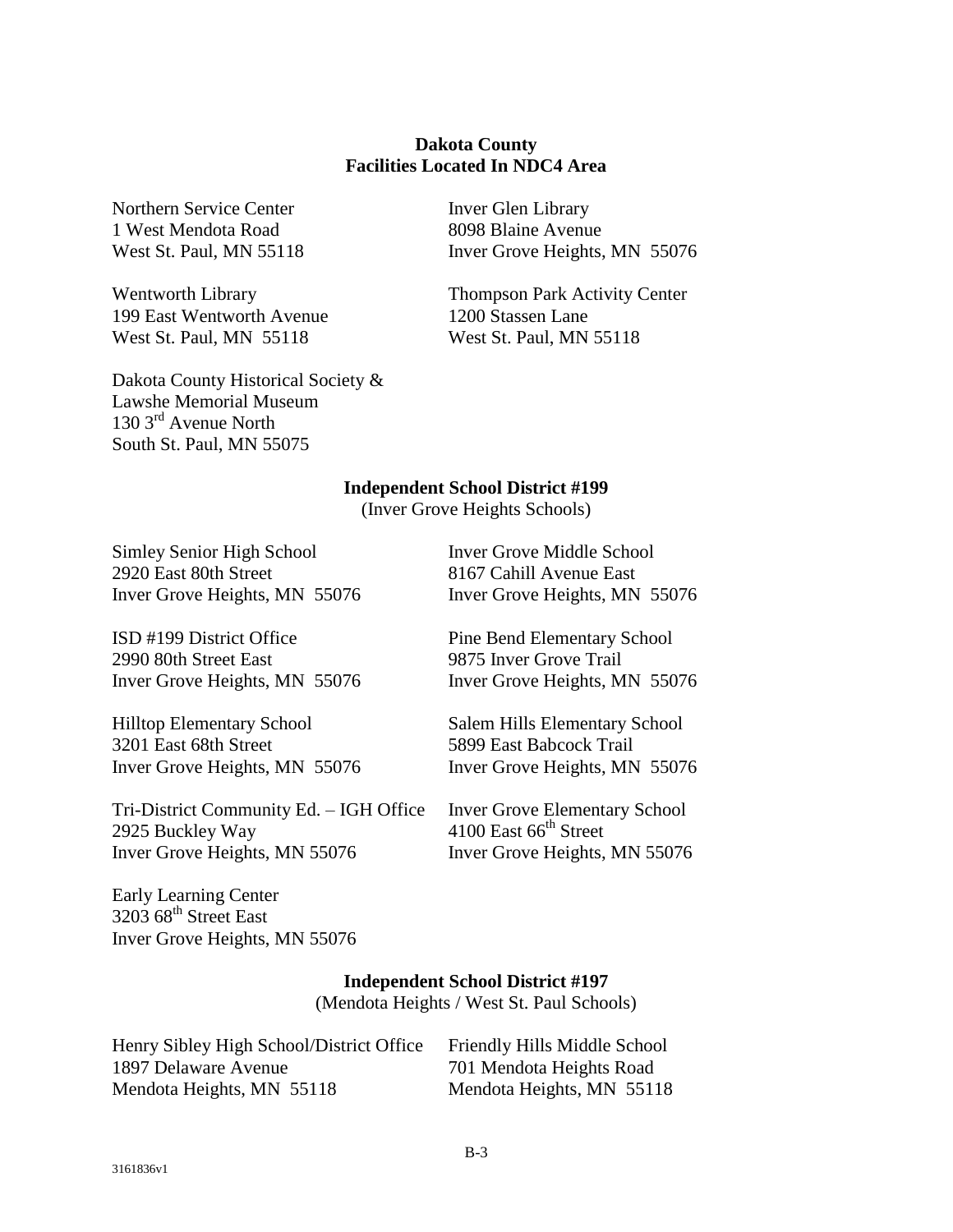**Dakota County**
**Facilities Located In NDC4 Area**

Northern Service Center
1 West Mendota Road
West St. Paul, MN 55118

Inver Glen Library
8098 Blaine Avenue
Inver Grove Heights, MN 55076

Wentworth Library
199 East Wentworth Avenue
West St. Paul, MN 55118

Thompson Park Activity Center
1200 Stassen Lane
West St. Paul, MN 55118

Dakota County Historical Society &
Lawshe Memorial Museum
130 3rd Avenue North
South St. Paul, MN 55075

**Independent School District #199**
(Inver Grove Heights Schools)

Simley Senior High School
2920 East 80th Street
Inver Grove Heights, MN 55076

Inver Grove Middle School
8167 Cahill Avenue East
Inver Grove Heights, MN 55076

ISD #199 District Office
2990 80th Street East
Inver Grove Heights, MN 55076

Pine Bend Elementary School
9875 Inver Grove Trail
Inver Grove Heights, MN 55076

Hilltop Elementary School
3201 East 68th Street
Inver Grove Heights, MN 55076

Salem Hills Elementary School
5899 East Babcock Trail
Inver Grove Heights, MN 55076

Tri-District Community Ed. – IGH Office
2925 Buckley Way
Inver Grove Heights, MN 55076

Inver Grove Elementary School
4100 East 66th Street
Inver Grove Heights, MN 55076

Early Learning Center
3203 68th Street East
Inver Grove Heights, MN 55076

**Independent School District #197**
(Mendota Heights / West St. Paul Schools)

Henry Sibley High School/District Office
1897 Delaware Avenue
Mendota Heights, MN 55118

Friendly Hills Middle School
701 Mendota Heights Road
Mendota Heights, MN 55118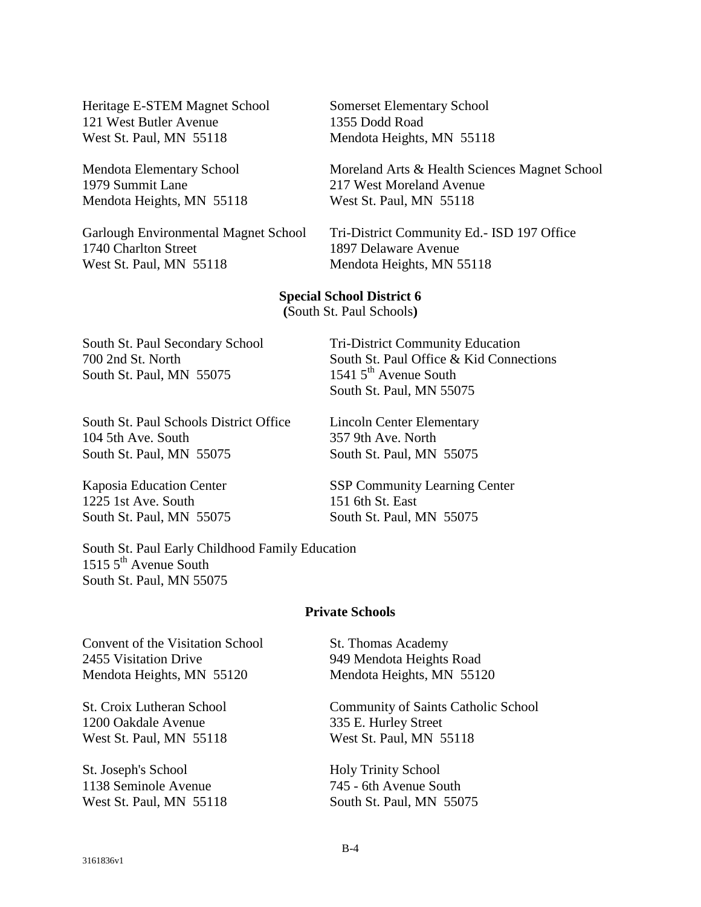Heritage E-STEM Magnet School
121 West Butler Avenue
West St. Paul, MN 55118

Somerset Elementary School
1355 Dodd Road
Mendota Heights, MN 55118

Mendota Elementary School
1979 Summit Lane
Mendota Heights, MN 55118

Moreland Arts & Health Sciences Magnet School
217 West Moreland Avenue
West St. Paul, MN 55118

Garlough Environmental Magnet School
1740 Charlton Street
West St. Paul, MN 55118

Tri-District Community Ed.- ISD 197 Office
1897 Delaware Avenue
Mendota Heights, MN 55118

**Special School District 6**
**(**South St. Paul Schools**)**

South St. Paul Secondary School
700 2nd St. North
South St. Paul, MN 55075

Tri-District Community Education
South St. Paul Office & Kid Connections
1541 5th Avenue South
South St. Paul, MN 55075

South St. Paul Schools District Office
104 5th Ave. South
South St. Paul, MN 55075

Lincoln Center Elementary
357 9th Ave. North
South St. Paul, MN 55075

Kaposia Education Center
1225 1st Ave. South
South St. Paul, MN 55075

SSP Community Learning Center
151 6th St. East
South St. Paul, MN 55075

South St. Paul Early Childhood Family Education
1515 5th Avenue South
South St. Paul, MN 55075

**Private Schools**

Convent of the Visitation School
2455 Visitation Drive
Mendota Heights, MN 55120

St. Thomas Academy
949 Mendota Heights Road
Mendota Heights, MN 55120

St. Croix Lutheran School
1200 Oakdale Avenue
West St. Paul, MN 55118

Community of Saints Catholic School
335 E. Hurley Street
West St. Paul, MN 55118

St. Joseph's School
1138 Seminole Avenue
West St. Paul, MN 55118

Holy Trinity School
745 - 6th Avenue South
South St. Paul, MN 55075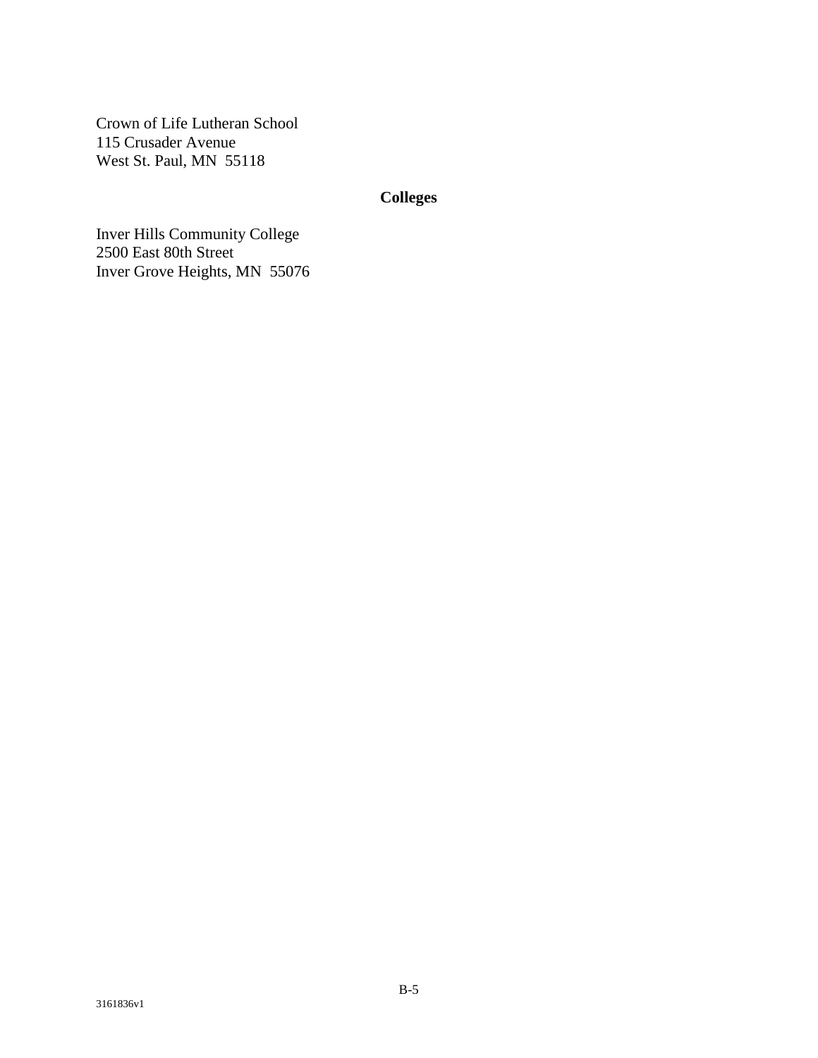Crown of Life Lutheran School
115 Crusader Avenue
West St. Paul, MN 55118

## Colleges

Inver Hills Community College
2500 East 80th Street
Inver Grove Heights, MN 55076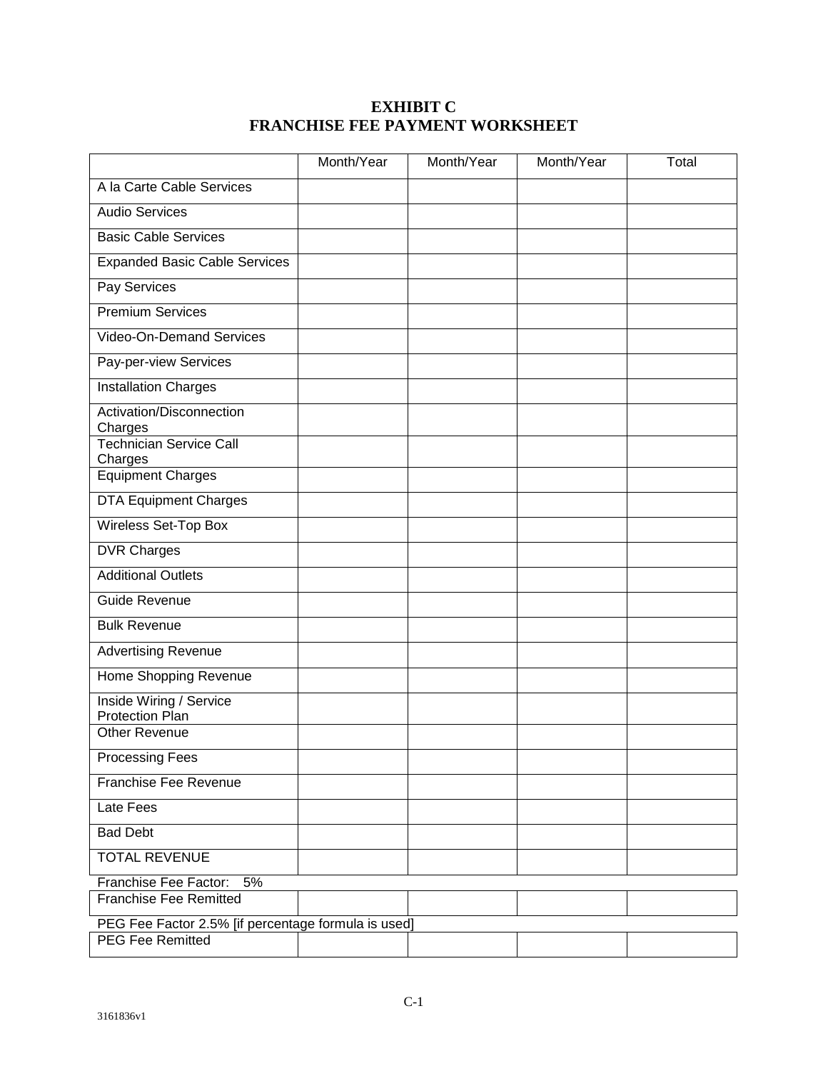# EXHIBIT C
# FRANCHISE FEE PAYMENT WORKSHEET

| | Month/Year | Month/Year | Month/Year | Total |
|---|---|---|---|---|
| A la Carte Cable Services | | | | |
| Audio Services | | | | |
| Basic Cable Services | | | | |
| Expanded Basic Cable Services | | | | |
| Pay Services | | | | |
| Premium Services | | | | |
| Video-On-Demand Services | | | | |
| Pay-per-view Services | | | | |
| Installation Charges | | | | |
| Activation/Disconnection Charges | | | | |
| Technician Service Call Charges | | | | |
| Equipment Charges | | | | |
| DTA Equipment Charges | | | | |
| Wireless Set-Top Box | | | | |
| DVR Charges | | | | |
| Additional Outlets | | | | |
| Guide Revenue | | | | |
| Bulk Revenue | | | | |
| Advertising Revenue | | | | |
| Home Shopping Revenue | | | | |
| Inside Wiring / Service Protection Plan | | | | |
| Other Revenue | | | | |
| Processing Fees | | | | |
| Franchise Fee Revenue | | | | |
| Late Fees | | | | |
| Bad Debt | | | | |
| TOTAL REVENUE | | | | |
| Franchise Fee Factor: 5% | | | | |
| Franchise Fee Remitted | | | | |
| PEG Fee Factor 2.5% [if percentage formula is used] | | | | |
| PEG Fee Remitted | | | | |

3161836v1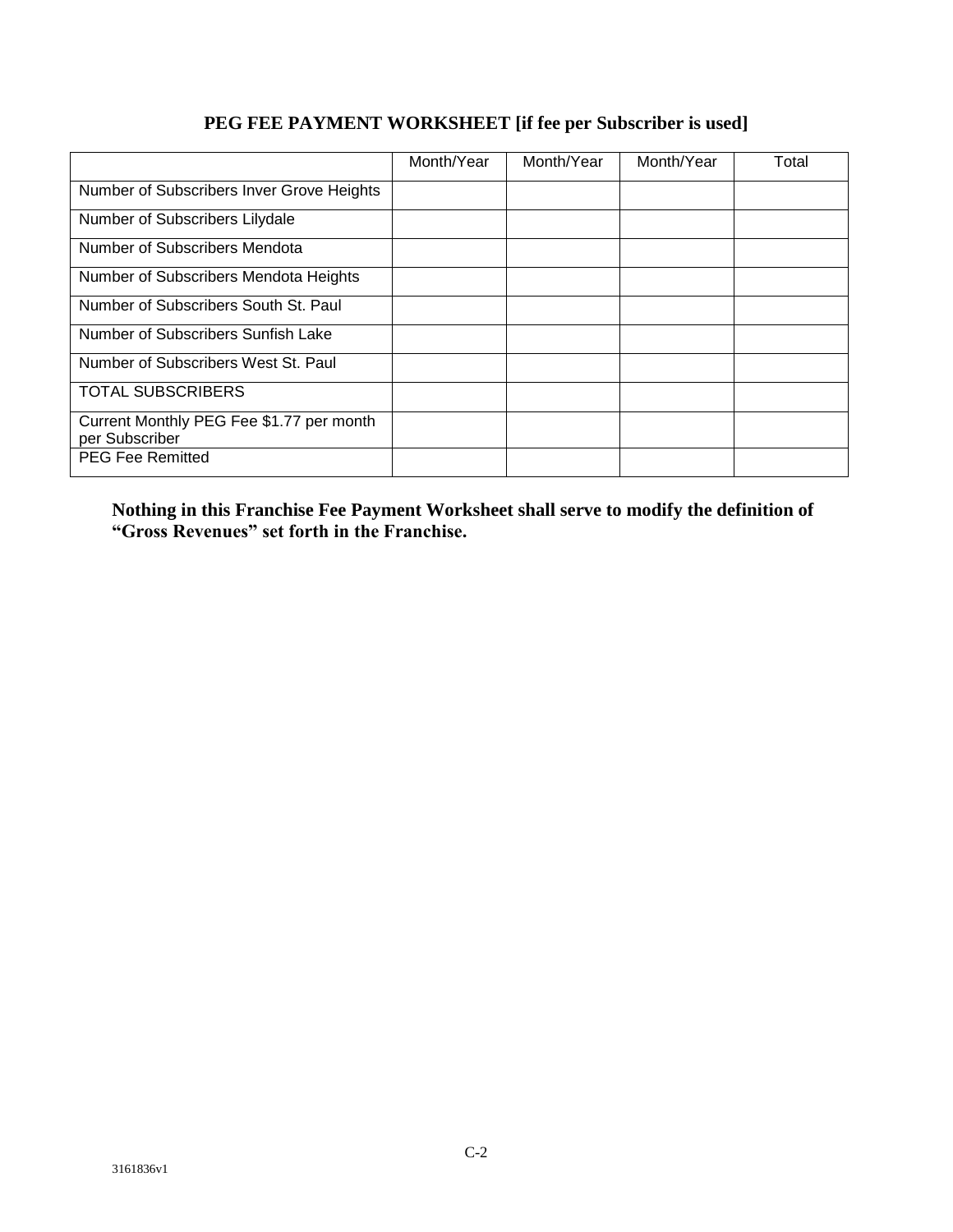## PEG FEE PAYMENT WORKSHEET [if fee per Subscriber is used]

| | Month/Year | Month/Year | Month/Year | Total |
|---|---|---|---|---|
| Number of Subscribers Inver Grove Heights | | | | |
| Number of Subscribers Lilydale | | | | |
| Number of Subscribers Mendota | | | | |
| Number of Subscribers Mendota Heights | | | | |
| Number of Subscribers South St. Paul | | | | |
| Number of Subscribers Sunfish Lake | | | | |
| Number of Subscribers West St. Paul | | | | |
| TOTAL SUBSCRIBERS | | | | |
| Current Monthly PEG Fee $1.77 per month per Subscriber | | | | |
| PEG Fee Remitted | | | | |

**Nothing in this Franchise Fee Payment Worksheet shall serve to modify the definition of "Gross Revenues" set forth in the Franchise.**

3161836v1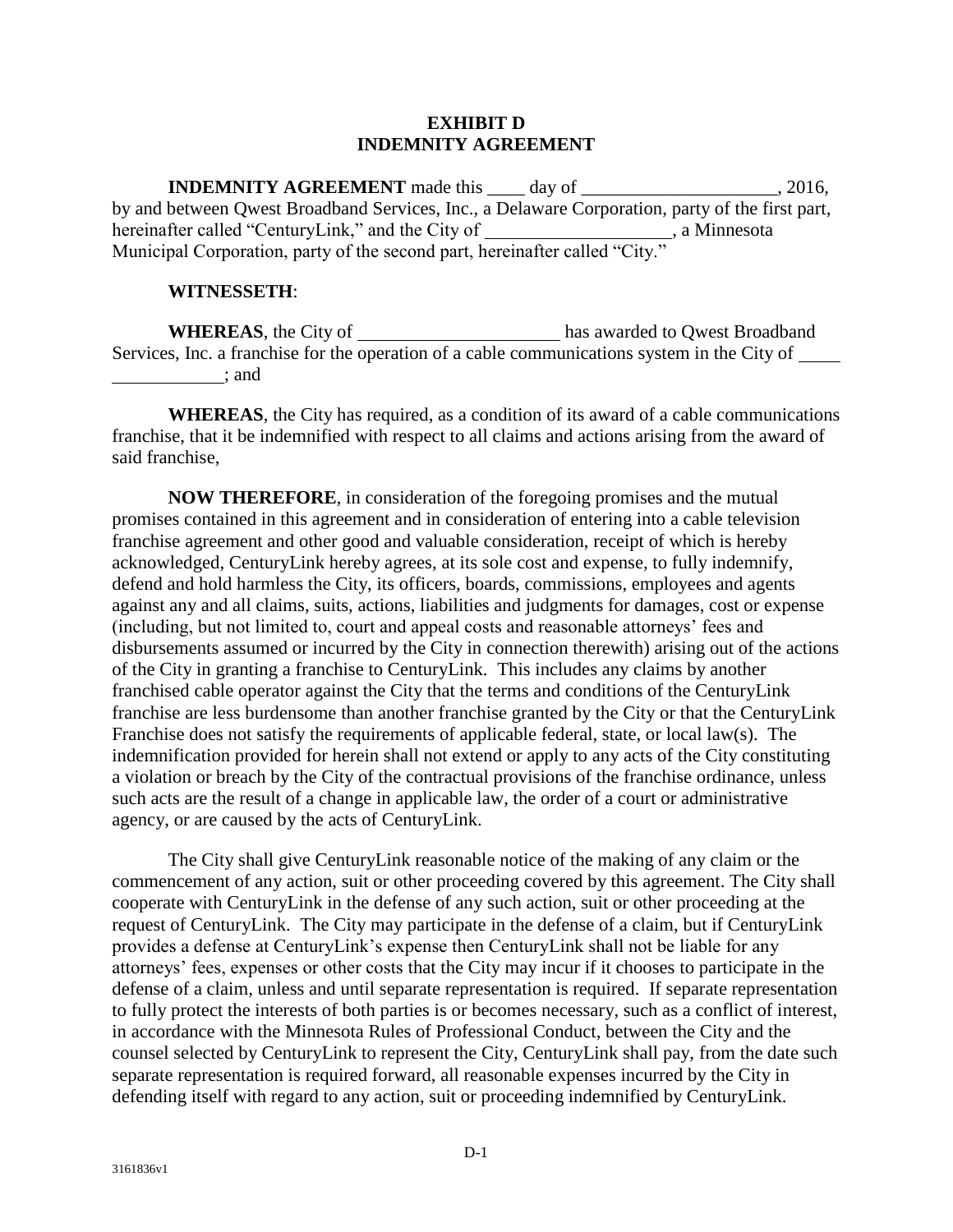# EXHIBIT D
# INDEMNITY AGREEMENT

**INDEMNITY AGREEMENT** made this \_\_\_\_ day of \_\_\_\_\_\_\_\_\_\_\_\_\_\_\_\_\_\_\_\_\_, 2016, by and between Qwest Broadband Services, Inc., a Delaware Corporation, party of the first part, hereinafter called "CenturyLink," and the City of \_\_\_\_\_\_\_\_\_\_\_\_\_\_\_\_\_\_\_\_, a Minnesota Municipal Corporation, party of the second part, hereinafter called "City."

**WITNESSETH**:

**WHEREAS**, the City of \_\_\_\_\_\_\_\_\_\_\_\_\_\_\_\_\_\_\_\_\_\_ has awarded to Qwest Broadband Services, Inc. a franchise for the operation of a cable communications system in the City of \_\_\_\_\_\_\_\_\_\_\_\_\_\_\_\_; and

**WHEREAS**, the City has required, as a condition of its award of a cable communications franchise, that it be indemnified with respect to all claims and actions arising from the award of said franchise,

**NOW THEREFORE**, in consideration of the foregoing promises and the mutual promises contained in this agreement and in consideration of entering into a cable television franchise agreement and other good and valuable consideration, receipt of which is hereby acknowledged, CenturyLink hereby agrees, at its sole cost and expense, to fully indemnify, defend and hold harmless the City, its officers, boards, commissions, employees and agents against any and all claims, suits, actions, liabilities and judgments for damages, cost or expense (including, but not limited to, court and appeal costs and reasonable attorneys' fees and disbursements assumed or incurred by the City in connection therewith) arising out of the actions of the City in granting a franchise to CenturyLink. This includes any claims by another franchised cable operator against the City that the terms and conditions of the CenturyLink franchise are less burdensome than another franchise granted by the City or that the CenturyLink Franchise does not satisfy the requirements of applicable federal, state, or local law(s). The indemnification provided for herein shall not extend or apply to any acts of the City constituting a violation or breach by the City of the contractual provisions of the franchise ordinance, unless such acts are the result of a change in applicable law, the order of a court or administrative agency, or are caused by the acts of CenturyLink.

The City shall give CenturyLink reasonable notice of the making of any claim or the commencement of any action, suit or other proceeding covered by this agreement. The City shall cooperate with CenturyLink in the defense of any such action, suit or other proceeding at the request of CenturyLink. The City may participate in the defense of a claim, but if CenturyLink provides a defense at CenturyLink's expense then CenturyLink shall not be liable for any attorneys' fees, expenses or other costs that the City may incur if it chooses to participate in the defense of a claim, unless and until separate representation is required. If separate representation to fully protect the interests of both parties is or becomes necessary, such as a conflict of interest, in accordance with the Minnesota Rules of Professional Conduct, between the City and the counsel selected by CenturyLink to represent the City, CenturyLink shall pay, from the date such separate representation is required forward, all reasonable expenses incurred by the City in defending itself with regard to any action, suit or proceeding indemnified by CenturyLink.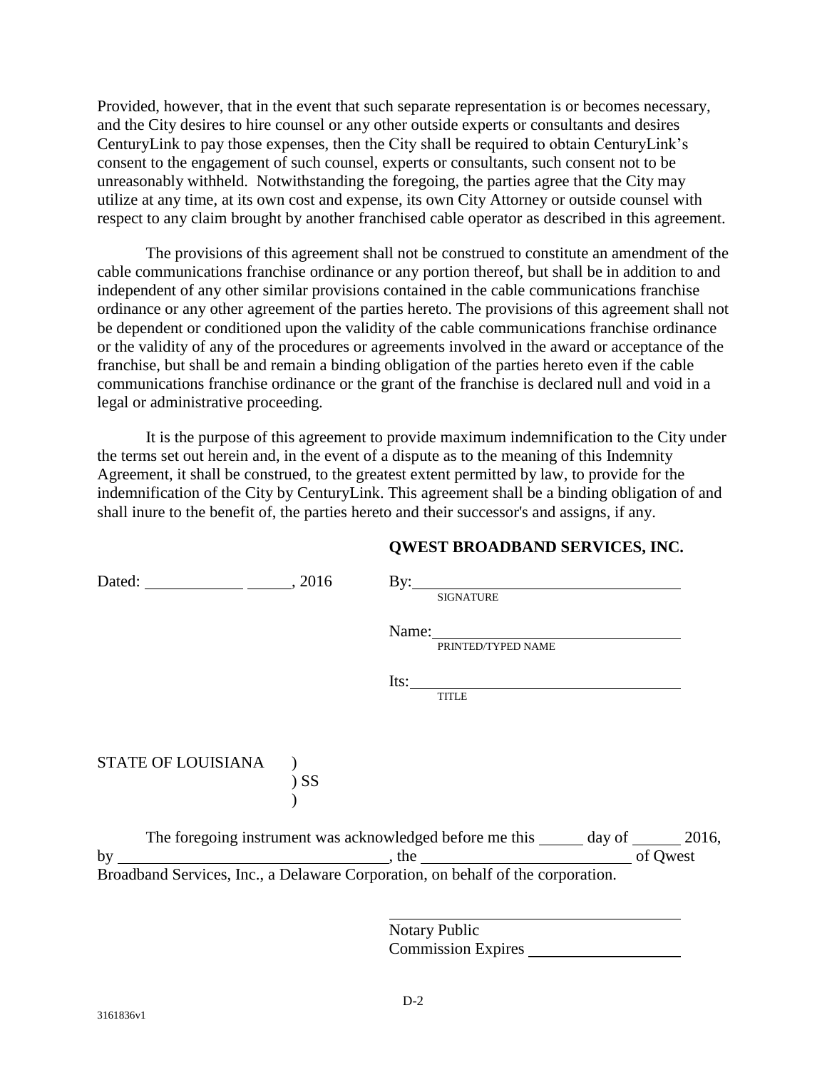Provided, however, that in the event that such separate representation is or becomes necessary, and the City desires to hire counsel or any other outside experts or consultants and desires CenturyLink to pay those expenses, then the City shall be required to obtain CenturyLink's consent to the engagement of such counsel, experts or consultants, such consent not to be unreasonably withheld. Notwithstanding the foregoing, the parties agree that the City may utilize at any time, at its own cost and expense, its own City Attorney or outside counsel with respect to any claim brought by another franchised cable operator as described in this agreement.

The provisions of this agreement shall not be construed to constitute an amendment of the cable communications franchise ordinance or any portion thereof, but shall be in addition to and independent of any other similar provisions contained in the cable communications franchise ordinance or any other agreement of the parties hereto. The provisions of this agreement shall not be dependent or conditioned upon the validity of the cable communications franchise ordinance or the validity of any of the procedures or agreements involved in the award or acceptance of the franchise, but shall be and remain a binding obligation of the parties hereto even if the cable communications franchise ordinance or the grant of the franchise is declared null and void in a legal or administrative proceeding.

It is the purpose of this agreement to provide maximum indemnification to the City under the terms set out herein and, in the event of a dispute as to the meaning of this Indemnity Agreement, it shall be construed, to the greatest extent permitted by law, to provide for the indemnification of the City by CenturyLink. This agreement shall be a binding obligation of and shall inure to the benefit of, the parties hereto and their successor's and assigns, if any.

**QWEST BROADBAND SERVICES, INC.**

Dated: ____________ _____, 2016

By: ______________________________
SIGNATURE

Name: ______________________________
PRINTED/TYPED NAME

Its: ______________________________
TITLE

STATE OF LOUISIANA )
) SS
)

The foregoing instrument was acknowledged before me this _____ day of ______ 2016, by ______________________________, the ________________________ of Qwest Broadband Services, Inc., a Delaware Corporation, on behalf of the corporation.

______________________________
Notary Public
Commission Expires ________________

3161836v1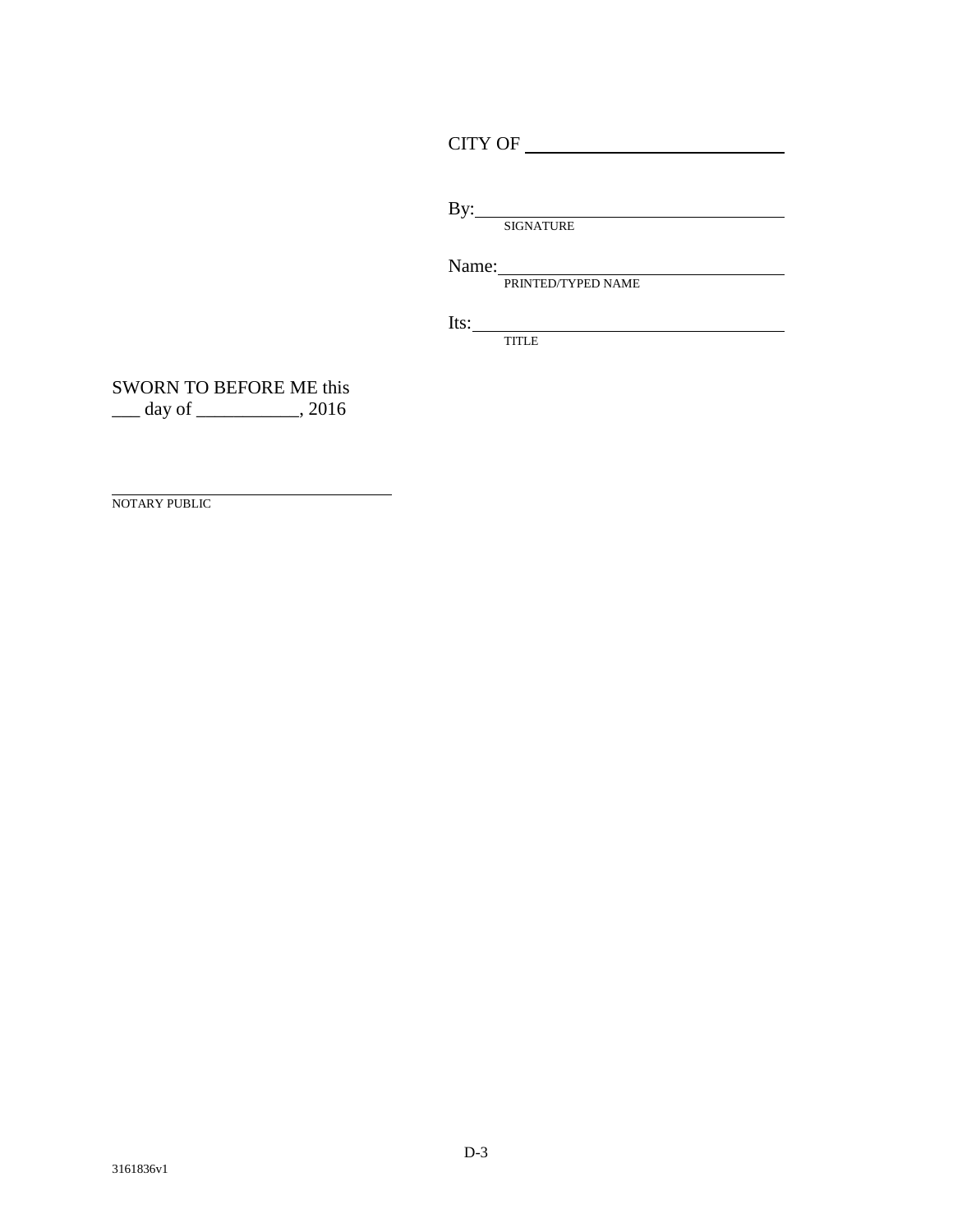CITY OF ____________________________

By: ____________________________
SIGNATURE

Name: ____________________________
PRINTED/TYPED NAME

Its: ____________________________
TITLE

SWORN TO BEFORE ME this
___ day of ___________, 2016

____________________________
NOTARY PUBLIC

D-3

3161836v1